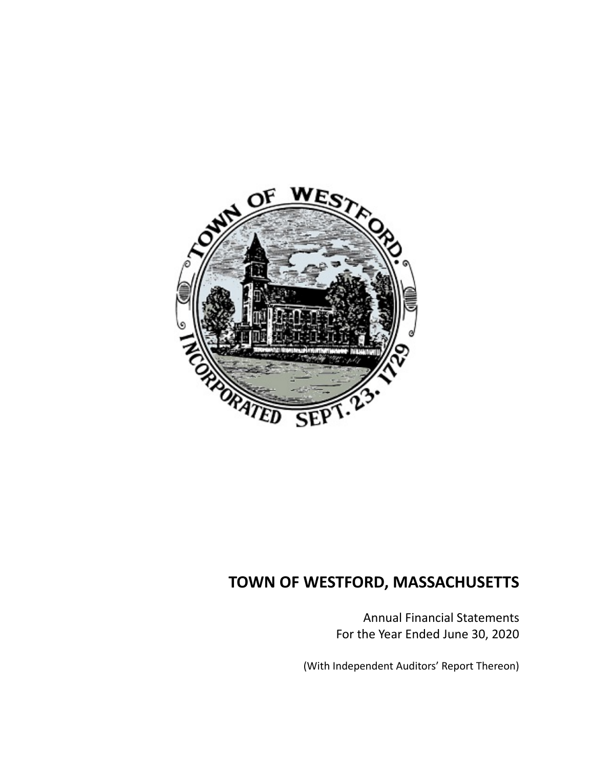# TOWN OF WESTFORD, MASSACHUSETTS

Annual Financial Statements
For the Year Ended June 30, 2020

(With Independent Auditors' Report Thereon)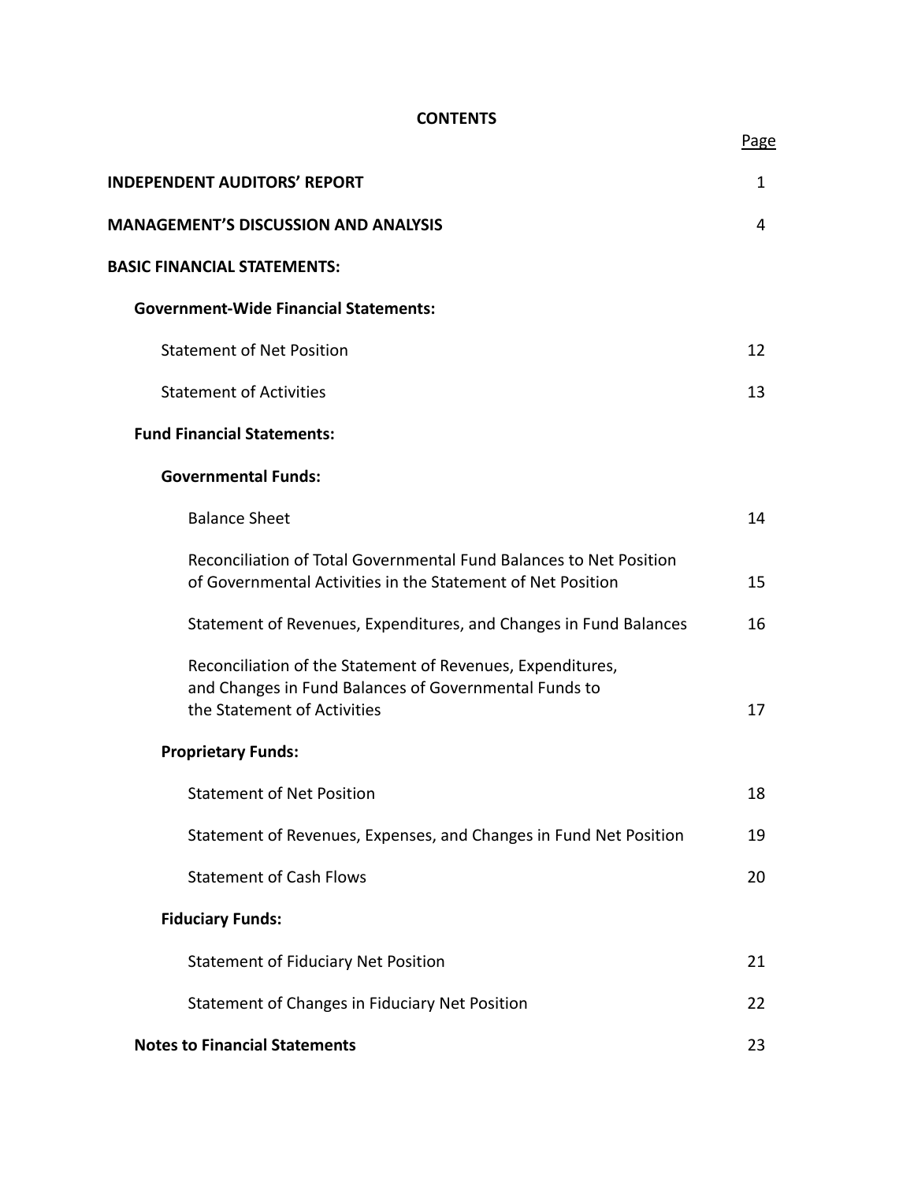# CONTENTS

| | Page |
|---|---|
| **INDEPENDENT AUDITORS' REPORT** | 1 |
| **MANAGEMENT'S DISCUSSION AND ANALYSIS** | 4 |
| **BASIC FINANCIAL STATEMENTS:** | |
| **Government-Wide Financial Statements:** | |
| Statement of Net Position | 12 |
| Statement of Activities | 13 |
| **Fund Financial Statements:** | |
| **Governmental Funds:** | |
| Balance Sheet | 14 |
| Reconciliation of Total Governmental Fund Balances to Net Position of Governmental Activities in the Statement of Net Position | 15 |
| Statement of Revenues, Expenditures, and Changes in Fund Balances | 16 |
| Reconciliation of the Statement of Revenues, Expenditures, and Changes in Fund Balances of Governmental Funds to the Statement of Activities | 17 |
| **Proprietary Funds:** | |
| Statement of Net Position | 18 |
| Statement of Revenues, Expenses, and Changes in Fund Net Position | 19 |
| Statement of Cash Flows | 20 |
| **Fiduciary Funds:** | |
| Statement of Fiduciary Net Position | 21 |
| Statement of Changes in Fiduciary Net Position | 22 |
| **Notes to Financial Statements** | 23 |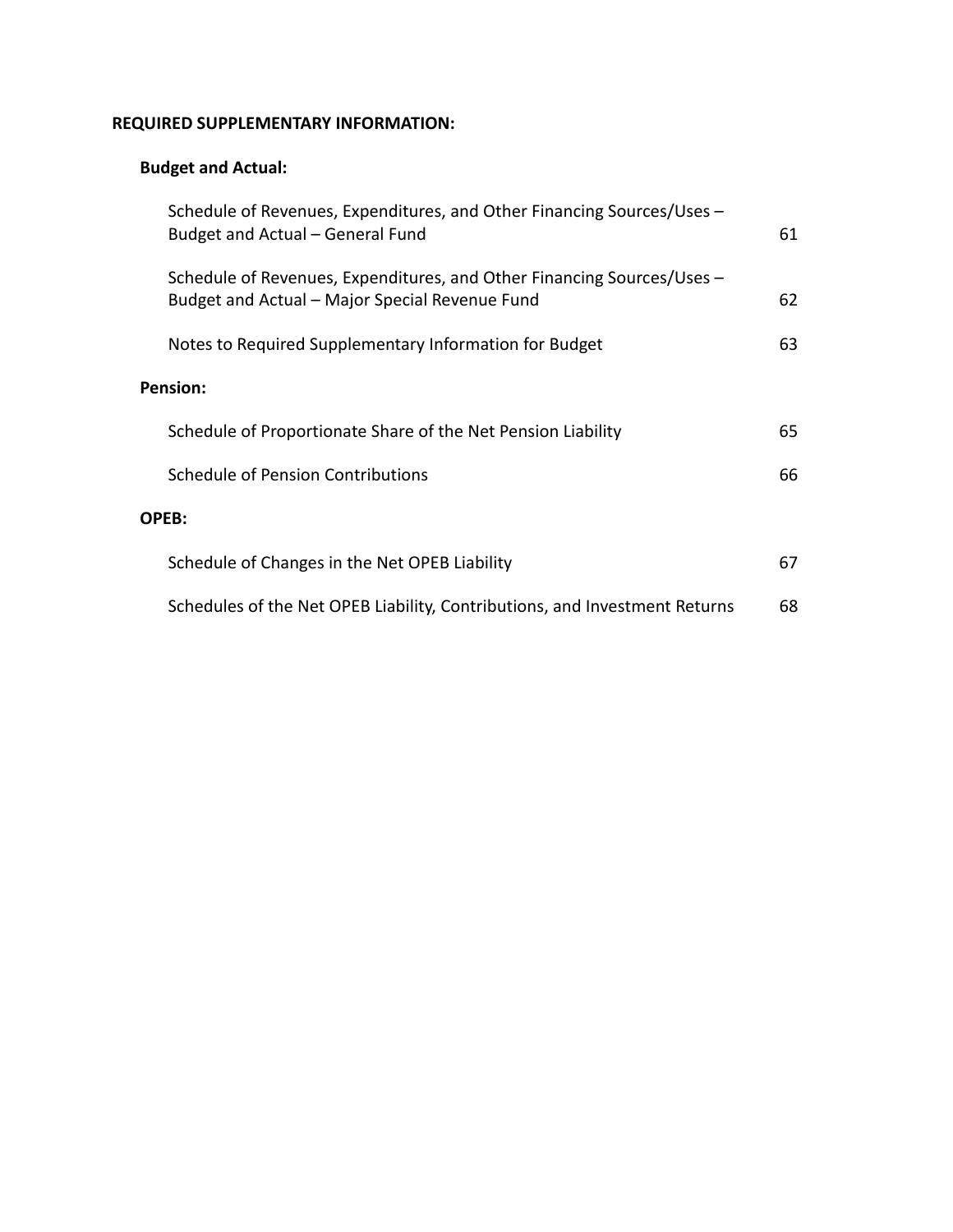**REQUIRED SUPPLEMENTARY INFORMATION:**

**Budget and Actual:**

| | |
|---|---|
| Schedule of Revenues, Expenditures, and Other Financing Sources/Uses – Budget and Actual – General Fund | 61 |
| Schedule of Revenues, Expenditures, and Other Financing Sources/Uses – Budget and Actual – Major Special Revenue Fund | 62 |
| Notes to Required Supplementary Information for Budget | 63 |

**Pension:**

| | |
|---|---|
| Schedule of Proportionate Share of the Net Pension Liability | 65 |
| Schedule of Pension Contributions | 66 |

**OPEB:**

| | |
|---|---|
| Schedule of Changes in the Net OPEB Liability | 67 |
| Schedules of the Net OPEB Liability, Contributions, and Investment Returns | 68 |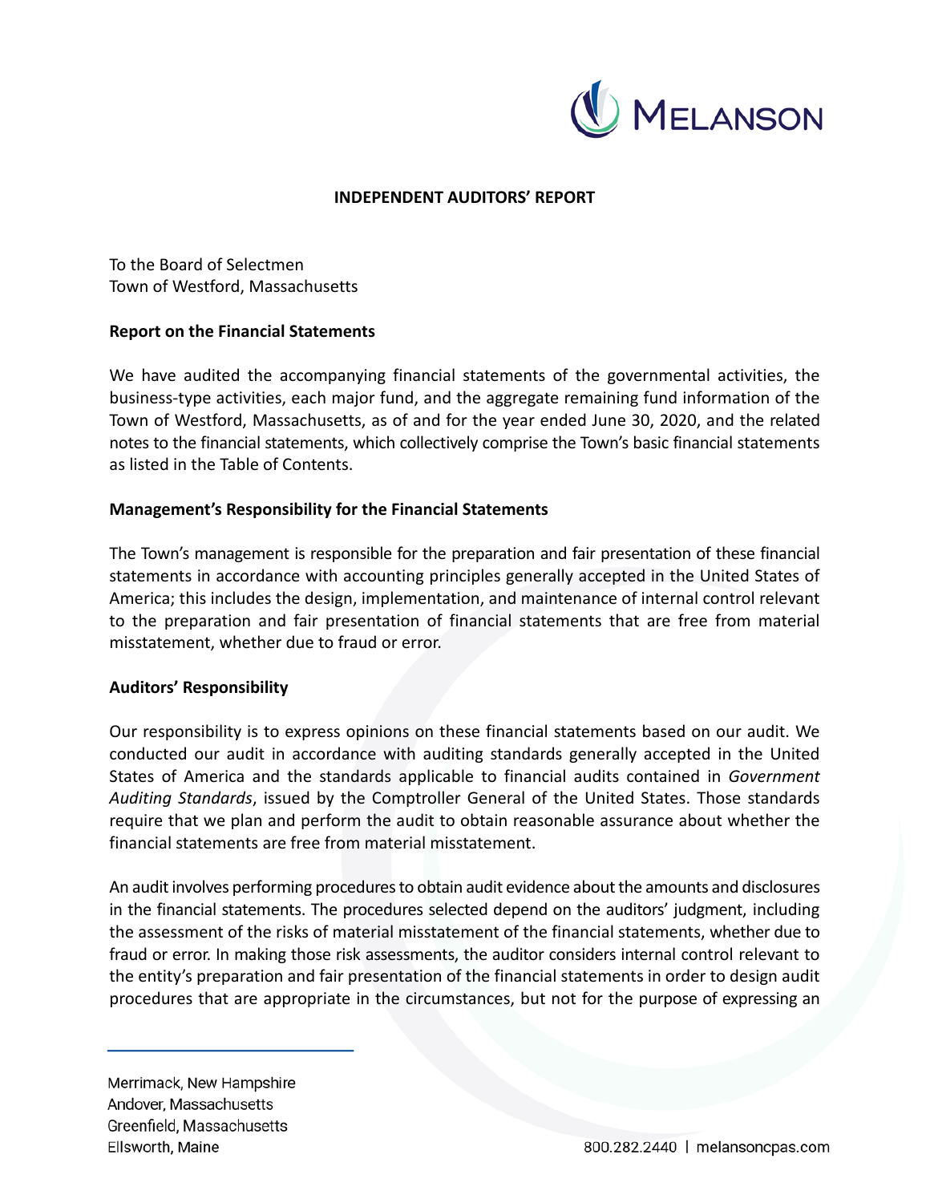## INDEPENDENT AUDITORS' REPORT

To the Board of Selectmen
Town of Westford, Massachusetts

### Report on the Financial Statements

We have audited the accompanying financial statements of the governmental activities, the business-type activities, each major fund, and the aggregate remaining fund information of the Town of Westford, Massachusetts, as of and for the year ended June 30, 2020, and the related notes to the financial statements, which collectively comprise the Town's basic financial statements as listed in the Table of Contents.

### Management's Responsibility for the Financial Statements

The Town's management is responsible for the preparation and fair presentation of these financial statements in accordance with accounting principles generally accepted in the United States of America; this includes the design, implementation, and maintenance of internal control relevant to the preparation and fair presentation of financial statements that are free from material misstatement, whether due to fraud or error.

### Auditors' Responsibility

Our responsibility is to express opinions on these financial statements based on our audit. We conducted our audit in accordance with auditing standards generally accepted in the United States of America and the standards applicable to financial audits contained in *Government Auditing Standards*, issued by the Comptroller General of the United States. Those standards require that we plan and perform the audit to obtain reasonable assurance about whether the financial statements are free from material misstatement.

An audit involves performing procedures to obtain audit evidence about the amounts and disclosures in the financial statements. The procedures selected depend on the auditors' judgment, including the assessment of the risks of material misstatement of the financial statements, whether due to fraud or error. In making those risk assessments, the auditor considers internal control relevant to the entity's preparation and fair presentation of the financial statements in order to design audit procedures that are appropriate in the circumstances, but not for the purpose of expressing an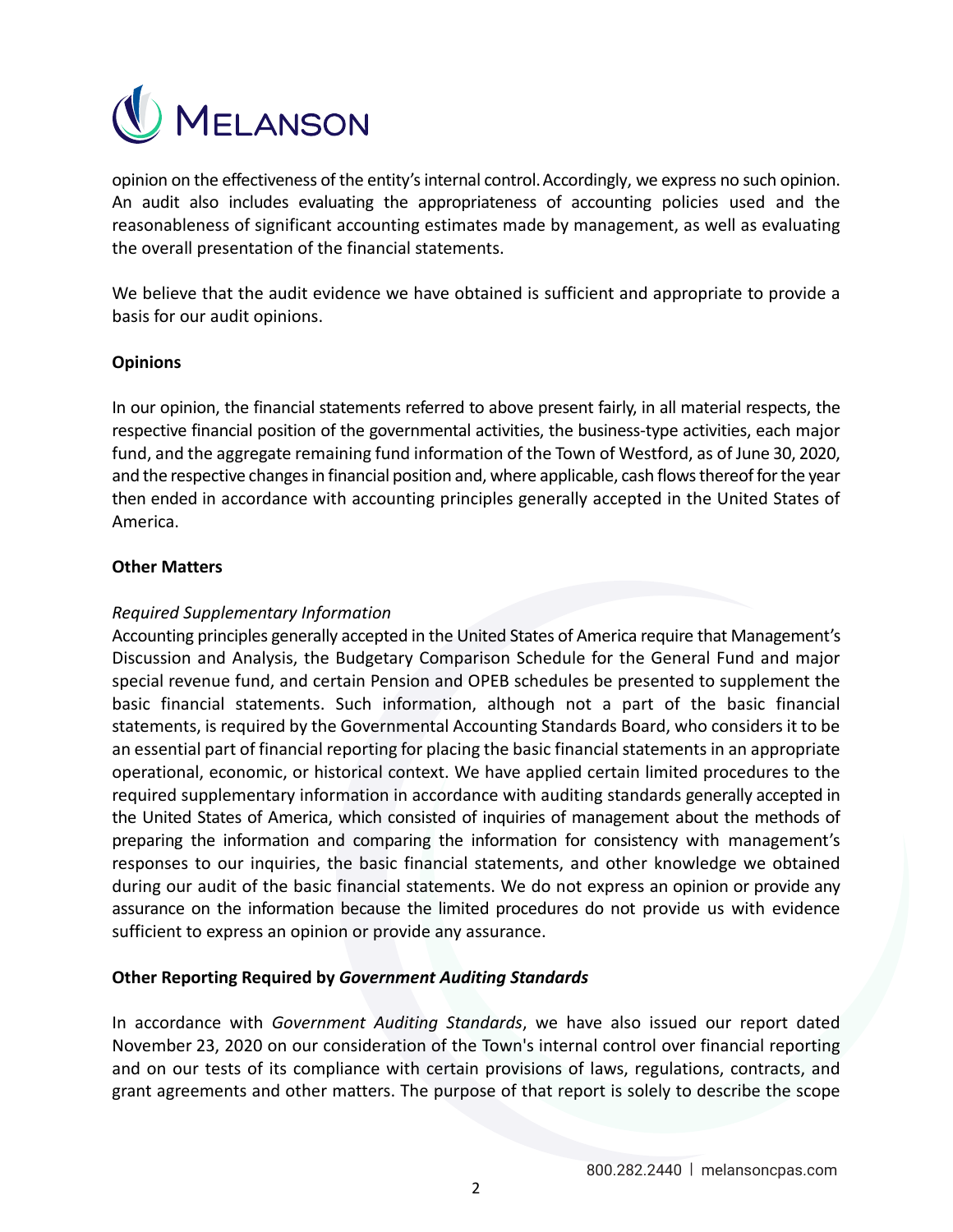opinion on the effectiveness of the entity's internal control. Accordingly, we express no such opinion. An audit also includes evaluating the appropriateness of accounting policies used and the reasonableness of significant accounting estimates made by management, as well as evaluating the overall presentation of the financial statements.

We believe that the audit evidence we have obtained is sufficient and appropriate to provide a basis for our audit opinions.

**Opinions**

In our opinion, the financial statements referred to above present fairly, in all material respects, the respective financial position of the governmental activities, the business-type activities, each major fund, and the aggregate remaining fund information of the Town of Westford, as of June 30, 2020, and the respective changes in financial position and, where applicable, cash flows thereof for the year then ended in accordance with accounting principles generally accepted in the United States of America.

**Other Matters**

*Required Supplementary Information*

Accounting principles generally accepted in the United States of America require that Management's Discussion and Analysis, the Budgetary Comparison Schedule for the General Fund and major special revenue fund, and certain Pension and OPEB schedules be presented to supplement the basic financial statements. Such information, although not a part of the basic financial statements, is required by the Governmental Accounting Standards Board, who considers it to be an essential part of financial reporting for placing the basic financial statements in an appropriate operational, economic, or historical context. We have applied certain limited procedures to the required supplementary information in accordance with auditing standards generally accepted in the United States of America, which consisted of inquiries of management about the methods of preparing the information and comparing the information for consistency with management's responses to our inquiries, the basic financial statements, and other knowledge we obtained during our audit of the basic financial statements. We do not express an opinion or provide any assurance on the information because the limited procedures do not provide us with evidence sufficient to express an opinion or provide any assurance.

**Other Reporting Required by *Government Auditing Standards***

In accordance with *Government Auditing Standards*, we have also issued our report dated November 23, 2020 on our consideration of the Town's internal control over financial reporting and on our tests of its compliance with certain provisions of laws, regulations, contracts, and grant agreements and other matters. The purpose of that report is solely to describe the scope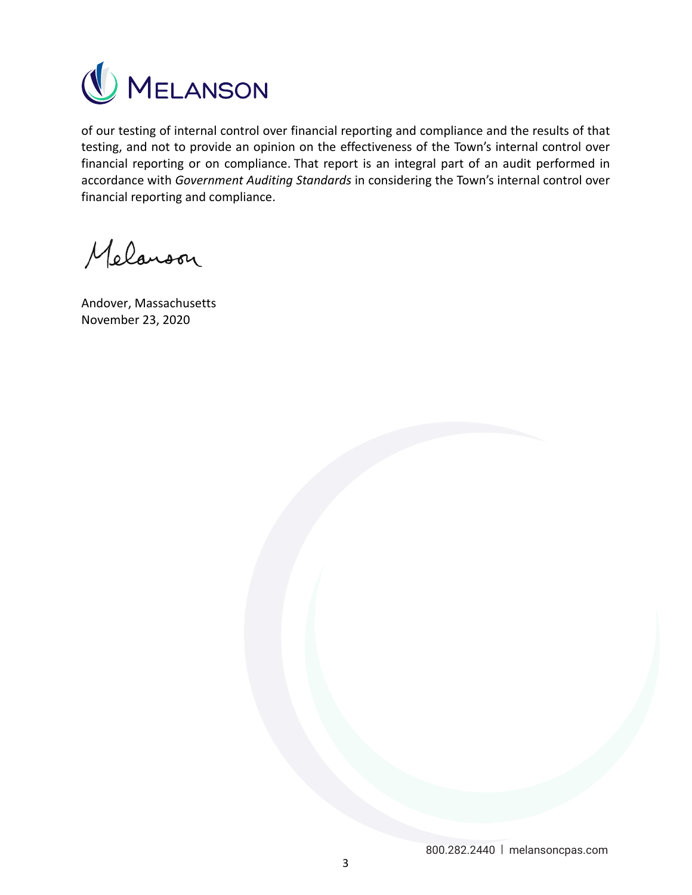of our testing of internal control over financial reporting and compliance and the results of that testing, and not to provide an opinion on the effectiveness of the Town's internal control over financial reporting or on compliance. That report is an integral part of an audit performed in accordance with *Government Auditing Standards* in considering the Town's internal control over financial reporting and compliance.

Melanson

Andover, Massachusetts
November 23, 2020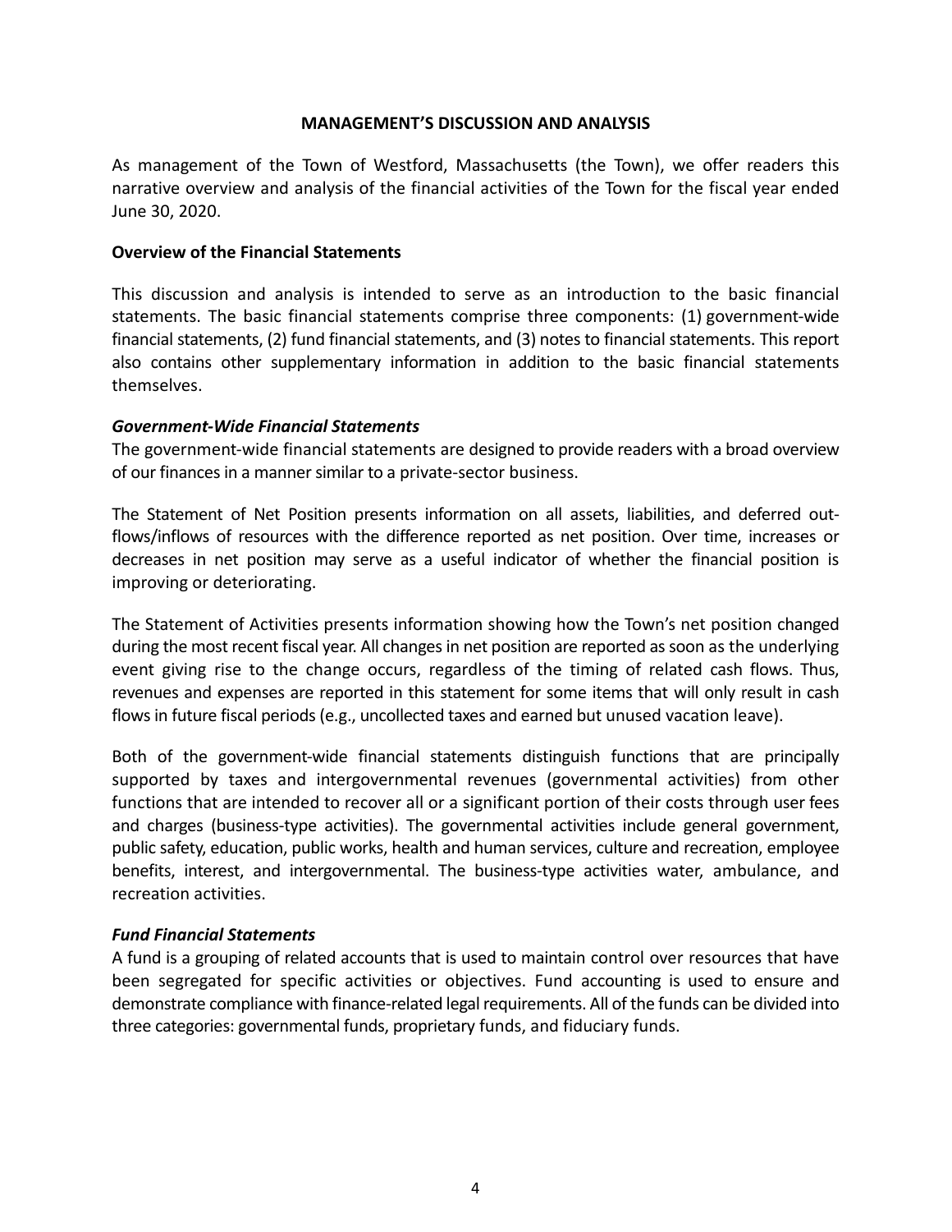## MANAGEMENT'S DISCUSSION AND ANALYSIS

As management of the Town of Westford, Massachusetts (the Town), we offer readers this narrative overview and analysis of the financial activities of the Town for the fiscal year ended June 30, 2020.

### Overview of the Financial Statements

This discussion and analysis is intended to serve as an introduction to the basic financial statements. The basic financial statements comprise three components: (1) government-wide financial statements, (2) fund financial statements, and (3) notes to financial statements. This report also contains other supplementary information in addition to the basic financial statements themselves.

#### *Government-Wide Financial Statements*

The government-wide financial statements are designed to provide readers with a broad overview of our finances in a manner similar to a private-sector business.

The Statement of Net Position presents information on all assets, liabilities, and deferred outflows/inflows of resources with the difference reported as net position. Over time, increases or decreases in net position may serve as a useful indicator of whether the financial position is improving or deteriorating.

The Statement of Activities presents information showing how the Town's net position changed during the most recent fiscal year. All changes in net position are reported as soon as the underlying event giving rise to the change occurs, regardless of the timing of related cash flows. Thus, revenues and expenses are reported in this statement for some items that will only result in cash flows in future fiscal periods (e.g., uncollected taxes and earned but unused vacation leave).

Both of the government-wide financial statements distinguish functions that are principally supported by taxes and intergovernmental revenues (governmental activities) from other functions that are intended to recover all or a significant portion of their costs through user fees and charges (business-type activities). The governmental activities include general government, public safety, education, public works, health and human services, culture and recreation, employee benefits, interest, and intergovernmental. The business-type activities water, ambulance, and recreation activities.

#### *Fund Financial Statements*

A fund is a grouping of related accounts that is used to maintain control over resources that have been segregated for specific activities or objectives. Fund accounting is used to ensure and demonstrate compliance with finance-related legal requirements. All of the funds can be divided into three categories: governmental funds, proprietary funds, and fiduciary funds.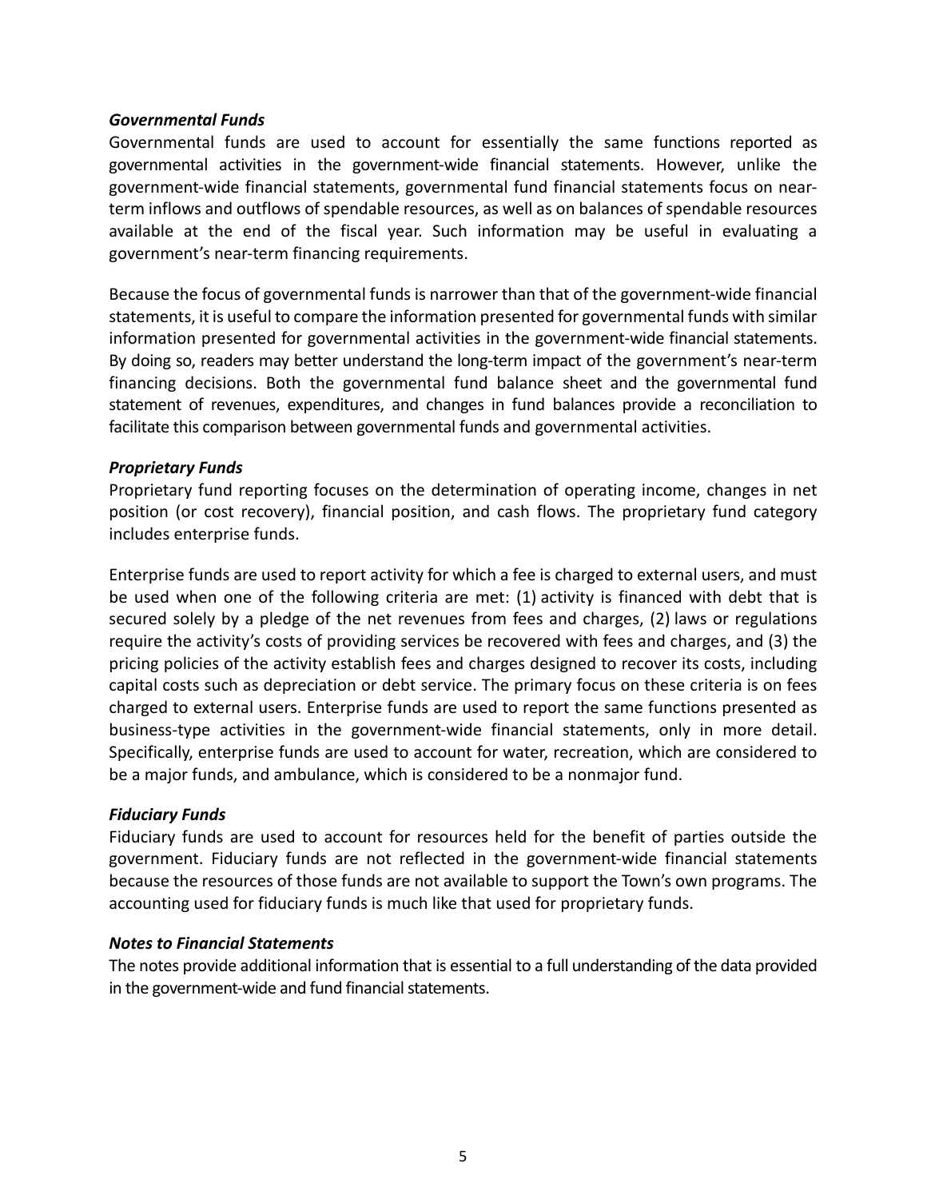***Governmental Funds***

Governmental funds are used to account for essentially the same functions reported as governmental activities in the government-wide financial statements. However, unlike the government-wide financial statements, governmental fund financial statements focus on near-term inflows and outflows of spendable resources, as well as on balances of spendable resources available at the end of the fiscal year. Such information may be useful in evaluating a government's near-term financing requirements.

Because the focus of governmental funds is narrower than that of the government-wide financial statements, it is useful to compare the information presented for governmental funds with similar information presented for governmental activities in the government-wide financial statements. By doing so, readers may better understand the long-term impact of the government's near-term financing decisions. Both the governmental fund balance sheet and the governmental fund statement of revenues, expenditures, and changes in fund balances provide a reconciliation to facilitate this comparison between governmental funds and governmental activities.

***Proprietary Funds***

Proprietary fund reporting focuses on the determination of operating income, changes in net position (or cost recovery), financial position, and cash flows. The proprietary fund category includes enterprise funds.

Enterprise funds are used to report activity for which a fee is charged to external users, and must be used when one of the following criteria are met: (1) activity is financed with debt that is secured solely by a pledge of the net revenues from fees and charges, (2) laws or regulations require the activity's costs of providing services be recovered with fees and charges, and (3) the pricing policies of the activity establish fees and charges designed to recover its costs, including capital costs such as depreciation or debt service. The primary focus on these criteria is on fees charged to external users. Enterprise funds are used to report the same functions presented as business-type activities in the government-wide financial statements, only in more detail. Specifically, enterprise funds are used to account for water, recreation, which are considered to be a major funds, and ambulance, which is considered to be a nonmajor fund.

***Fiduciary Funds***

Fiduciary funds are used to account for resources held for the benefit of parties outside the government. Fiduciary funds are not reflected in the government-wide financial statements because the resources of those funds are not available to support the Town's own programs. The accounting used for fiduciary funds is much like that used for proprietary funds.

***Notes to Financial Statements***

The notes provide additional information that is essential to a full understanding of the data provided in the government-wide and fund financial statements.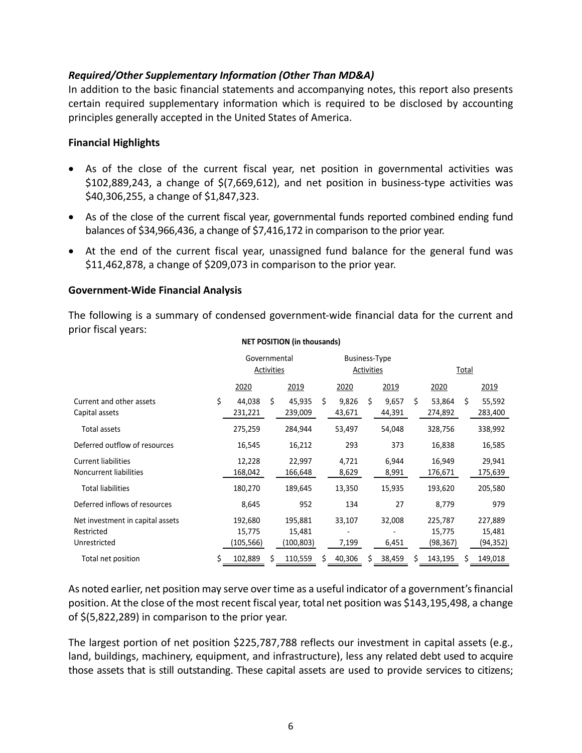### *Required/Other Supplementary Information (Other Than MD&A)*

In addition to the basic financial statements and accompanying notes, this report also presents certain required supplementary information which is required to be disclosed by accounting principles generally accepted in the United States of America.

### Financial Highlights

- As of the close of the current fiscal year, net position in governmental activities was $102,889,243, a change of $(7,669,612), and net position in business-type activities was $40,306,255, a change of $1,847,323.
- As of the close of the current fiscal year, governmental funds reported combined ending fund balances of $34,966,436, a change of $7,416,172 in comparison to the prior year.
- At the end of the current fiscal year, unassigned fund balance for the general fund was $11,462,878, a change of $209,073 in comparison to the prior year.

### Government-Wide Financial Analysis

The following is a summary of condensed government-wide financial data for the current and prior fiscal years:

**NET POSITION (in thousands)**

| | Governmental Activities | | Business-Type Activities | | Total | |
|---|---|---|---|---|---|---|
| | 2020 | 2019 | 2020 | 2019 | 2020 | 2019 |
| Current and other assets | $ 44,038 | $ 45,935 | $ 9,826 | $ 9,657 | $ 53,864 | $ 55,592 |
| Capital assets | 231,221 | 239,009 | 43,671 | 44,391 | 274,892 | 283,400 |
| Total assets | 275,259 | 284,944 | 53,497 | 54,048 | 328,756 | 338,992 |
| Deferred outflow of resources | 16,545 | 16,212 | 293 | 373 | 16,838 | 16,585 |
| Current liabilities | 12,228 | 22,997 | 4,721 | 6,944 | 16,949 | 29,941 |
| Noncurrent liabilities | 168,042 | 166,648 | 8,629 | 8,991 | 176,671 | 175,639 |
| Total liabilities | 180,270 | 189,645 | 13,350 | 15,935 | 193,620 | 205,580 |
| Deferred inflows of resources | 8,645 | 952 | 134 | 27 | 8,779 | 979 |
| Net investment in capital assets | 192,680 | 195,881 | 33,107 | 32,008 | 225,787 | 227,889 |
| Restricted | 15,775 | 15,481 | - | - | 15,775 | 15,481 |
| Unrestricted | (105,566) | (100,803) | 7,199 | 6,451 | (98,367) | (94,352) |
| Total net position | $ 102,889 | $ 110,559 | $ 40,306 | $ 38,459 | $ 143,195 | $ 149,018 |

As noted earlier, net position may serve over time as a useful indicator of a government's financial position. At the close of the most recent fiscal year, total net position was $143,195,498, a change of $(5,822,289) in comparison to the prior year.

The largest portion of net position $225,787,788 reflects our investment in capital assets (e.g., land, buildings, machinery, equipment, and infrastructure), less any related debt used to acquire those assets that is still outstanding. These capital assets are used to provide services to citizens;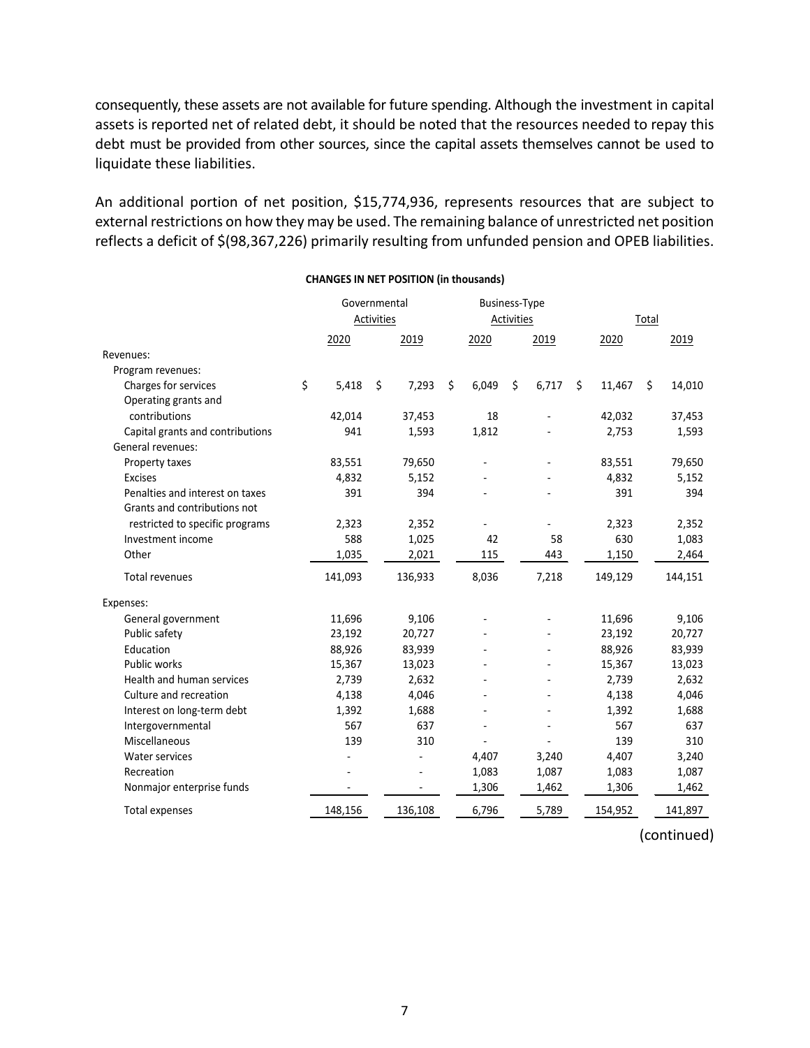consequently, these assets are not available for future spending. Although the investment in capital assets is reported net of related debt, it should be noted that the resources needed to repay this debt must be provided from other sources, since the capital assets themselves cannot be used to liquidate these liabilities.

An additional portion of net position, $15,774,936, represents resources that are subject to external restrictions on how they may be used. The remaining balance of unrestricted net position reflects a deficit of $(98,367,226) primarily resulting from unfunded pension and OPEB liabilities.

**CHANGES IN NET POSITION (in thousands)**

| | Governmental Activities | | Business-Type Activities | | Total | |
|---|---|---|---|---|---|---|
| | 2020 | 2019 | 2020 | 2019 | 2020 | 2019 |
| Revenues: | | | | | | |
| Program revenues: | | | | | | |
| Charges for services | $ 5,418 | $ 7,293 | $ 6,049 | $ 6,717 | $ 11,467 | $ 14,010 |
| Operating grants and contributions | 42,014 | 37,453 | 18 | - | 42,032 | 37,453 |
| Capital grants and contributions | 941 | 1,593 | 1,812 | - | 2,753 | 1,593 |
| General revenues: | | | | | | |
| Property taxes | 83,551 | 79,650 | - | - | 83,551 | 79,650 |
| Excises | 4,832 | 5,152 | - | - | 4,832 | 5,152 |
| Penalties and interest on taxes | 391 | 394 | - | - | 391 | 394 |
| Grants and contributions not restricted to specific programs | 2,323 | 2,352 | - | - | 2,323 | 2,352 |
| Investment income | 588 | 1,025 | 42 | 58 | 630 | 1,083 |
| Other | 1,035 | 2,021 | 115 | 443 | 1,150 | 2,464 |
| Total revenues | 141,093 | 136,933 | 8,036 | 7,218 | 149,129 | 144,151 |
| Expenses: | | | | | | |
| General government | 11,696 | 9,106 | - | - | 11,696 | 9,106 |
| Public safety | 23,192 | 20,727 | - | - | 23,192 | 20,727 |
| Education | 88,926 | 83,939 | - | - | 88,926 | 83,939 |
| Public works | 15,367 | 13,023 | - | - | 15,367 | 13,023 |
| Health and human services | 2,739 | 2,632 | - | - | 2,739 | 2,632 |
| Culture and recreation | 4,138 | 4,046 | - | - | 4,138 | 4,046 |
| Interest on long-term debt | 1,392 | 1,688 | - | - | 1,392 | 1,688 |
| Intergovernmental | 567 | 637 | - | - | 567 | 637 |
| Miscellaneous | 139 | 310 | - | - | 139 | 310 |
| Water services | - | - | 4,407 | 3,240 | 4,407 | 3,240 |
| Recreation | - | - | 1,083 | 1,087 | 1,083 | 1,087 |
| Nonmajor enterprise funds | - | - | 1,306 | 1,462 | 1,306 | 1,462 |
| Total expenses | 148,156 | 136,108 | 6,796 | 5,789 | 154,952 | 141,897 |

(continued)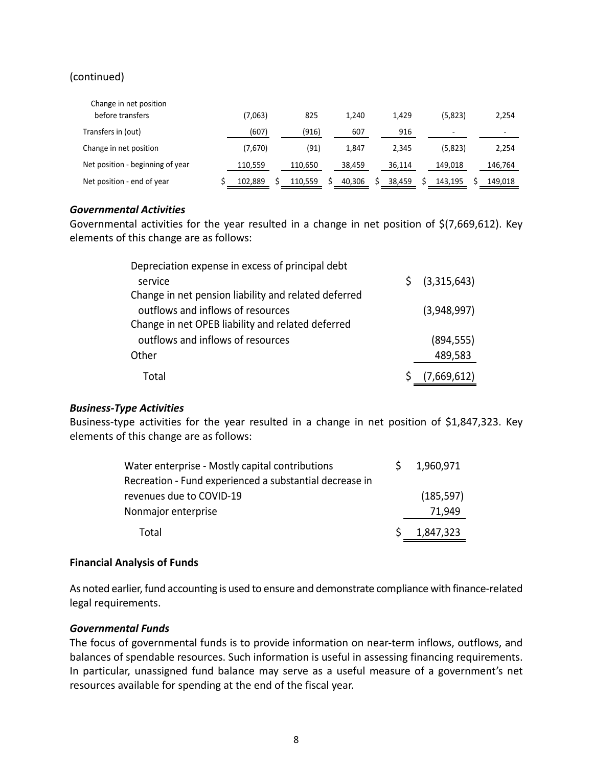(continued)

| | | | | | | |
|---|---|---|---|---|---|---|
| Change in net position before transfers | (7,063) | 825 | 1,240 | 1,429 | (5,823) | 2,254 |
| Transfers in (out) | (607) | (916) | 607 | 916 | - | - |
| Change in net position | (7,670) | (91) | 1,847 | 2,345 | (5,823) | 2,254 |
| Net position - beginning of year | 110,559 | 110,650 | 38,459 | 36,114 | 149,018 | 146,764 |
| Net position - end of year | $ 102,889 | $ 110,559 | $ 40,306 | $ 38,459 | $ 143,195 | $ 149,018 |

### *Governmental Activities*

Governmental activities for the year resulted in a change in net position of $(7,669,612). Key elements of this change are as follows:

| | |
|---|---|
| Depreciation expense in excess of principal debt service | $ (3,315,643) |
| Change in net pension liability and related deferred outflows and inflows of resources | (3,948,997) |
| Change in net OPEB liability and related deferred outflows and inflows of resources | (894,555) |
| Other | 489,583 |
| Total | $ (7,669,612) |

### *Business-Type Activities*

Business-type activities for the year resulted in a change in net position of $1,847,323. Key elements of this change are as follows:

| | |
|---|---|
| Water enterprise - Mostly capital contributions | $ 1,960,971 |
| Recreation - Fund experienced a substantial decrease in revenues due to COVID-19 | (185,597) |
| Nonmajor enterprise | 71,949 |
| Total | $ 1,847,323 |

## **Financial Analysis of Funds**

As noted earlier, fund accounting is used to ensure and demonstrate compliance with finance-related legal requirements.

### *Governmental Funds*

The focus of governmental funds is to provide information on near-term inflows, outflows, and balances of spendable resources. Such information is useful in assessing financing requirements. In particular, unassigned fund balance may serve as a useful measure of a government's net resources available for spending at the end of the fiscal year.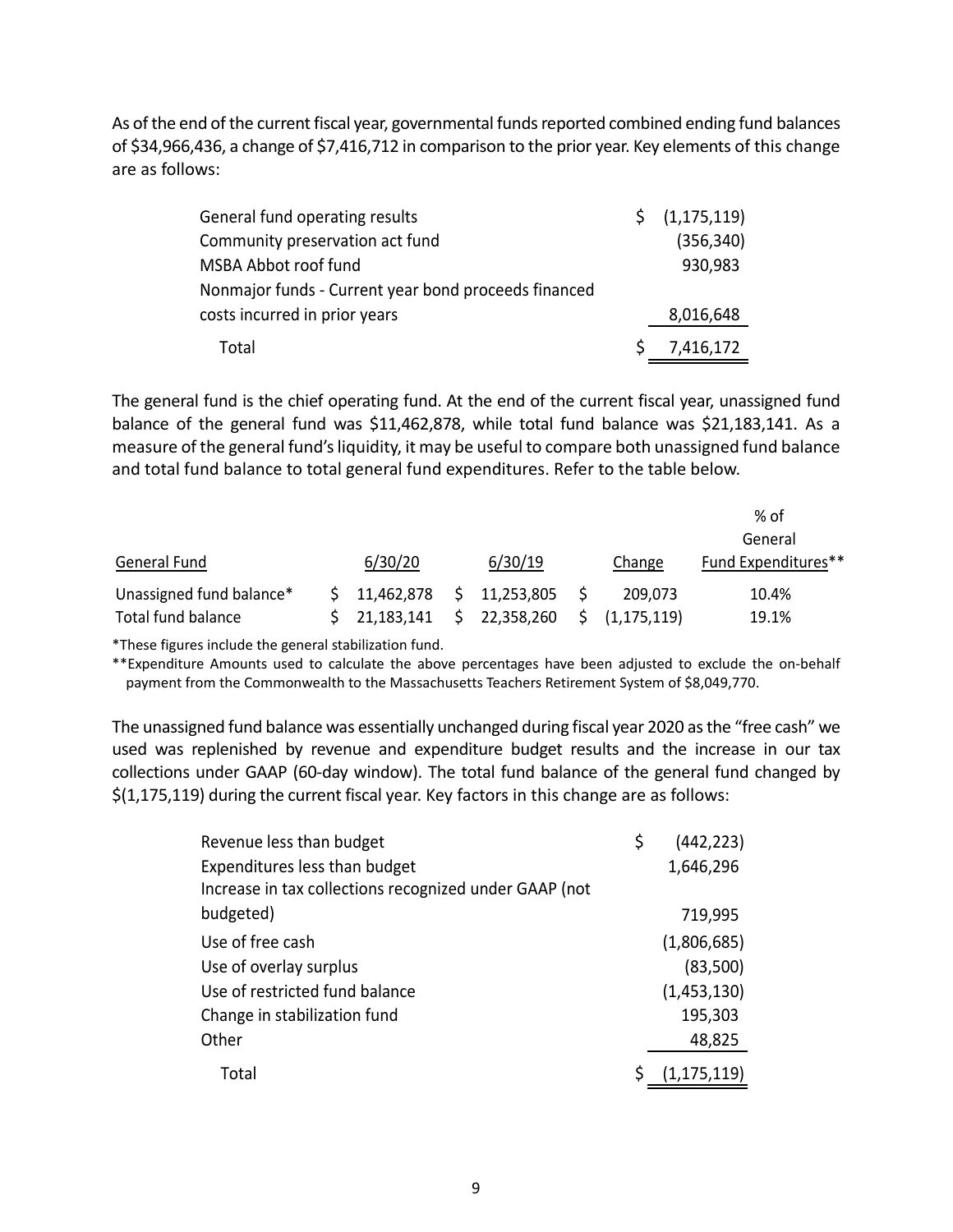As of the end of the current fiscal year, governmental funds reported combined ending fund balances of $34,966,436, a change of $7,416,712 in comparison to the prior year. Key elements of this change are as follows:

| | |
|---|---|
| General fund operating results | $ (1,175,119) |
| Community preservation act fund | (356,340) |
| MSBA Abbot roof fund | 930,983 |
| Nonmajor funds - Current year bond proceeds financed costs incurred in prior years | 8,016,648 |
| Total | $ 7,416,172 |

The general fund is the chief operating fund. At the end of the current fiscal year, unassigned fund balance of the general fund was $11,462,878, while total fund balance was $21,183,141. As a measure of the general fund's liquidity, it may be useful to compare both unassigned fund balance and total fund balance to total general fund expenditures. Refer to the table below.

| General Fund | 6/30/20 | 6/30/19 | Change | % of General Fund Expenditures** |
|---|---|---|---|---|
| Unassigned fund balance* | $ 11,462,878 | $ 11,253,805 | $ 209,073 | 10.4% |
| Total fund balance | $ 21,183,141 | $ 22,358,260 | $ (1,175,119) | 19.1% |

*These figures include the general stabilization fund.

**Expenditure Amounts used to calculate the above percentages have been adjusted to exclude the on-behalf payment from the Commonwealth to the Massachusetts Teachers Retirement System of $8,049,770.

The unassigned fund balance was essentially unchanged during fiscal year 2020 as the "free cash" we used was replenished by revenue and expenditure budget results and the increase in our tax collections under GAAP (60-day window). The total fund balance of the general fund changed by $(1,175,119) during the current fiscal year. Key factors in this change are as follows:

| | |
|---|---|
| Revenue less than budget | $ (442,223) |
| Expenditures less than budget | 1,646,296 |
| Increase in tax collections recognized under GAAP (not budgeted) | 719,995 |
| Use of free cash | (1,806,685) |
| Use of overlay surplus | (83,500) |
| Use of restricted fund balance | (1,453,130) |
| Change in stabilization fund | 195,303 |
| Other | 48,825 |
| Total | $ (1,175,119) |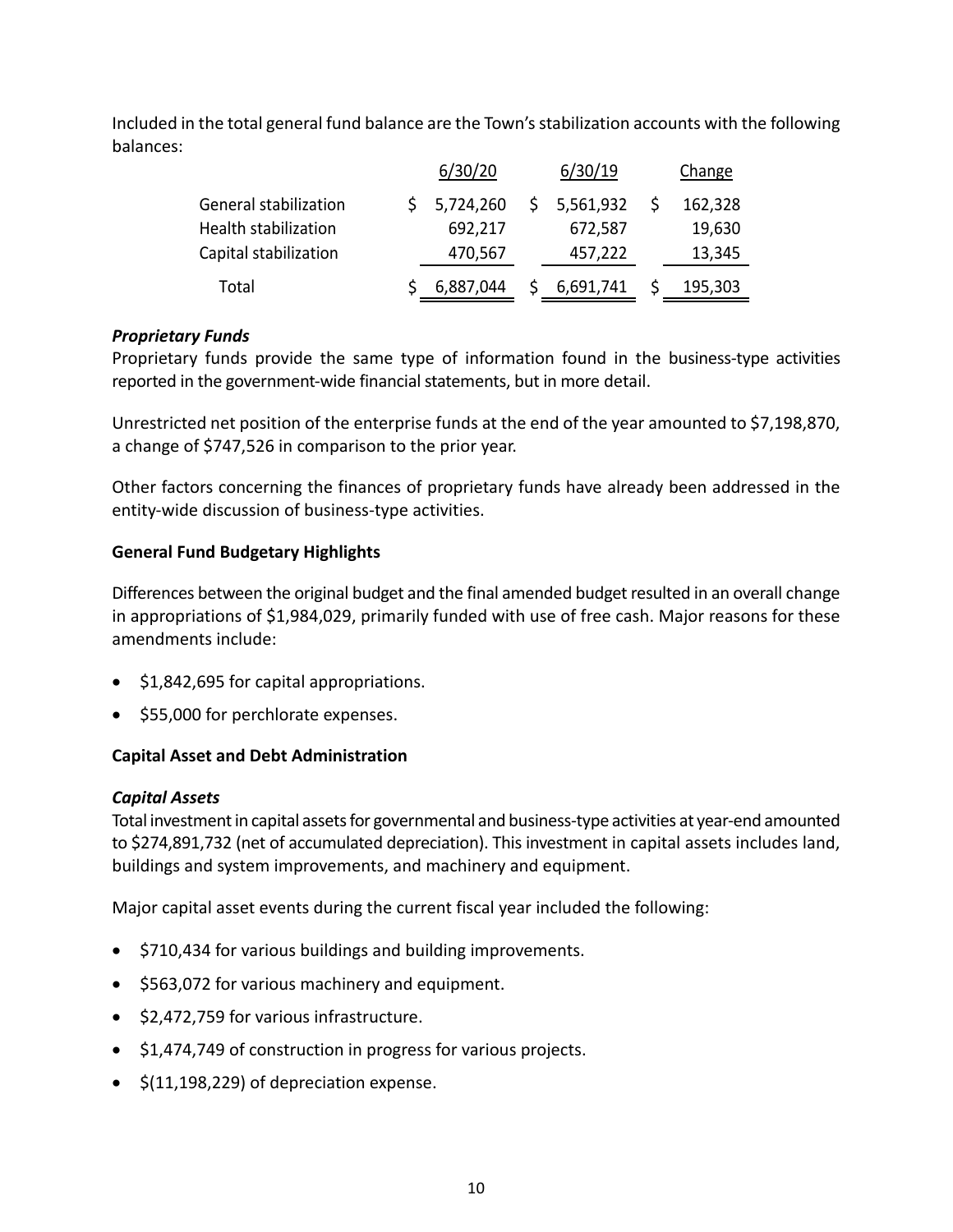Included in the total general fund balance are the Town's stabilization accounts with the following balances:

| | 6/30/20 | 6/30/19 | Change |
|---|---|---|---|
| General stabilization | $ 5,724,260 | $ 5,561,932 | $ 162,328 |
| Health stabilization | 692,217 | 672,587 | 19,630 |
| Capital stabilization | 470,567 | 457,222 | 13,345 |
| Total | $ 6,887,044 | $ 6,691,741 | $ 195,303 |

***Proprietary Funds***

Proprietary funds provide the same type of information found in the business-type activities reported in the government-wide financial statements, but in more detail.

Unrestricted net position of the enterprise funds at the end of the year amounted to $7,198,870, a change of $747,526 in comparison to the prior year.

Other factors concerning the finances of proprietary funds have already been addressed in the entity-wide discussion of business-type activities.

**General Fund Budgetary Highlights**

Differences between the original budget and the final amended budget resulted in an overall change in appropriations of $1,984,029, primarily funded with use of free cash. Major reasons for these amendments include:

- $1,842,695 for capital appropriations.
- $55,000 for perchlorate expenses.

**Capital Asset and Debt Administration**

***Capital Assets***

Total investment in capital assets for governmental and business-type activities at year-end amounted to $274,891,732 (net of accumulated depreciation). This investment in capital assets includes land, buildings and system improvements, and machinery and equipment.

Major capital asset events during the current fiscal year included the following:

- $710,434 for various buildings and building improvements.
- $563,072 for various machinery and equipment.
- $2,472,759 for various infrastructure.
- $1,474,749 of construction in progress for various projects.
- $(11,198,229) of depreciation expense.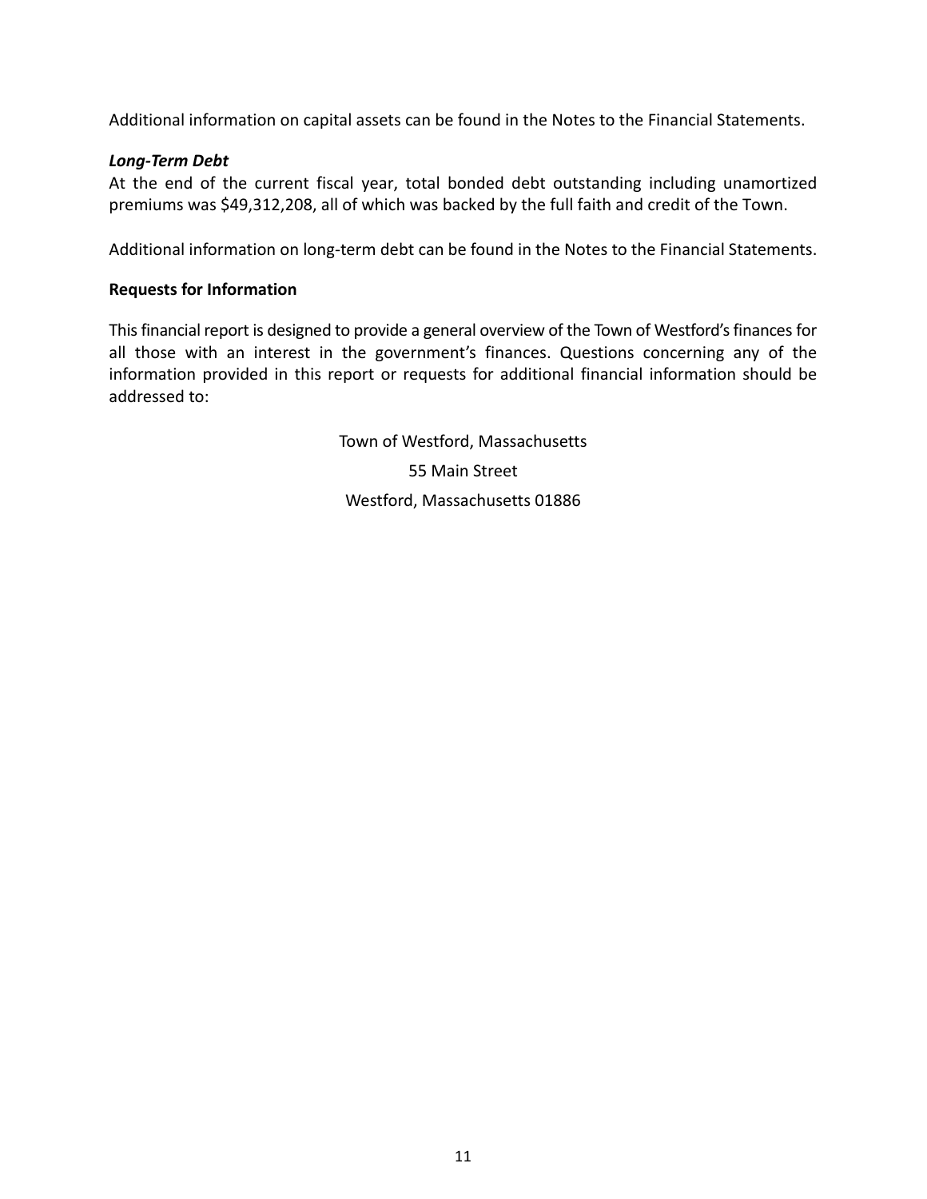Additional information on capital assets can be found in the Notes to the Financial Statements.

***Long-Term Debt***

At the end of the current fiscal year, total bonded debt outstanding including unamortized premiums was $49,312,208, all of which was backed by the full faith and credit of the Town.

Additional information on long-term debt can be found in the Notes to the Financial Statements.

**Requests for Information**

This financial report is designed to provide a general overview of the Town of Westford's finances for all those with an interest in the government's finances. Questions concerning any of the information provided in this report or requests for additional financial information should be addressed to:

Town of Westford, Massachusetts
55 Main Street
Westford, Massachusetts 01886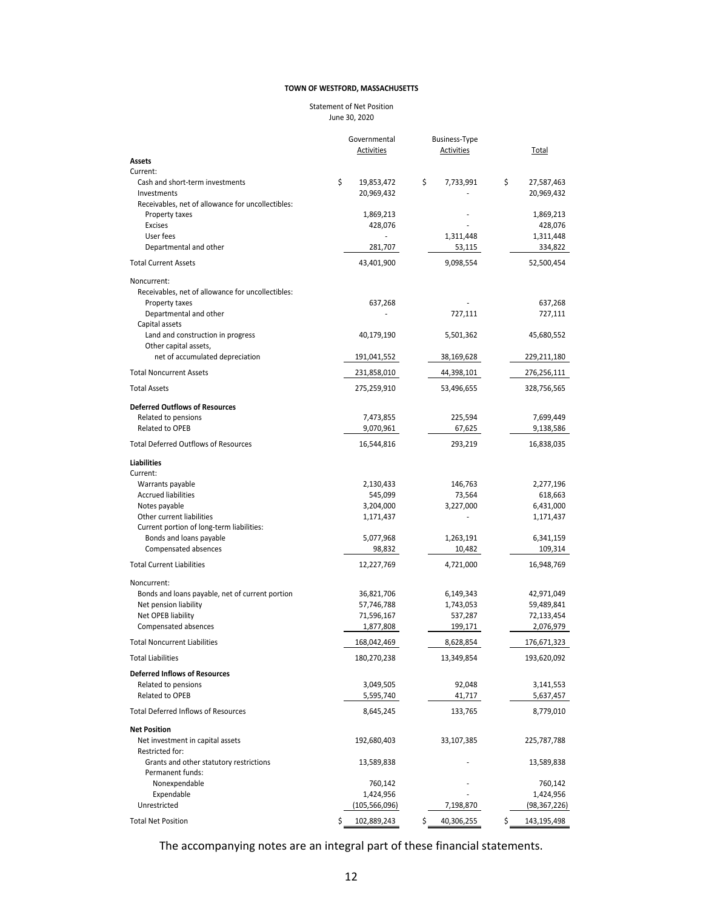**TOWN OF WESTFORD, MASSACHUSETTS**

Statement of Net Position
June 30, 2020

| | Governmental Activities | Business-Type Activities | Total |
|---|---|---|---|
| **Assets** | | | |
| Current: | | | |
| Cash and short-term investments | $ 19,853,472 | $ 7,733,991 | $ 27,587,463 |
| Investments | 20,969,432 | - | 20,969,432 |
| Receivables, net of allowance for uncollectibles: | | | |
| Property taxes | 1,869,213 | - | 1,869,213 |
| Excises | 428,076 | - | 428,076 |
| User fees | - | 1,311,448 | 1,311,448 |
| Departmental and other | 281,707 | 53,115 | 334,822 |
| Total Current Assets | 43,401,900 | 9,098,554 | 52,500,454 |
| Noncurrent: | | | |
| Receivables, net of allowance for uncollectibles: | | | |
| Property taxes | 637,268 | - | 637,268 |
| Departmental and other | - | 727,111 | 727,111 |
| Capital assets | | | |
| Land and construction in progress | 40,179,190 | 5,501,362 | 45,680,552 |
| Other capital assets, net of accumulated depreciation | 191,041,552 | 38,169,628 | 229,211,180 |
| Total Noncurrent Assets | 231,858,010 | 44,398,101 | 276,256,111 |
| Total Assets | 275,259,910 | 53,496,655 | 328,756,565 |
| **Deferred Outflows of Resources** | | | |
| Related to pensions | 7,473,855 | 225,594 | 7,699,449 |
| Related to OPEB | 9,070,961 | 67,625 | 9,138,586 |
| Total Deferred Outflows of Resources | 16,544,816 | 293,219 | 16,838,035 |
| **Liabilities** | | | |
| Current: | | | |
| Warrants payable | 2,130,433 | 146,763 | 2,277,196 |
| Accrued liabilities | 545,099 | 73,564 | 618,663 |
| Notes payable | 3,204,000 | 3,227,000 | 6,431,000 |
| Other current liabilities | 1,171,437 | - | 1,171,437 |
| Current portion of long-term liabilities: | | | |
| Bonds and loans payable | 5,077,968 | 1,263,191 | 6,341,159 |
| Compensated absences | 98,832 | 10,482 | 109,314 |
| Total Current Liabilities | 12,227,769 | 4,721,000 | 16,948,769 |
| Noncurrent: | | | |
| Bonds and loans payable, net of current portion | 36,821,706 | 6,149,343 | 42,971,049 |
| Net pension liability | 57,746,788 | 1,743,053 | 59,489,841 |
| Net OPEB liability | 71,596,167 | 537,287 | 72,133,454 |
| Compensated absences | 1,877,808 | 199,171 | 2,076,979 |
| Total Noncurrent Liabilities | 168,042,469 | 8,628,854 | 176,671,323 |
| Total Liabilities | 180,270,238 | 13,349,854 | 193,620,092 |
| **Deferred Inflows of Resources** | | | |
| Related to pensions | 3,049,505 | 92,048 | 3,141,553 |
| Related to OPEB | 5,595,740 | 41,717 | 5,637,457 |
| Total Deferred Inflows of Resources | 8,645,245 | 133,765 | 8,779,010 |
| **Net Position** | | | |
| Net investment in capital assets | 192,680,403 | 33,107,385 | 225,787,788 |
| Restricted for: | | | |
| Grants and other statutory restrictions | 13,589,838 | - | 13,589,838 |
| Permanent funds: | | | |
| Nonexpendable | 760,142 | - | 760,142 |
| Expendable | 1,424,956 | - | 1,424,956 |
| Unrestricted | (105,566,096) | 7,198,870 | (98,367,226) |
| Total Net Position | $ 102,889,243 | $ 40,306,255 | $ 143,195,498 |

The accompanying notes are an integral part of these financial statements.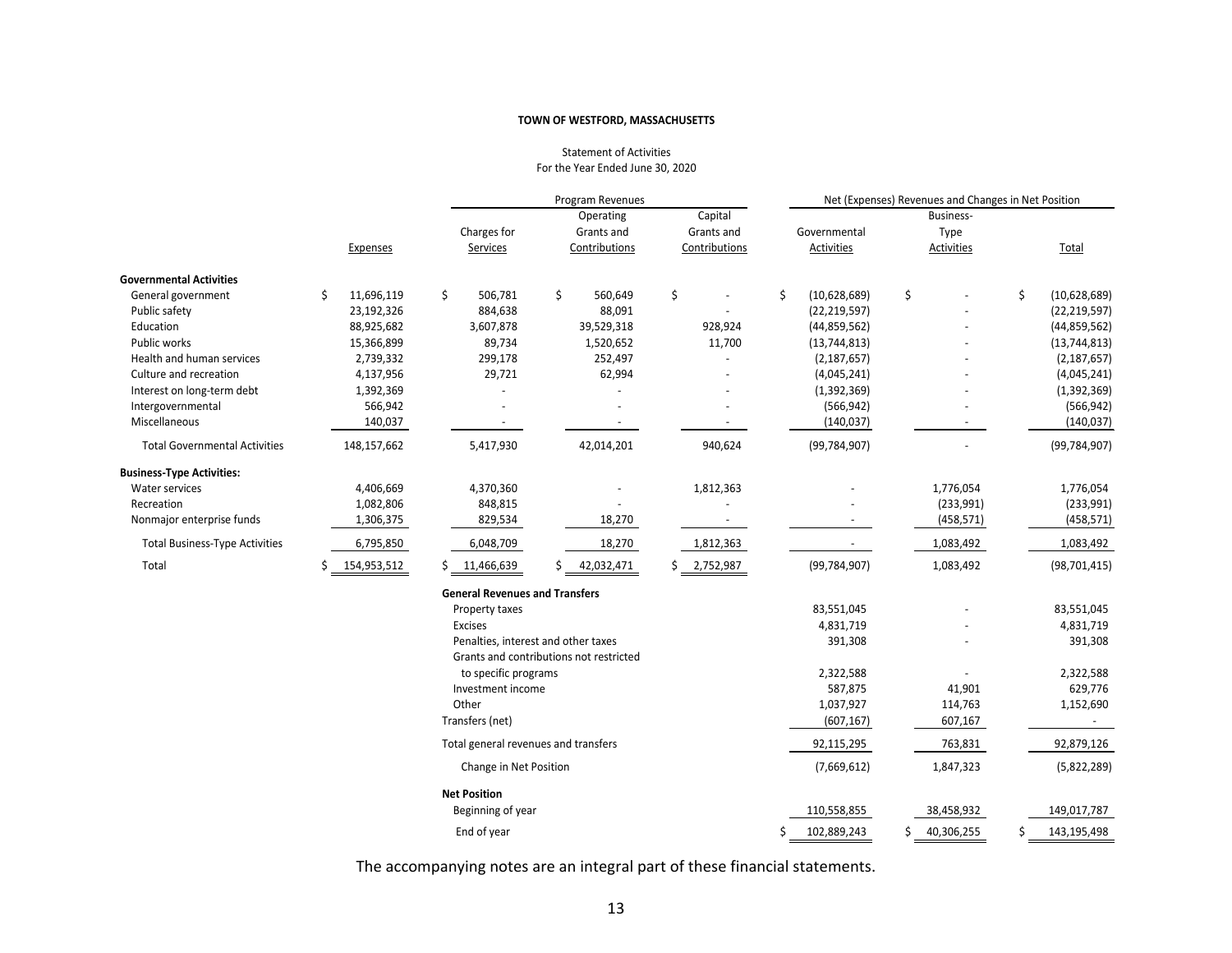**TOWN OF WESTFORD, MASSACHUSETTS**

Statement of Activities
For the Year Ended June 30, 2020

| | | Program Revenues | | | Net (Expenses) Revenues and Changes in Net Position | | |
|---|---|---|---|---|---|---|---|
| | Expenses | Charges for Services | Operating Grants and Contributions | Capital Grants and Contributions | Governmental Activities | Business-Type Activities | Total |
| **Governmental Activities** | | | | | | | |
| General government | $ 11,696,119 | $ 506,781 | $ 560,649 | $ - | $ (10,628,689) | $ - | $ (10,628,689) |
| Public safety | 23,192,326 | 884,638 | 88,091 | - | (22,219,597) | - | (22,219,597) |
| Education | 88,925,682 | 3,607,878 | 39,529,318 | 928,924 | (44,859,562) | - | (44,859,562) |
| Public works | 15,366,899 | 89,734 | 1,520,652 | 11,700 | (13,744,813) | - | (13,744,813) |
| Health and human services | 2,739,332 | 299,178 | 252,497 | - | (2,187,657) | - | (2,187,657) |
| Culture and recreation | 4,137,956 | 29,721 | 62,994 | - | (4,045,241) | - | (4,045,241) |
| Interest on long-term debt | 1,392,369 | - | - | - | (1,392,369) | - | (1,392,369) |
| Intergovernmental | 566,942 | - | - | - | (566,942) | - | (566,942) |
| Miscellaneous | 140,037 | - | - | - | (140,037) | - | (140,037) |
| Total Governmental Activities | 148,157,662 | 5,417,930 | 42,014,201 | 940,624 | (99,784,907) | - | (99,784,907) |
| **Business-Type Activities:** | | | | | | | |
| Water services | 4,406,669 | 4,370,360 | - | 1,812,363 | - | 1,776,054 | 1,776,054 |
| Recreation | 1,082,806 | 848,815 | - | - | - | (233,991) | (233,991) |
| Nonmajor enterprise funds | 1,306,375 | 829,534 | 18,270 | - | - | (458,571) | (458,571) |
| Total Business-Type Activities | 6,795,850 | 6,048,709 | 18,270 | 1,812,363 | - | 1,083,492 | 1,083,492 |
| Total | $ 154,953,512 | $ 11,466,639 | $ 42,032,471 | $ 2,752,987 | (99,784,907) | 1,083,492 | (98,701,415) |
| | | **General Revenues and Transfers** | | | | | |
| | | Property taxes | | | 83,551,045 | - | 83,551,045 |
| | | Excises | | | 4,831,719 | - | 4,831,719 |
| | | Penalties, interest and other taxes | | | 391,308 | - | 391,308 |
| | | Grants and contributions not restricted to specific programs | | | 2,322,588 | - | 2,322,588 |
| | | Investment income | | | 587,875 | 41,901 | 629,776 |
| | | Other | | | 1,037,927 | 114,763 | 1,152,690 |
| | | Transfers (net) | | | (607,167) | 607,167 | - |
| | | Total general revenues and transfers | | | 92,115,295 | 763,831 | 92,879,126 |
| | | Change in Net Position | | | (7,669,612) | 1,847,323 | (5,822,289) |
| | | **Net Position** | | | | | |
| | | Beginning of year | | | 110,558,855 | 38,458,932 | 149,017,787 |
| | | End of year | | | $ 102,889,243 | $ 40,306,255 | $ 143,195,498 |

The accompanying notes are an integral part of these financial statements.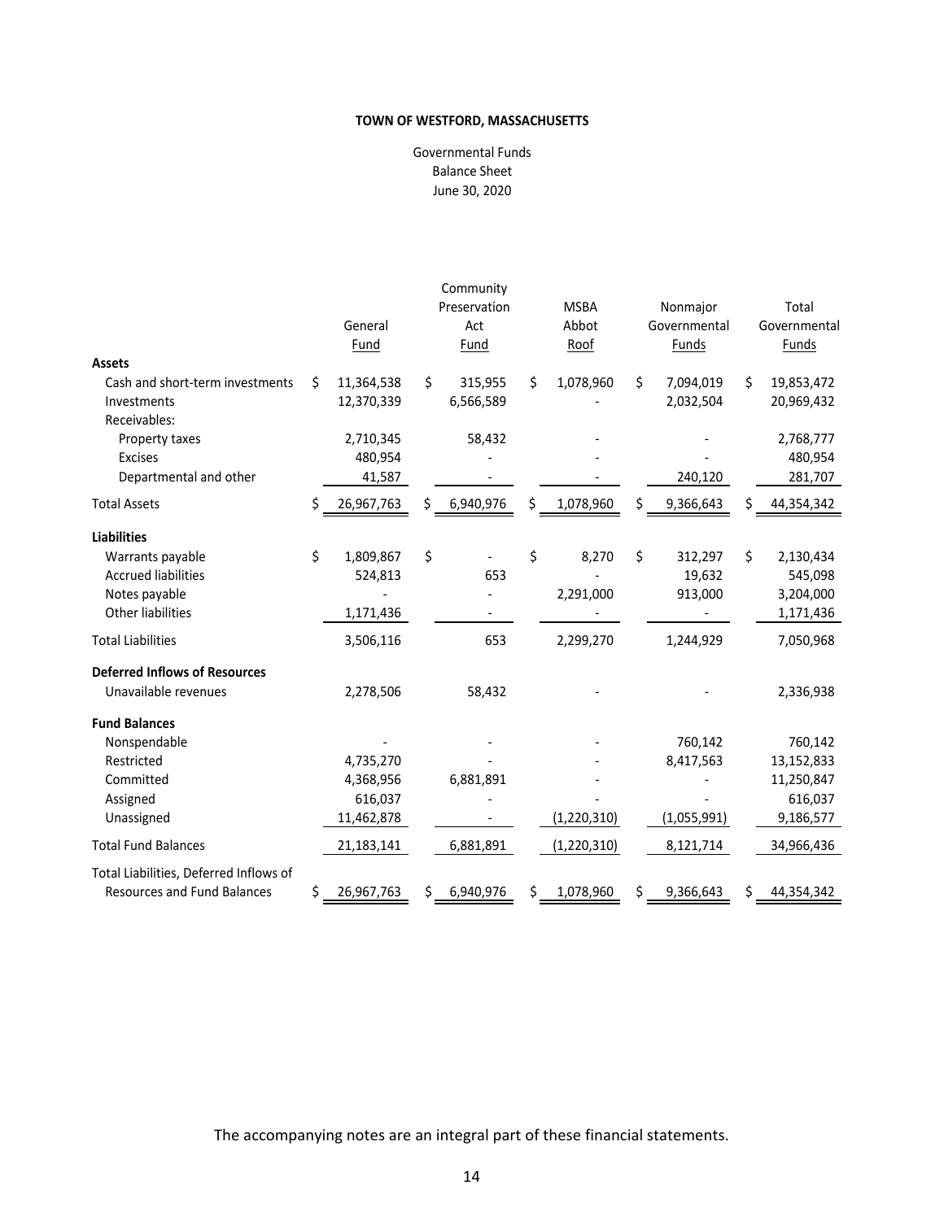**TOWN OF WESTFORD, MASSACHUSETTS**

Governmental Funds
Balance Sheet
June 30, 2020

| | General Fund | Community Preservation Act Fund | MSBA Abbot Roof | Nonmajor Governmental Funds | Total Governmental Funds |
|---|---|---|---|---|---|
| **Assets** | | | | | |
| Cash and short-term investments | $ 11,364,538 | $ 315,955 | $ 1,078,960 | $ 7,094,019 | $ 19,853,472 |
| Investments | 12,370,339 | 6,566,589 | - | 2,032,504 | 20,969,432 |
| Receivables: | | | | | |
| Property taxes | 2,710,345 | 58,432 | - | - | 2,768,777 |
| Excises | 480,954 | - | - | - | 480,954 |
| Departmental and other | 41,587 | - | - | 240,120 | 281,707 |
| Total Assets | $ 26,967,763 | $ 6,940,976 | $ 1,078,960 | $ 9,366,643 | $ 44,354,342 |
| **Liabilities** | | | | | |
| Warrants payable | $ 1,809,867 | $ - | $ 8,270 | $ 312,297 | $ 2,130,434 |
| Accrued liabilities | 524,813 | 653 | - | 19,632 | 545,098 |
| Notes payable | - | - | 2,291,000 | 913,000 | 3,204,000 |
| Other liabilities | 1,171,436 | - | - | - | 1,171,436 |
| Total Liabilities | 3,506,116 | 653 | 2,299,270 | 1,244,929 | 7,050,968 |
| **Deferred Inflows of Resources** | | | | | |
| Unavailable revenues | 2,278,506 | 58,432 | - | - | 2,336,938 |
| **Fund Balances** | | | | | |
| Nonspendable | - | - | - | 760,142 | 760,142 |
| Restricted | 4,735,270 | - | - | 8,417,563 | 13,152,833 |
| Committed | 4,368,956 | 6,881,891 | - | - | 11,250,847 |
| Assigned | 616,037 | - | - | - | 616,037 |
| Unassigned | 11,462,878 | - | (1,220,310) | (1,055,991) | 9,186,577 |
| Total Fund Balances | 21,183,141 | 6,881,891 | (1,220,310) | 8,121,714 | 34,966,436 |
| Total Liabilities, Deferred Inflows of Resources and Fund Balances | $ 26,967,763 | $ 6,940,976 | $ 1,078,960 | $ 9,366,643 | $ 44,354,342 |

The accompanying notes are an integral part of these financial statements.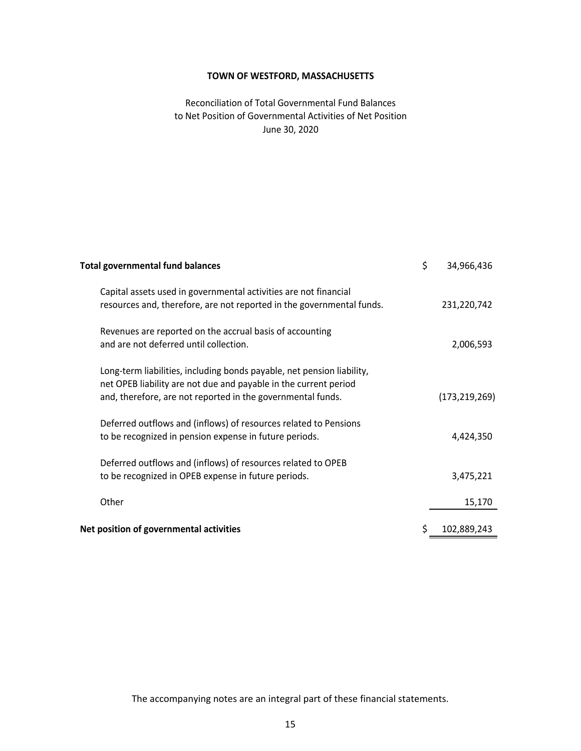**TOWN OF WESTFORD, MASSACHUSETTS**

Reconciliation of Total Governmental Fund Balances
to Net Position of Governmental Activities of Net Position
June 30, 2020

| | |
|---|---|
| **Total governmental fund balances** | $ 34,966,436 |
| Capital assets used in governmental activities are not financial resources and, therefore, are not reported in the governmental funds. | 231,220,742 |
| Revenues are reported on the accrual basis of accounting and are not deferred until collection. | 2,006,593 |
| Long-term liabilities, including bonds payable, net pension liability, net OPEB liability are not due and payable in the current period and, therefore, are not reported in the governmental funds. | (173,219,269) |
| Deferred outflows and (inflows) of resources related to Pensions to be recognized in pension expense in future periods. | 4,424,350 |
| Deferred outflows and (inflows) of resources related to OPEB to be recognized in OPEB expense in future periods. | 3,475,221 |
| Other | 15,170 |
| **Net position of governmental activities** | $ 102,889,243 |

The accompanying notes are an integral part of these financial statements.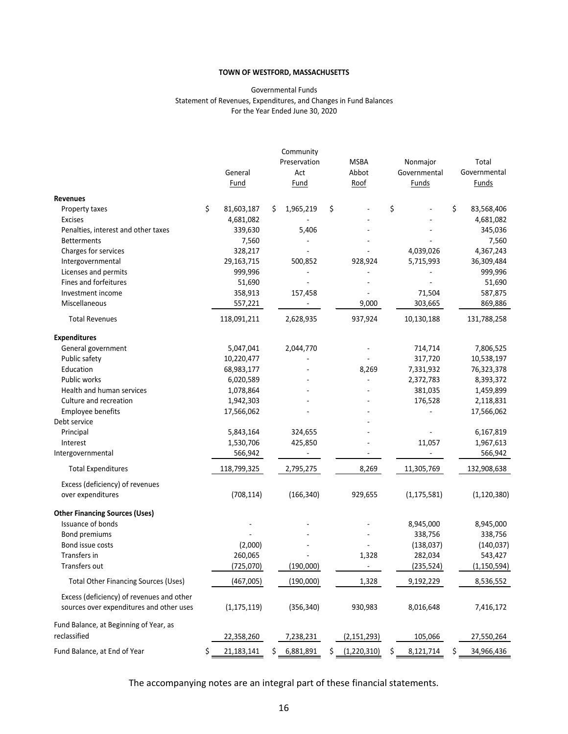**TOWN OF WESTFORD, MASSACHUSETTS**

Governmental Funds
Statement of Revenues, Expenditures, and Changes in Fund Balances
For the Year Ended June 30, 2020

| | General Fund | Community Preservation Act Fund | MSBA Abbot Roof | Nonmajor Governmental Funds | Total Governmental Funds |
|---|---|---|---|---|---|
| **Revenues** | | | | | |
| Property taxes | $ 81,603,187 | $ 1,965,219 | $ - | $ - | $ 83,568,406 |
| Excises | 4,681,082 | - | - | - | 4,681,082 |
| Penalties, interest and other taxes | 339,630 | 5,406 | - | - | 345,036 |
| Betterments | 7,560 | - | - | - | 7,560 |
| Charges for services | 328,217 | - | - | 4,039,026 | 4,367,243 |
| Intergovernmental | 29,163,715 | 500,852 | 928,924 | 5,715,993 | 36,309,484 |
| Licenses and permits | 999,996 | - | - | - | 999,996 |
| Fines and forfeitures | 51,690 | - | - | - | 51,690 |
| Investment income | 358,913 | 157,458 | - | 71,504 | 587,875 |
| Miscellaneous | 557,221 | - | 9,000 | 303,665 | 869,886 |
| Total Revenues | 118,091,211 | 2,628,935 | 937,924 | 10,130,188 | 131,788,258 |
| **Expenditures** | | | | | |
| General government | 5,047,041 | 2,044,770 | - | 714,714 | 7,806,525 |
| Public safety | 10,220,477 | - | - | 317,720 | 10,538,197 |
| Education | 68,983,177 | - | 8,269 | 7,331,932 | 76,323,378 |
| Public works | 6,020,589 | - | - | 2,372,783 | 8,393,372 |
| Health and human services | 1,078,864 | - | - | 381,035 | 1,459,899 |
| Culture and recreation | 1,942,303 | - | - | 176,528 | 2,118,831 |
| Employee benefits | 17,566,062 | - | - | - | 17,566,062 |
| Debt service | | | - | | |
| Principal | 5,843,164 | 324,655 | - | - | 6,167,819 |
| Interest | 1,530,706 | 425,850 | - | 11,057 | 1,967,613 |
| Intergovernmental | 566,942 | - | - | - | 566,942 |
| Total Expenditures | 118,799,325 | 2,795,275 | 8,269 | 11,305,769 | 132,908,638 |
| Excess (deficiency) of revenues over expenditures | (708,114) | (166,340) | 929,655 | (1,175,581) | (1,120,380) |
| **Other Financing Sources (Uses)** | | | | | |
| Issuance of bonds | - | - | - | 8,945,000 | 8,945,000 |
| Bond premiums | - | - | - | 338,756 | 338,756 |
| Bond issue costs | (2,000) | - | - | (138,037) | (140,037) |
| Transfers in | 260,065 | - | 1,328 | 282,034 | 543,427 |
| Transfers out | (725,070) | (190,000) | - | (235,524) | (1,150,594) |
| Total Other Financing Sources (Uses) | (467,005) | (190,000) | 1,328 | 9,192,229 | 8,536,552 |
| Excess (deficiency) of revenues and other sources over expenditures and other uses | (1,175,119) | (356,340) | 930,983 | 8,016,648 | 7,416,172 |
| Fund Balance, at Beginning of Year, as reclassified | 22,358,260 | 7,238,231 | (2,151,293) | 105,066 | 27,550,264 |
| Fund Balance, at End of Year | $ 21,183,141 | $ 6,881,891 | $ (1,220,310) | $ 8,121,714 | $ 34,966,436 |

The accompanying notes are an integral part of these financial statements.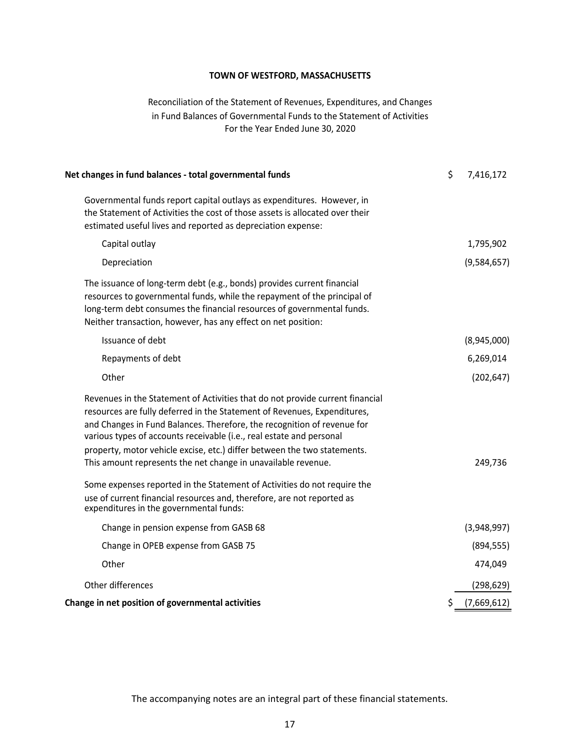**TOWN OF WESTFORD, MASSACHUSETTS**

Reconciliation of the Statement of Revenues, Expenditures, and Changes in Fund Balances of Governmental Funds to the Statement of Activities
For the Year Ended June 30, 2020

| | |
|---|---|
| **Net changes in fund balances - total governmental funds** | $ 7,416,172 |
| Governmental funds report capital outlays as expenditures. However, in the Statement of Activities the cost of those assets is allocated over their estimated useful lives and reported as depreciation expense: | |
| Capital outlay | 1,795,902 |
| Depreciation | (9,584,657) |
| The issuance of long-term debt (e.g., bonds) provides current financial resources to governmental funds, while the repayment of the principal of long-term debt consumes the financial resources of governmental funds. Neither transaction, however, has any effect on net position: | |
| Issuance of debt | (8,945,000) |
| Repayments of debt | 6,269,014 |
| Other | (202,647) |
| Revenues in the Statement of Activities that do not provide current financial resources are fully deferred in the Statement of Revenues, Expenditures, and Changes in Fund Balances. Therefore, the recognition of revenue for various types of accounts receivable (i.e., real estate and personal property, motor vehicle excise, etc.) differ between the two statements. This amount represents the net change in unavailable revenue. | 249,736 |
| Some expenses reported in the Statement of Activities do not require the use of current financial resources and, therefore, are not reported as expenditures in the governmental funds: | |
| Change in pension expense from GASB 68 | (3,948,997) |
| Change in OPEB expense from GASB 75 | (894,555) |
| Other | 474,049 |
| Other differences | (298,629) |
| **Change in net position of governmental activities** | $ (7,669,612) |

The accompanying notes are an integral part of these financial statements.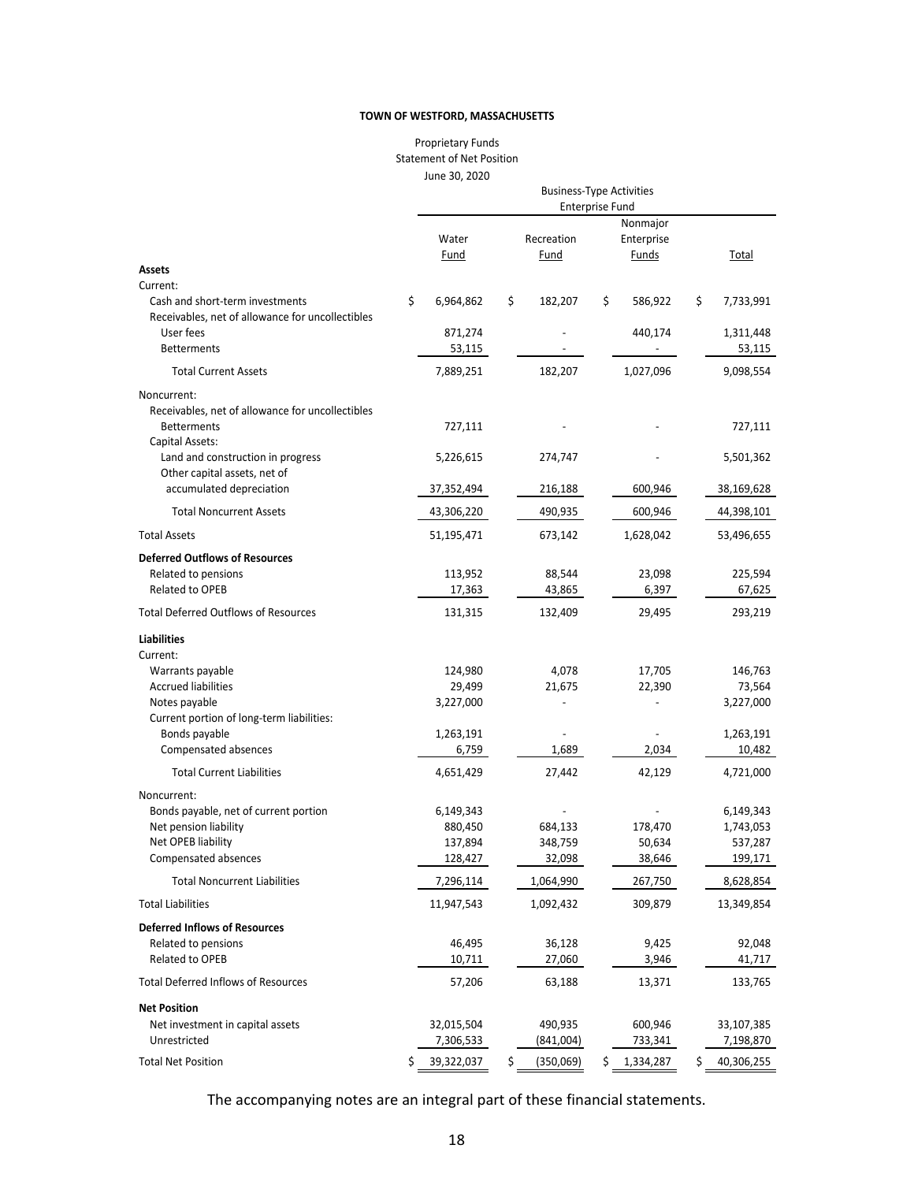**TOWN OF WESTFORD, MASSACHUSETTS**

Proprietary Funds
Statement of Net Position
June 30, 2020

| | Business-Type Activities Enterprise Fund | | | |
|---|---|---|---|---|
| | Water Fund | Recreation Fund | Nonmajor Enterprise Funds | Total |
| **Assets** | | | | |
| Current: | | | | |
| Cash and short-term investments | $ 6,964,862 | $ 182,207 | $ 586,922 | $ 7,733,991 |
| Receivables, net of allowance for uncollectibles | | | | |
| User fees | 871,274 | - | 440,174 | 1,311,448 |
| Betterments | 53,115 | - | - | 53,115 |
| Total Current Assets | 7,889,251 | 182,207 | 1,027,096 | 9,098,554 |
| Noncurrent: | | | | |
| Receivables, net of allowance for uncollectibles | | | | |
| Betterments | 727,111 | - | - | 727,111 |
| Capital Assets: | | | | |
| Land and construction in progress | 5,226,615 | 274,747 | - | 5,501,362 |
| Other capital assets, net of accumulated depreciation | 37,352,494 | 216,188 | 600,946 | 38,169,628 |
| Total Noncurrent Assets | 43,306,220 | 490,935 | 600,946 | 44,398,101 |
| Total Assets | 51,195,471 | 673,142 | 1,628,042 | 53,496,655 |
| **Deferred Outflows of Resources** | | | | |
| Related to pensions | 113,952 | 88,544 | 23,098 | 225,594 |
| Related to OPEB | 17,363 | 43,865 | 6,397 | 67,625 |
| Total Deferred Outflows of Resources | 131,315 | 132,409 | 29,495 | 293,219 |
| **Liabilities** | | | | |
| Current: | | | | |
| Warrants payable | 124,980 | 4,078 | 17,705 | 146,763 |
| Accrued liabilities | 29,499 | 21,675 | 22,390 | 73,564 |
| Notes payable | 3,227,000 | - | - | 3,227,000 |
| Current portion of long-term liabilities: | | | | |
| Bonds payable | 1,263,191 | - | - | 1,263,191 |
| Compensated absences | 6,759 | 1,689 | 2,034 | 10,482 |
| Total Current Liabilities | 4,651,429 | 27,442 | 42,129 | 4,721,000 |
| Noncurrent: | | | | |
| Bonds payable, net of current portion | 6,149,343 | - | - | 6,149,343 |
| Net pension liability | 880,450 | 684,133 | 178,470 | 1,743,053 |
| Net OPEB liability | 137,894 | 348,759 | 50,634 | 537,287 |
| Compensated absences | 128,427 | 32,098 | 38,646 | 199,171 |
| Total Noncurrent Liabilities | 7,296,114 | 1,064,990 | 267,750 | 8,628,854 |
| Total Liabilities | 11,947,543 | 1,092,432 | 309,879 | 13,349,854 |
| **Deferred Inflows of Resources** | | | | |
| Related to pensions | 46,495 | 36,128 | 9,425 | 92,048 |
| Related to OPEB | 10,711 | 27,060 | 3,946 | 41,717 |
| Total Deferred Inflows of Resources | 57,206 | 63,188 | 13,371 | 133,765 |
| **Net Position** | | | | |
| Net investment in capital assets | 32,015,504 | 490,935 | 600,946 | 33,107,385 |
| Unrestricted | 7,306,533 | (841,004) | 733,341 | 7,198,870 |
| Total Net Position | $ 39,322,037 | $ (350,069) | $ 1,334,287 | $ 40,306,255 |

The accompanying notes are an integral part of these financial statements.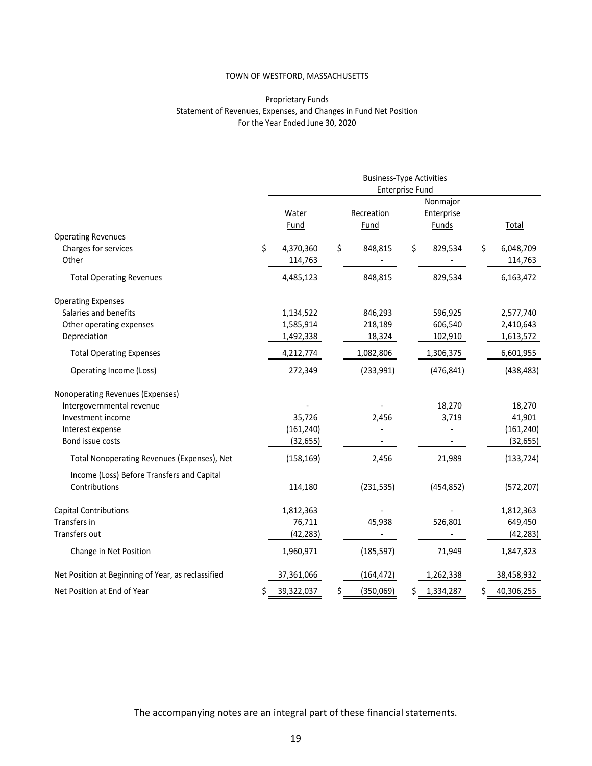# TOWN OF WESTFORD, MASSACHUSETTS

## Proprietary Funds
## Statement of Revenues, Expenses, and Changes in Fund Net Position
## For the Year Ended June 30, 2020

| | Business-Type Activities Enterprise Fund | | | |
|---|---|---|---|---|
| | Water Fund | Recreation Fund | Nonmajor Enterprise Funds | Total |
| **Operating Revenues** | | | | |
| Charges for services | $ 4,370,360 | $ 848,815 | $ 829,534 | $ 6,048,709 |
| Other | 114,763 | - | - | 114,763 |
| Total Operating Revenues | 4,485,123 | 848,815 | 829,534 | 6,163,472 |
| **Operating Expenses** | | | | |
| Salaries and benefits | 1,134,522 | 846,293 | 596,925 | 2,577,740 |
| Other operating expenses | 1,585,914 | 218,189 | 606,540 | 2,410,643 |
| Depreciation | 1,492,338 | 18,324 | 102,910 | 1,613,572 |
| Total Operating Expenses | 4,212,774 | 1,082,806 | 1,306,375 | 6,601,955 |
| Operating Income (Loss) | 272,349 | (233,991) | (476,841) | (438,483) |
| **Nonoperating Revenues (Expenses)** | | | | |
| Intergovernmental revenue | - | - | 18,270 | 18,270 |
| Investment income | 35,726 | 2,456 | 3,719 | 41,901 |
| Interest expense | (161,240) | - | - | (161,240) |
| Bond issue costs | (32,655) | - | - | (32,655) |
| Total Nonoperating Revenues (Expenses), Net | (158,169) | 2,456 | 21,989 | (133,724) |
| Income (Loss) Before Transfers and Capital Contributions | 114,180 | (231,535) | (454,852) | (572,207) |
| Capital Contributions | 1,812,363 | - | - | 1,812,363 |
| Transfers in | 76,711 | 45,938 | 526,801 | 649,450 |
| Transfers out | (42,283) | - | - | (42,283) |
| Change in Net Position | 1,960,971 | (185,597) | 71,949 | 1,847,323 |
| Net Position at Beginning of Year, as reclassified | 37,361,066 | (164,472) | 1,262,338 | 38,458,932 |
| Net Position at End of Year | $ 39,322,037 | $ (350,069) | $ 1,334,287 | $ 40,306,255 |

The accompanying notes are an integral part of these financial statements.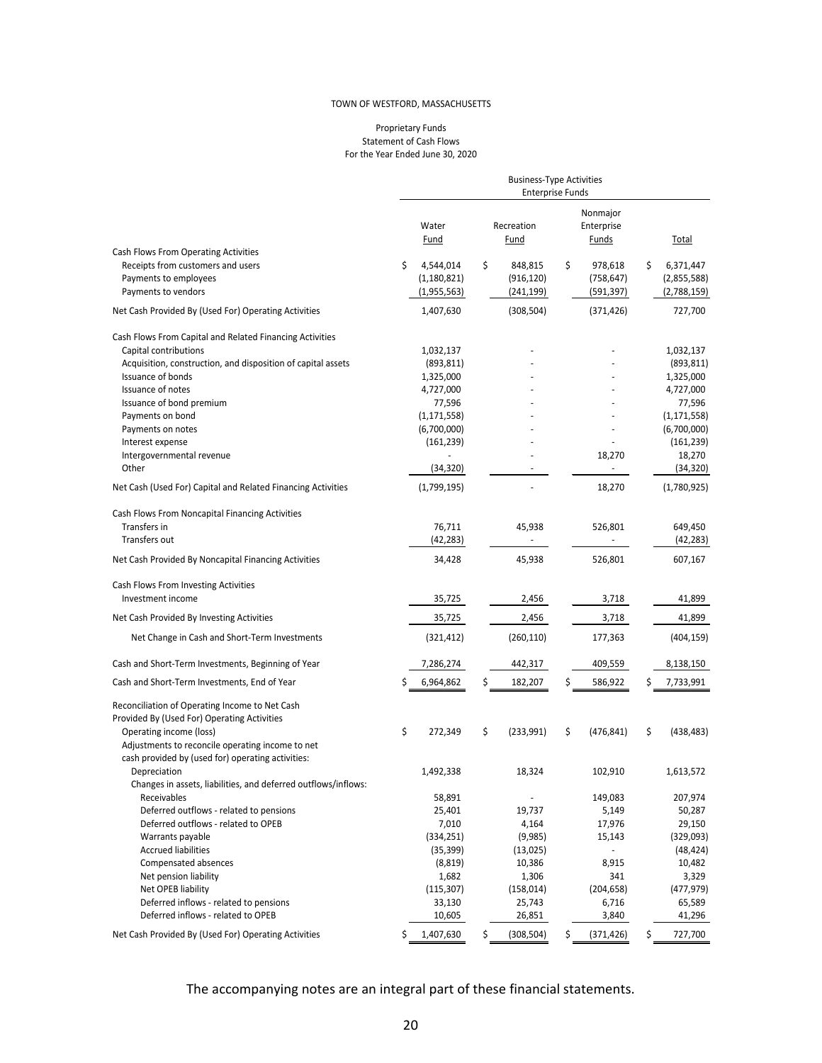TOWN OF WESTFORD, MASSACHUSETTS

Proprietary Funds
Statement of Cash Flows
For the Year Ended June 30, 2020

| | Business-Type Activities Enterprise Funds | | | |
|---|---|---|---|---|
| | Water Fund | Recreation Fund | Nonmajor Enterprise Funds | Total |
| **Cash Flows From Operating Activities** | | | | |
| Receipts from customers and users | $ 4,544,014 | $ 848,815 | $ 978,618 | $ 6,371,447 |
| Payments to employees | (1,180,821) | (916,120) | (758,647) | (2,855,588) |
| Payments to vendors | (1,955,563) | (241,199) | (591,397) | (2,788,159) |
| Net Cash Provided By (Used For) Operating Activities | 1,407,630 | (308,504) | (371,426) | 727,700 |
| **Cash Flows From Capital and Related Financing Activities** | | | | |
| Capital contributions | 1,032,137 | - | - | 1,032,137 |
| Acquisition, construction, and disposition of capital assets | (893,811) | - | - | (893,811) |
| Issuance of bonds | 1,325,000 | - | - | 1,325,000 |
| Issuance of notes | 4,727,000 | - | - | 4,727,000 |
| Issuance of bond premium | 77,596 | - | - | 77,596 |
| Payments on bond | (1,171,558) | - | - | (1,171,558) |
| Payments on notes | (6,700,000) | - | - | (6,700,000) |
| Interest expense | (161,239) | - | - | (161,239) |
| Intergovernmental revenue | - | - | 18,270 | 18,270 |
| Other | (34,320) | - | - | (34,320) |
| Net Cash (Used For) Capital and Related Financing Activities | (1,799,195) | - | 18,270 | (1,780,925) |
| **Cash Flows From Noncapital Financing Activities** | | | | |
| Transfers in | 76,711 | 45,938 | 526,801 | 649,450 |
| Transfers out | (42,283) | - | - | (42,283) |
| Net Cash Provided By Noncapital Financing Activities | 34,428 | 45,938 | 526,801 | 607,167 |
| **Cash Flows From Investing Activities** | | | | |
| Investment income | 35,725 | 2,456 | 3,718 | 41,899 |
| Net Cash Provided By Investing Activities | 35,725 | 2,456 | 3,718 | 41,899 |
| Net Change in Cash and Short-Term Investments | (321,412) | (260,110) | 177,363 | (404,159) |
| Cash and Short-Term Investments, Beginning of Year | 7,286,274 | 442,317 | 409,559 | 8,138,150 |
| Cash and Short-Term Investments, End of Year | $ 6,964,862 | $ 182,207 | $ 586,922 | $ 7,733,991 |
| **Reconciliation of Operating Income to Net Cash Provided By (Used For) Operating Activities** | | | | |
| Operating income (loss) | $ 272,349 | $ (233,991) | $ (476,841) | $ (438,483) |
| Adjustments to reconcile operating income to net cash provided by (used for) operating activities: | | | | |
| Depreciation | 1,492,338 | 18,324 | 102,910 | 1,613,572 |
| Changes in assets, liabilities, and deferred outflows/inflows: | | | | |
| Receivables | 58,891 | - | 149,083 | 207,974 |
| Deferred outflows - related to pensions | 25,401 | 19,737 | 5,149 | 50,287 |
| Deferred outflows - related to OPEB | 7,010 | 4,164 | 17,976 | 29,150 |
| Warrants payable | (334,251) | (9,985) | 15,143 | (329,093) |
| Accrued liabilities | (35,399) | (13,025) | - | (48,424) |
| Compensated absences | (8,819) | 10,386 | 8,915 | 10,482 |
| Net pension liability | 1,682 | 1,306 | 341 | 3,329 |
| Net OPEB liability | (115,307) | (158,014) | (204,658) | (477,979) |
| Deferred inflows - related to pensions | 33,130 | 25,743 | 6,716 | 65,589 |
| Deferred inflows - related to OPEB | 10,605 | 26,851 | 3,840 | 41,296 |
| Net Cash Provided By (Used For) Operating Activities | $ 1,407,630 | $ (308,504) | $ (371,426) | $ 727,700 |

The accompanying notes are an integral part of these financial statements.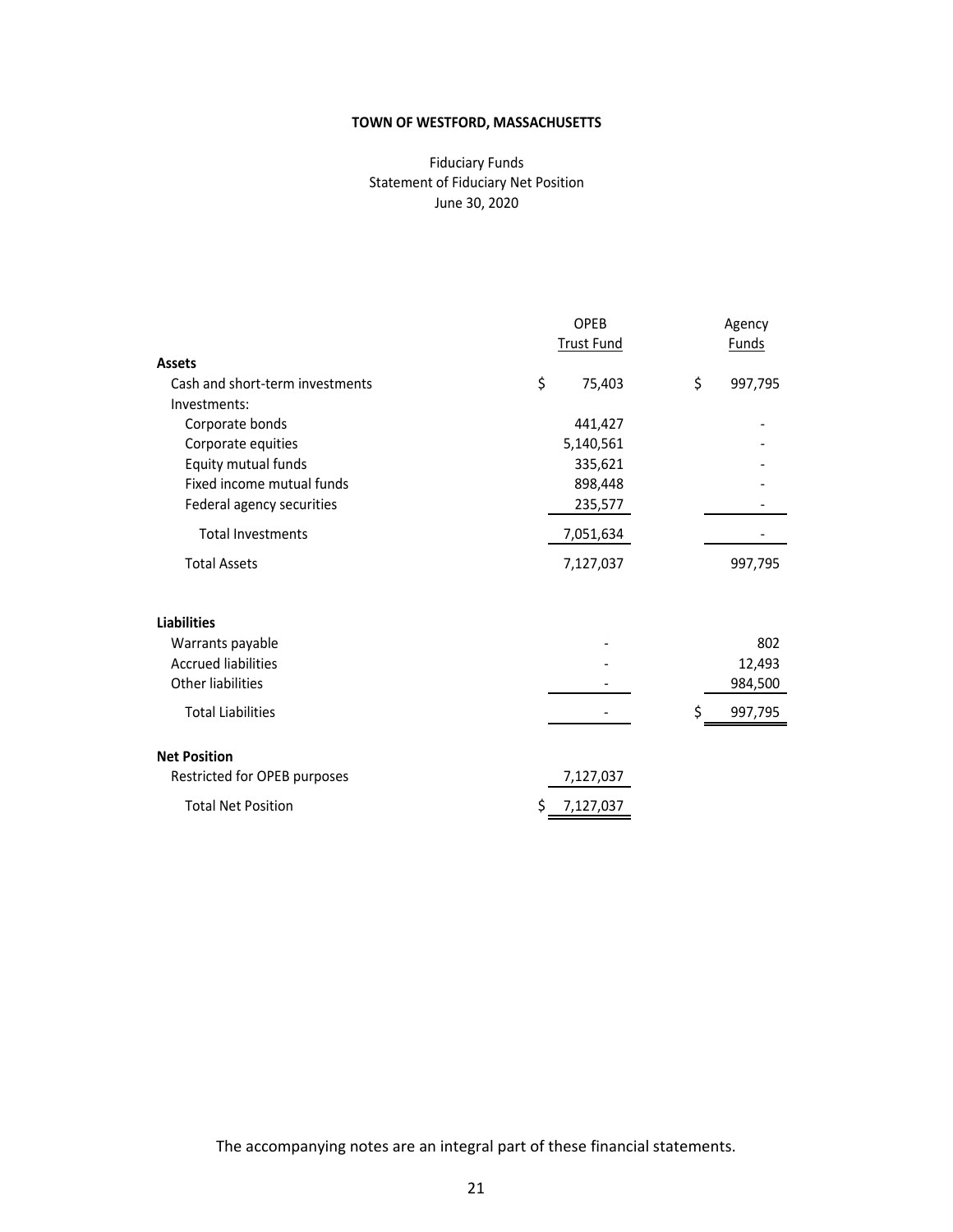**TOWN OF WESTFORD, MASSACHUSETTS**

Fiduciary Funds
Statement of Fiduciary Net Position
June 30, 2020

| | OPEB Trust Fund | Agency Funds |
|---|---|---|
| **Assets** | | |
| Cash and short-term investments | $ 75,403 | $ 997,795 |
| Investments: | | |
| Corporate bonds | 441,427 | - |
| Corporate equities | 5,140,561 | - |
| Equity mutual funds | 335,621 | - |
| Fixed income mutual funds | 898,448 | - |
| Federal agency securities | 235,577 | - |
| Total Investments | 7,051,634 | - |
| Total Assets | 7,127,037 | 997,795 |
| **Liabilities** | | |
| Warrants payable | - | 802 |
| Accrued liabilities | - | 12,493 |
| Other liabilities | - | 984,500 |
| Total Liabilities | - | $ 997,795 |
| **Net Position** | | |
| Restricted for OPEB purposes | 7,127,037 | |
| Total Net Position | $ 7,127,037 | |

The accompanying notes are an integral part of these financial statements.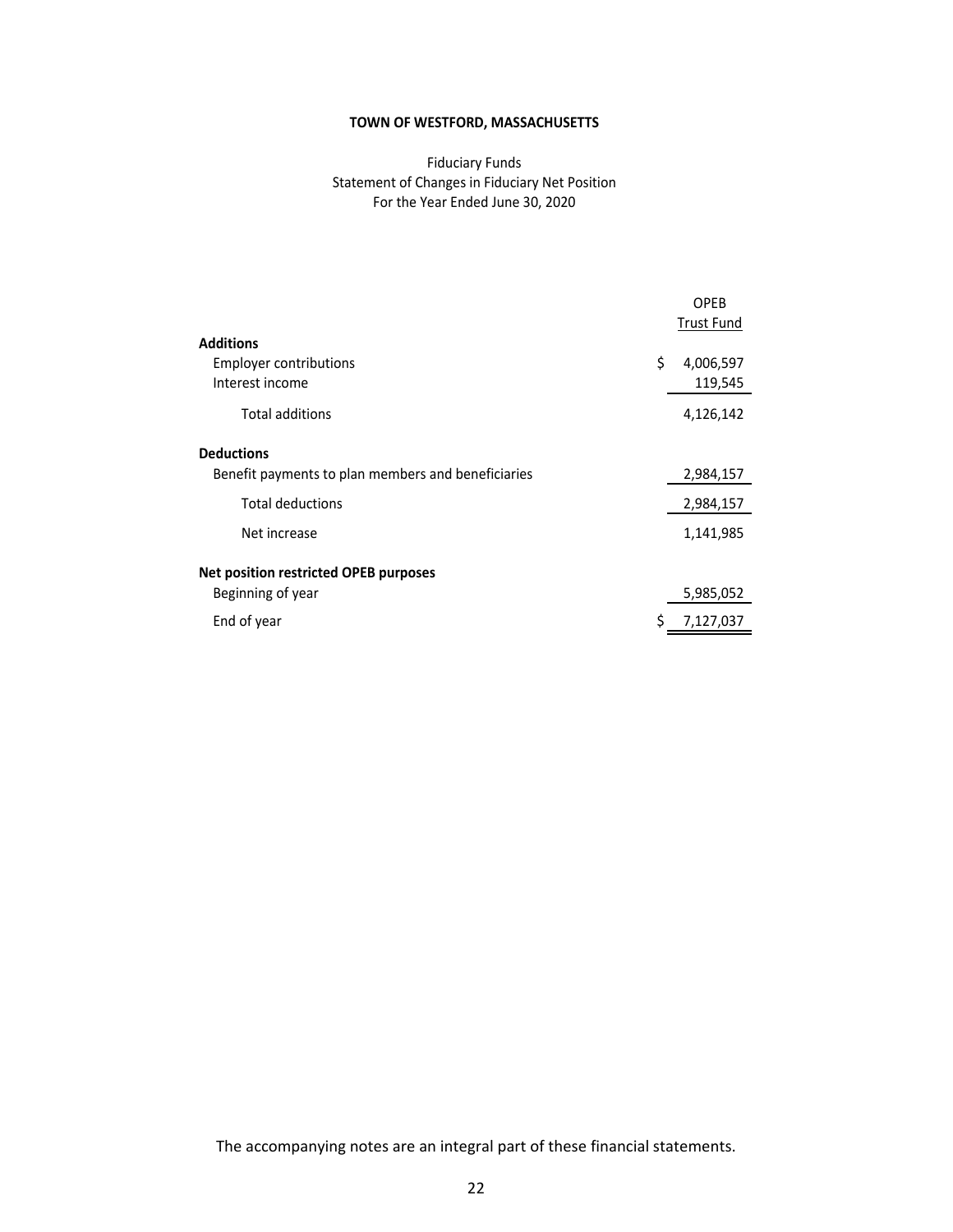**TOWN OF WESTFORD, MASSACHUSETTS**

Fiduciary Funds
Statement of Changes in Fiduciary Net Position
For the Year Ended June 30, 2020

| | OPEB Trust Fund |
|---|---|
| **Additions** | |
| Employer contributions | $ 4,006,597 |
| Interest income | 119,545 |
| Total additions | 4,126,142 |
| **Deductions** | |
| Benefit payments to plan members and beneficiaries | 2,984,157 |
| Total deductions | 2,984,157 |
| Net increase | 1,141,985 |
| **Net position restricted OPEB purposes** | |
| Beginning of year | 5,985,052 |
| End of year | $ 7,127,037 |

The accompanying notes are an integral part of these financial statements.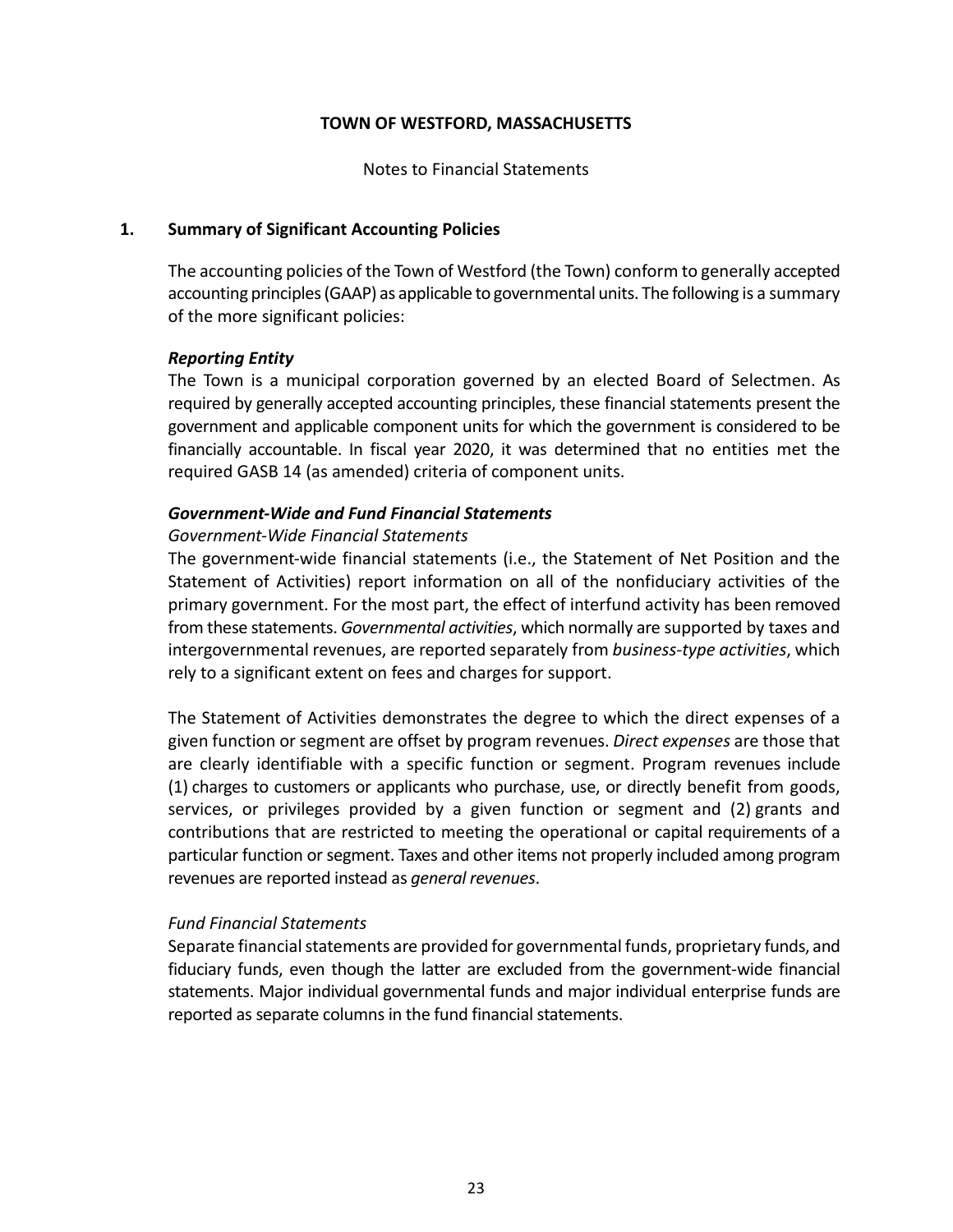# TOWN OF WESTFORD, MASSACHUSETTS

Notes to Financial Statements

## 1. Summary of Significant Accounting Policies

The accounting policies of the Town of Westford (the Town) conform to generally accepted accounting principles (GAAP) as applicable to governmental units. The following is a summary of the more significant policies:

### *Reporting Entity*

The Town is a municipal corporation governed by an elected Board of Selectmen. As required by generally accepted accounting principles, these financial statements present the government and applicable component units for which the government is considered to be financially accountable. In fiscal year 2020, it was determined that no entities met the required GASB 14 (as amended) criteria of component units.

### *Government-Wide and Fund Financial Statements*

*Government-Wide Financial Statements*

The government-wide financial statements (i.e., the Statement of Net Position and the Statement of Activities) report information on all of the nonfiduciary activities of the primary government. For the most part, the effect of interfund activity has been removed from these statements. *Governmental activities*, which normally are supported by taxes and intergovernmental revenues, are reported separately from *business-type activities*, which rely to a significant extent on fees and charges for support.

The Statement of Activities demonstrates the degree to which the direct expenses of a given function or segment are offset by program revenues. *Direct expenses* are those that are clearly identifiable with a specific function or segment. Program revenues include (1) charges to customers or applicants who purchase, use, or directly benefit from goods, services, or privileges provided by a given function or segment and (2) grants and contributions that are restricted to meeting the operational or capital requirements of a particular function or segment. Taxes and other items not properly included among program revenues are reported instead as *general revenues*.

*Fund Financial Statements*

Separate financial statements are provided for governmental funds, proprietary funds, and fiduciary funds, even though the latter are excluded from the government-wide financial statements. Major individual governmental funds and major individual enterprise funds are reported as separate columns in the fund financial statements.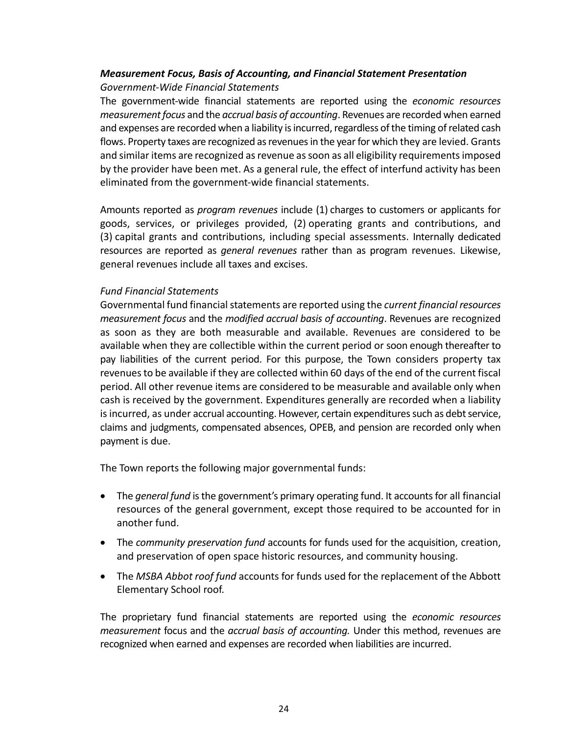### ***Measurement Focus, Basis of Accounting, and Financial Statement Presentation***

*Government-Wide Financial Statements*

The government-wide financial statements are reported using the *economic resources measurement focus* and the *accrual basis of accounting*. Revenues are recorded when earned and expenses are recorded when a liability is incurred, regardless of the timing of related cash flows. Property taxes are recognized as revenues in the year for which they are levied. Grants and similar items are recognized as revenue as soon as all eligibility requirements imposed by the provider have been met. As a general rule, the effect of interfund activity has been eliminated from the government-wide financial statements.

Amounts reported as *program revenues* include (1) charges to customers or applicants for goods, services, or privileges provided, (2) operating grants and contributions, and (3) capital grants and contributions, including special assessments. Internally dedicated resources are reported as *general revenues* rather than as program revenues. Likewise, general revenues include all taxes and excises.

*Fund Financial Statements*

Governmental fund financial statements are reported using the *current financial resources measurement focus* and the *modified accrual basis of accounting*. Revenues are recognized as soon as they are both measurable and available. Revenues are considered to be available when they are collectible within the current period or soon enough thereafter to pay liabilities of the current period. For this purpose, the Town considers property tax revenues to be available if they are collected within 60 days of the end of the current fiscal period. All other revenue items are considered to be measurable and available only when cash is received by the government. Expenditures generally are recorded when a liability is incurred, as under accrual accounting. However, certain expenditures such as debt service, claims and judgments, compensated absences, OPEB, and pension are recorded only when payment is due.

The Town reports the following major governmental funds:

- The *general fund* is the government's primary operating fund. It accounts for all financial resources of the general government, except those required to be accounted for in another fund.
- The *community preservation fund* accounts for funds used for the acquisition, creation, and preservation of open space historic resources, and community housing.
- The *MSBA Abbot roof fund* accounts for funds used for the replacement of the Abbott Elementary School roof.

The proprietary fund financial statements are reported using the *economic resources measurement* focus and the *accrual basis of accounting.* Under this method, revenues are recognized when earned and expenses are recorded when liabilities are incurred.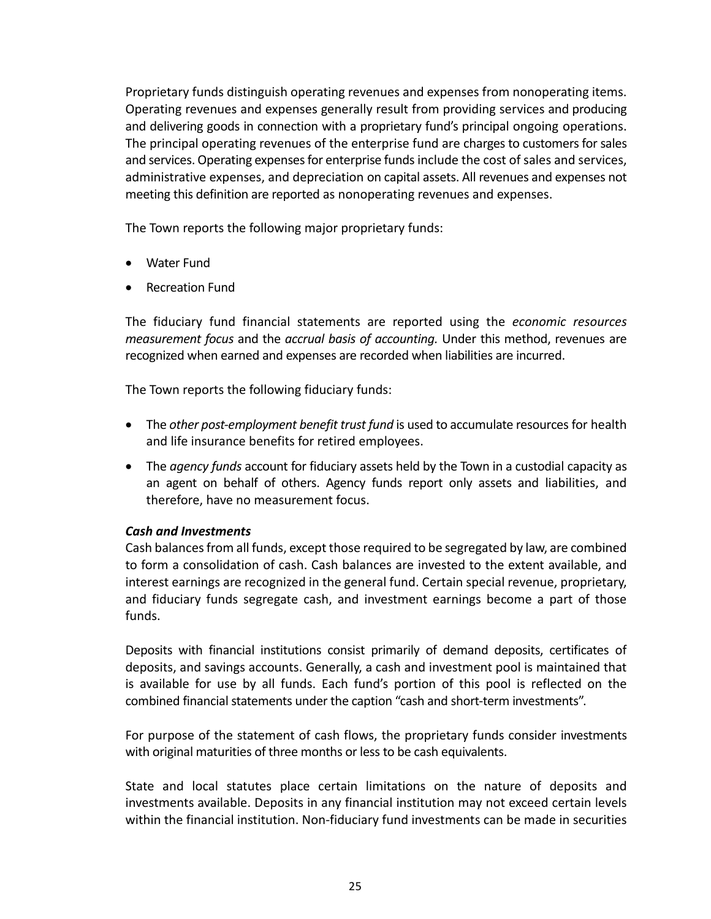Proprietary funds distinguish operating revenues and expenses from nonoperating items. Operating revenues and expenses generally result from providing services and producing and delivering goods in connection with a proprietary fund's principal ongoing operations. The principal operating revenues of the enterprise fund are charges to customers for sales and services. Operating expenses for enterprise funds include the cost of sales and services, administrative expenses, and depreciation on capital assets. All revenues and expenses not meeting this definition are reported as nonoperating revenues and expenses.

The Town reports the following major proprietary funds:

- Water Fund
- Recreation Fund

The fiduciary fund financial statements are reported using the *economic resources measurement focus* and the *accrual basis of accounting.* Under this method, revenues are recognized when earned and expenses are recorded when liabilities are incurred.

The Town reports the following fiduciary funds:

- The *other post-employment benefit trust fund* is used to accumulate resources for health and life insurance benefits for retired employees.
- The *agency funds* account for fiduciary assets held by the Town in a custodial capacity as an agent on behalf of others. Agency funds report only assets and liabilities, and therefore, have no measurement focus.

***Cash and Investments***

Cash balances from all funds, except those required to be segregated by law, are combined to form a consolidation of cash. Cash balances are invested to the extent available, and interest earnings are recognized in the general fund. Certain special revenue, proprietary, and fiduciary funds segregate cash, and investment earnings become a part of those funds.

Deposits with financial institutions consist primarily of demand deposits, certificates of deposits, and savings accounts. Generally, a cash and investment pool is maintained that is available for use by all funds. Each fund's portion of this pool is reflected on the combined financial statements under the caption "cash and short-term investments".

For purpose of the statement of cash flows, the proprietary funds consider investments with original maturities of three months or less to be cash equivalents.

State and local statutes place certain limitations on the nature of deposits and investments available. Deposits in any financial institution may not exceed certain levels within the financial institution. Non-fiduciary fund investments can be made in securities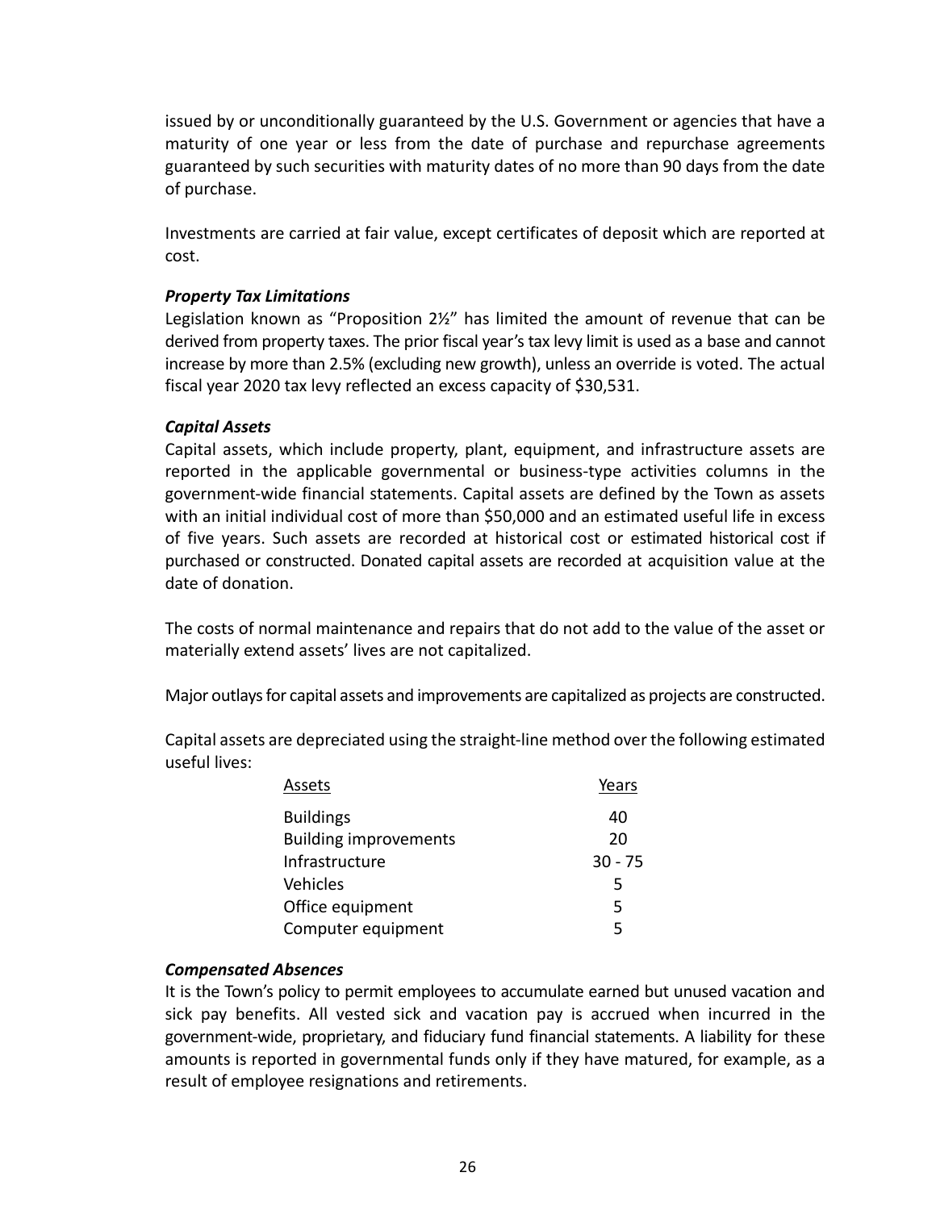issued by or unconditionally guaranteed by the U.S. Government or agencies that have a maturity of one year or less from the date of purchase and repurchase agreements guaranteed by such securities with maturity dates of no more than 90 days from the date of purchase.

Investments are carried at fair value, except certificates of deposit which are reported at cost.

***Property Tax Limitations***

Legislation known as "Proposition 2½" has limited the amount of revenue that can be derived from property taxes. The prior fiscal year's tax levy limit is used as a base and cannot increase by more than 2.5% (excluding new growth), unless an override is voted. The actual fiscal year 2020 tax levy reflected an excess capacity of $30,531.

***Capital Assets***

Capital assets, which include property, plant, equipment, and infrastructure assets are reported in the applicable governmental or business-type activities columns in the government-wide financial statements. Capital assets are defined by the Town as assets with an initial individual cost of more than $50,000 and an estimated useful life in excess of five years. Such assets are recorded at historical cost or estimated historical cost if purchased or constructed. Donated capital assets are recorded at acquisition value at the date of donation.

The costs of normal maintenance and repairs that do not add to the value of the asset or materially extend assets' lives are not capitalized.

Major outlays for capital assets and improvements are capitalized as projects are constructed.

Capital assets are depreciated using the straight-line method over the following estimated useful lives:

| Assets | Years |
|---|---|
| Buildings | 40 |
| Building improvements | 20 |
| Infrastructure | 30 - 75 |
| Vehicles | 5 |
| Office equipment | 5 |
| Computer equipment | 5 |

***Compensated Absences***

It is the Town's policy to permit employees to accumulate earned but unused vacation and sick pay benefits. All vested sick and vacation pay is accrued when incurred in the government-wide, proprietary, and fiduciary fund financial statements. A liability for these amounts is reported in governmental funds only if they have matured, for example, as a result of employee resignations and retirements.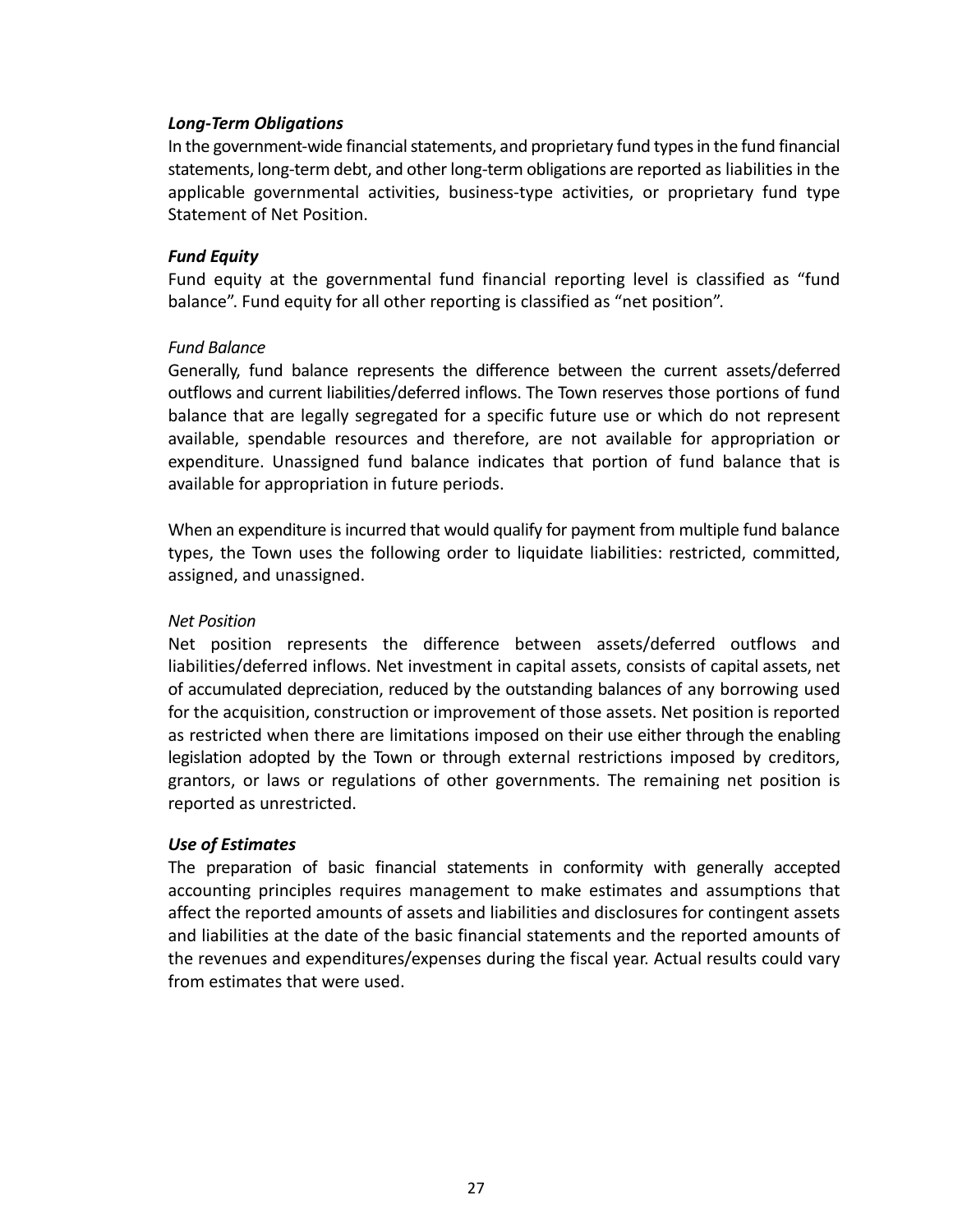### *Long-Term Obligations*

In the government-wide financial statements, and proprietary fund types in the fund financial statements, long-term debt, and other long-term obligations are reported as liabilities in the applicable governmental activities, business-type activities, or proprietary fund type Statement of Net Position.

### *Fund Equity*

Fund equity at the governmental fund financial reporting level is classified as "fund balance". Fund equity for all other reporting is classified as "net position".

#### *Fund Balance*

Generally, fund balance represents the difference between the current assets/deferred outflows and current liabilities/deferred inflows. The Town reserves those portions of fund balance that are legally segregated for a specific future use or which do not represent available, spendable resources and therefore, are not available for appropriation or expenditure. Unassigned fund balance indicates that portion of fund balance that is available for appropriation in future periods.

When an expenditure is incurred that would qualify for payment from multiple fund balance types, the Town uses the following order to liquidate liabilities: restricted, committed, assigned, and unassigned.

#### *Net Position*

Net position represents the difference between assets/deferred outflows and liabilities/deferred inflows. Net investment in capital assets, consists of capital assets, net of accumulated depreciation, reduced by the outstanding balances of any borrowing used for the acquisition, construction or improvement of those assets. Net position is reported as restricted when there are limitations imposed on their use either through the enabling legislation adopted by the Town or through external restrictions imposed by creditors, grantors, or laws or regulations of other governments. The remaining net position is reported as unrestricted.

### *Use of Estimates*

The preparation of basic financial statements in conformity with generally accepted accounting principles requires management to make estimates and assumptions that affect the reported amounts of assets and liabilities and disclosures for contingent assets and liabilities at the date of the basic financial statements and the reported amounts of the revenues and expenditures/expenses during the fiscal year. Actual results could vary from estimates that were used.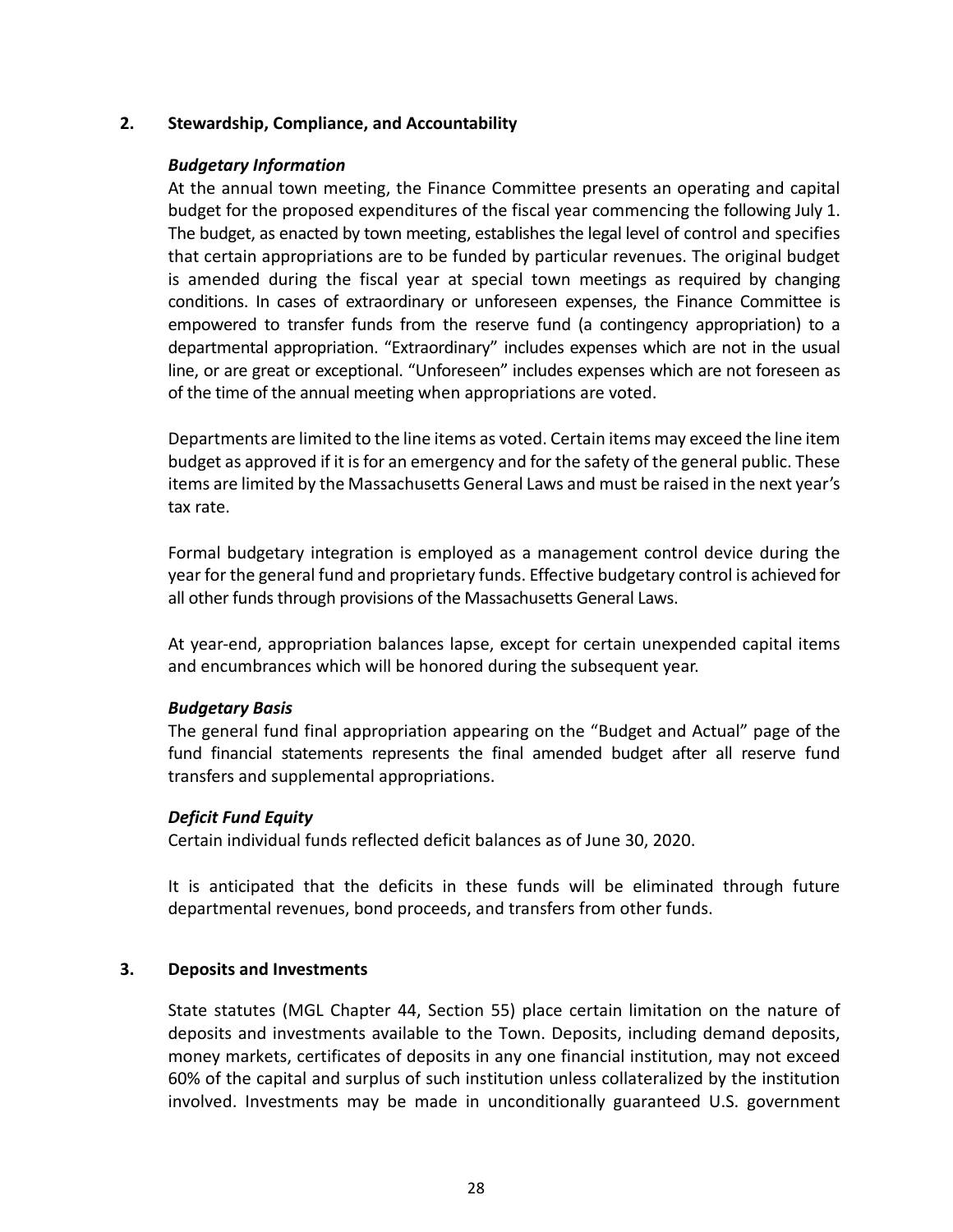## 2. Stewardship, Compliance, and Accountability

### *Budgetary Information*

At the annual town meeting, the Finance Committee presents an operating and capital budget for the proposed expenditures of the fiscal year commencing the following July 1. The budget, as enacted by town meeting, establishes the legal level of control and specifies that certain appropriations are to be funded by particular revenues. The original budget is amended during the fiscal year at special town meetings as required by changing conditions. In cases of extraordinary or unforeseen expenses, the Finance Committee is empowered to transfer funds from the reserve fund (a contingency appropriation) to a departmental appropriation. "Extraordinary" includes expenses which are not in the usual line, or are great or exceptional. "Unforeseen" includes expenses which are not foreseen as of the time of the annual meeting when appropriations are voted.

Departments are limited to the line items as voted. Certain items may exceed the line item budget as approved if it is for an emergency and for the safety of the general public. These items are limited by the Massachusetts General Laws and must be raised in the next year's tax rate.

Formal budgetary integration is employed as a management control device during the year for the general fund and proprietary funds. Effective budgetary control is achieved for all other funds through provisions of the Massachusetts General Laws.

At year-end, appropriation balances lapse, except for certain unexpended capital items and encumbrances which will be honored during the subsequent year.

### *Budgetary Basis*

The general fund final appropriation appearing on the "Budget and Actual" page of the fund financial statements represents the final amended budget after all reserve fund transfers and supplemental appropriations.

### *Deficit Fund Equity*

Certain individual funds reflected deficit balances as of June 30, 2020.

It is anticipated that the deficits in these funds will be eliminated through future departmental revenues, bond proceeds, and transfers from other funds.

## 3. Deposits and Investments

State statutes (MGL Chapter 44, Section 55) place certain limitation on the nature of deposits and investments available to the Town. Deposits, including demand deposits, money markets, certificates of deposits in any one financial institution, may not exceed 60% of the capital and surplus of such institution unless collateralized by the institution involved. Investments may be made in unconditionally guaranteed U.S. government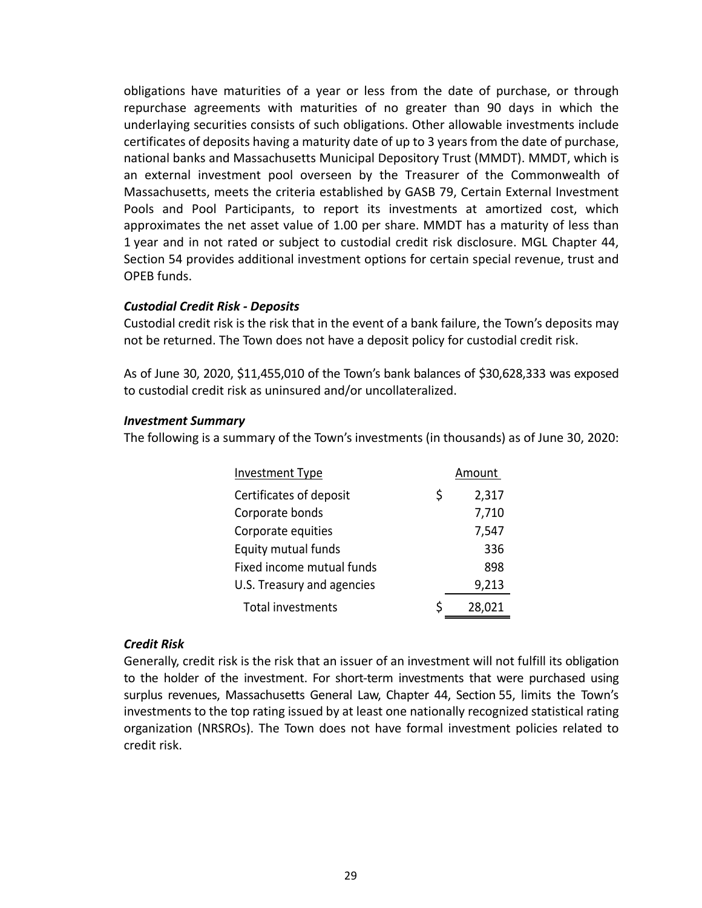obligations have maturities of a year or less from the date of purchase, or through repurchase agreements with maturities of no greater than 90 days in which the underlaying securities consists of such obligations. Other allowable investments include certificates of deposits having a maturity date of up to 3 years from the date of purchase, national banks and Massachusetts Municipal Depository Trust (MMDT). MMDT, which is an external investment pool overseen by the Treasurer of the Commonwealth of Massachusetts, meets the criteria established by GASB 79, Certain External Investment Pools and Pool Participants, to report its investments at amortized cost, which approximates the net asset value of 1.00 per share. MMDT has a maturity of less than 1 year and in not rated or subject to custodial credit risk disclosure. MGL Chapter 44, Section 54 provides additional investment options for certain special revenue, trust and OPEB funds.

***Custodial Credit Risk - Deposits***

Custodial credit risk is the risk that in the event of a bank failure, the Town's deposits may not be returned. The Town does not have a deposit policy for custodial credit risk.

As of June 30, 2020, $11,455,010 of the Town's bank balances of $30,628,333 was exposed to custodial credit risk as uninsured and/or uncollateralized.

***Investment Summary***

The following is a summary of the Town's investments (in thousands) as of June 30, 2020:

| Investment Type | Amount |
|---|---|
| Certificates of deposit | $ 2,317 |
| Corporate bonds | 7,710 |
| Corporate equities | 7,547 |
| Equity mutual funds | 336 |
| Fixed income mutual funds | 898 |
| U.S. Treasury and agencies | 9,213 |
| Total investments | $ 28,021 |

***Credit Risk***

Generally, credit risk is the risk that an issuer of an investment will not fulfill its obligation to the holder of the investment. For short-term investments that were purchased using surplus revenues, Massachusetts General Law, Chapter 44, Section 55, limits the Town's investments to the top rating issued by at least one nationally recognized statistical rating organization (NRSROs). The Town does not have formal investment policies related to credit risk.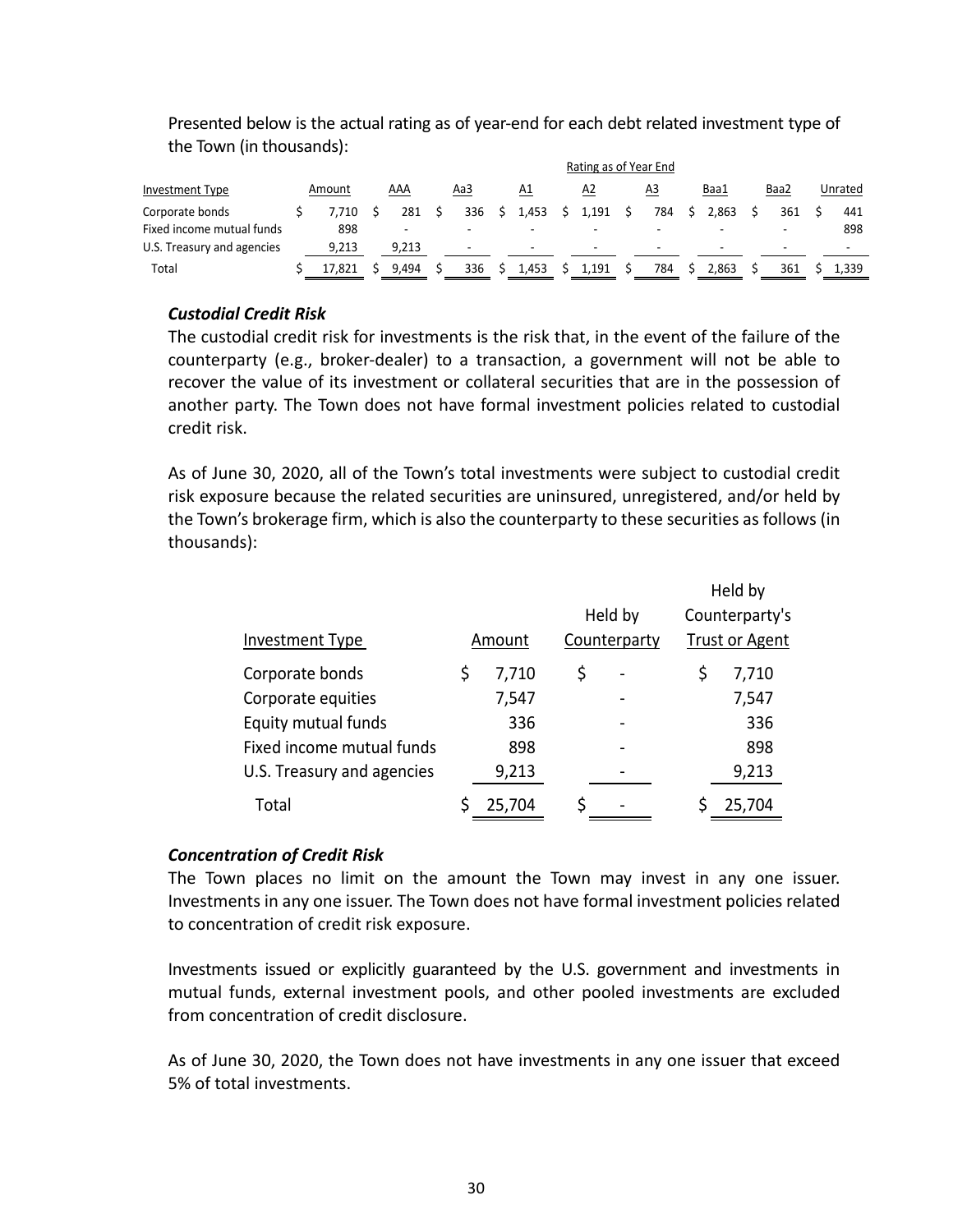Presented below is the actual rating as of year-end for each debt related investment type of the Town (in thousands):

| | | Rating as of Year End | | | | | | | |
|---|---|---|---|---|---|---|---|---|---|
| Investment Type | Amount | AAA | Aa3 | A1 | A2 | A3 | Baa1 | Baa2 | Unrated |
| Corporate bonds | $ 7,710 | $ 281 | $ 336 | $ 1,453 | $ 1,191 | $ 784 | $ 2,863 | $ 361 | $ 441 |
| Fixed income mutual funds | 898 | - | - | - | - | - | - | - | 898 |
| U.S. Treasury and agencies | 9,213 | 9,213 | - | - | - | - | - | - | - |
| Total | $ 17,821 | $ 9,494 | $ 336 | $ 1,453 | $ 1,191 | $ 784 | $ 2,863 | $ 361 | $ 1,339 |

***Custodial Credit Risk***

The custodial credit risk for investments is the risk that, in the event of the failure of the counterparty (e.g., broker-dealer) to a transaction, a government will not be able to recover the value of its investment or collateral securities that are in the possession of another party. The Town does not have formal investment policies related to custodial credit risk.

As of June 30, 2020, all of the Town's total investments were subject to custodial credit risk exposure because the related securities are uninsured, unregistered, and/or held by the Town's brokerage firm, which is also the counterparty to these securities as follows (in thousands):

| Investment Type | Amount | Held by Counterparty | Held by Counterparty's Trust or Agent |
|---|---|---|---|
| Corporate bonds | $ 7,710 | $ - | $ 7,710 |
| Corporate equities | 7,547 | - | 7,547 |
| Equity mutual funds | 336 | - | 336 |
| Fixed income mutual funds | 898 | - | 898 |
| U.S. Treasury and agencies | 9,213 | - | 9,213 |
| Total | $ 25,704 | $ - | $ 25,704 |

***Concentration of Credit Risk***

The Town places no limit on the amount the Town may invest in any one issuer. Investments in any one issuer. The Town does not have formal investment policies related to concentration of credit risk exposure.

Investments issued or explicitly guaranteed by the U.S. government and investments in mutual funds, external investment pools, and other pooled investments are excluded from concentration of credit disclosure.

As of June 30, 2020, the Town does not have investments in any one issuer that exceed 5% of total investments.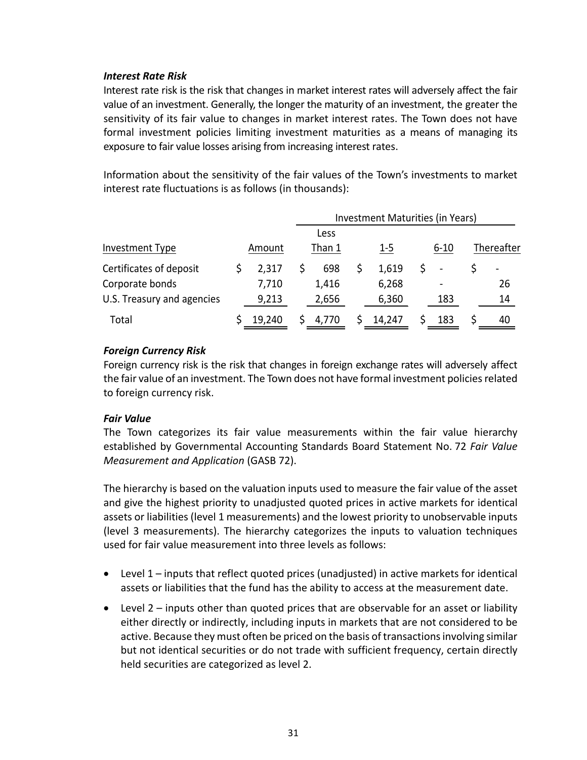### *Interest Rate Risk*

Interest rate risk is the risk that changes in market interest rates will adversely affect the fair value of an investment. Generally, the longer the maturity of an investment, the greater the sensitivity of its fair value to changes in market interest rates. The Town does not have formal investment policies limiting investment maturities as a means of managing its exposure to fair value losses arising from increasing interest rates.

Information about the sensitivity of the fair values of the Town's investments to market interest rate fluctuations is as follows (in thousands):

| | | Investment Maturities (in Years) | | | |
|---|---|---|---|---|---|
| Investment Type | Amount | Less Than 1 | 1-5 | 6-10 | Thereafter |
| Certificates of deposit | $ 2,317 | $ 698 | $ 1,619 | $ - | $ - |
| Corporate bonds | 7,710 | 1,416 | 6,268 | - | 26 |
| U.S. Treasury and agencies | 9,213 | 2,656 | 6,360 | 183 | 14 |
| Total | $ 19,240 | $ 4,770 | $ 14,247 | $ 183 | $ 40 |

### *Foreign Currency Risk*

Foreign currency risk is the risk that changes in foreign exchange rates will adversely affect the fair value of an investment. The Town does not have formal investment policies related to foreign currency risk.

### *Fair Value*

The Town categorizes its fair value measurements within the fair value hierarchy established by Governmental Accounting Standards Board Statement No. 72 *Fair Value Measurement and Application* (GASB 72).

The hierarchy is based on the valuation inputs used to measure the fair value of the asset and give the highest priority to unadjusted quoted prices in active markets for identical assets or liabilities (level 1 measurements) and the lowest priority to unobservable inputs (level 3 measurements). The hierarchy categorizes the inputs to valuation techniques used for fair value measurement into three levels as follows:

- Level 1 – inputs that reflect quoted prices (unadjusted) in active markets for identical assets or liabilities that the fund has the ability to access at the measurement date.
- Level 2 – inputs other than quoted prices that are observable for an asset or liability either directly or indirectly, including inputs in markets that are not considered to be active. Because they must often be priced on the basis of transactions involving similar but not identical securities or do not trade with sufficient frequency, certain directly held securities are categorized as level 2.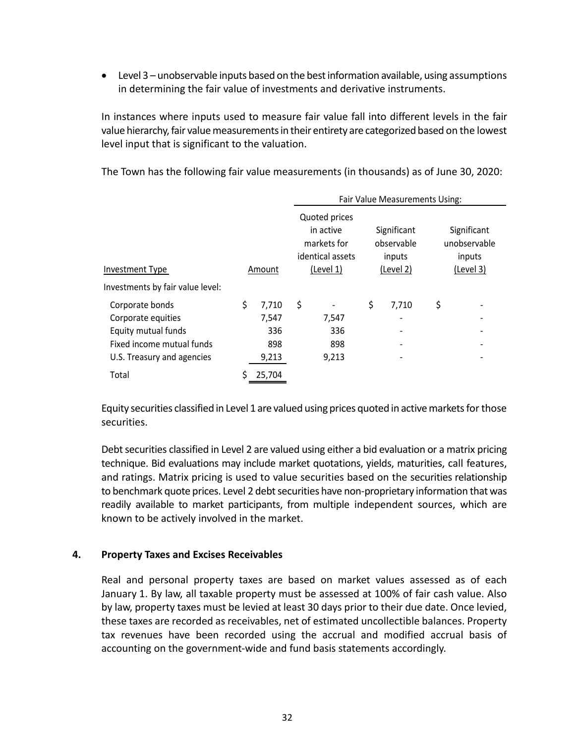- Level 3 – unobservable inputs based on the best information available, using assumptions in determining the fair value of investments and derivative instruments.

In instances where inputs used to measure fair value fall into different levels in the fair value hierarchy, fair value measurements in their entirety are categorized based on the lowest level input that is significant to the valuation.

The Town has the following fair value measurements (in thousands) as of June 30, 2020:

| | | Fair Value Measurements Using: | | |
|---|---|---|---|---|
| Investment Type | Amount | Quoted prices in active markets for identical assets (Level 1) | Significant observable inputs (Level 2) | Significant unobservable inputs (Level 3) |
| Investments by fair value level: | | | | |
| Corporate bonds | $ 7,710 | $ - | $ 7,710 | $ - |
| Corporate equities | 7,547 | 7,547 | - | - |
| Equity mutual funds | 336 | 336 | - | - |
| Fixed income mutual funds | 898 | 898 | - | - |
| U.S. Treasury and agencies | 9,213 | 9,213 | - | - |
| Total | $ 25,704 | | | |

Equity securities classified in Level 1 are valued using prices quoted in active markets for those securities.

Debt securities classified in Level 2 are valued using either a bid evaluation or a matrix pricing technique. Bid evaluations may include market quotations, yields, maturities, call features, and ratings. Matrix pricing is used to value securities based on the securities relationship to benchmark quote prices. Level 2 debt securities have non-proprietary information that was readily available to market participants, from multiple independent sources, which are known to be actively involved in the market.

## 4. Property Taxes and Excises Receivables

Real and personal property taxes are based on market values assessed as of each January 1. By law, all taxable property must be assessed at 100% of fair cash value. Also by law, property taxes must be levied at least 30 days prior to their due date. Once levied, these taxes are recorded as receivables, net of estimated uncollectible balances. Property tax revenues have been recorded using the accrual and modified accrual basis of accounting on the government-wide and fund basis statements accordingly.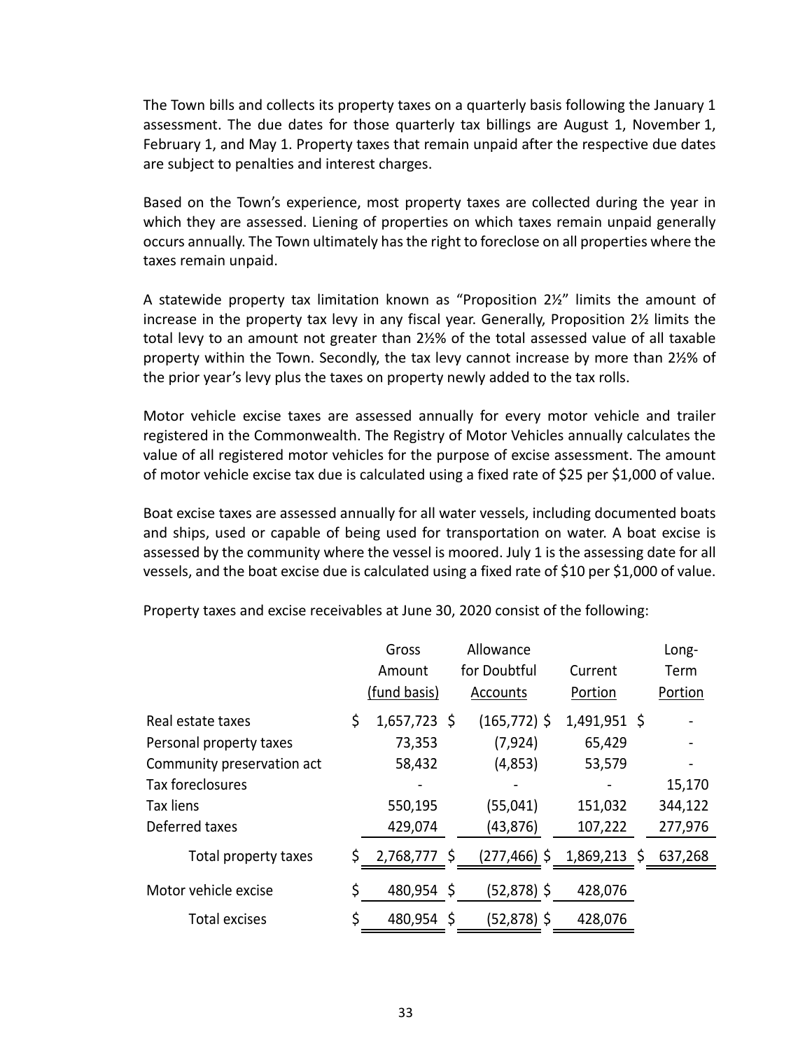The Town bills and collects its property taxes on a quarterly basis following the January 1 assessment. The due dates for those quarterly tax billings are August 1, November 1, February 1, and May 1. Property taxes that remain unpaid after the respective due dates are subject to penalties and interest charges.

Based on the Town's experience, most property taxes are collected during the year in which they are assessed. Liening of properties on which taxes remain unpaid generally occurs annually. The Town ultimately has the right to foreclose on all properties where the taxes remain unpaid.

A statewide property tax limitation known as "Proposition 2½" limits the amount of increase in the property tax levy in any fiscal year. Generally, Proposition 2½ limits the total levy to an amount not greater than 2½% of the total assessed value of all taxable property within the Town. Secondly, the tax levy cannot increase by more than 2½% of the prior year's levy plus the taxes on property newly added to the tax rolls.

Motor vehicle excise taxes are assessed annually for every motor vehicle and trailer registered in the Commonwealth. The Registry of Motor Vehicles annually calculates the value of all registered motor vehicles for the purpose of excise assessment. The amount of motor vehicle excise tax due is calculated using a fixed rate of $25 per $1,000 of value.

Boat excise taxes are assessed annually for all water vessels, including documented boats and ships, used or capable of being used for transportation on water. A boat excise is assessed by the community where the vessel is moored. July 1 is the assessing date for all vessels, and the boat excise due is calculated using a fixed rate of $10 per $1,000 of value.

Property taxes and excise receivables at June 30, 2020 consist of the following:

| | Gross Amount (fund basis) | Allowance for Doubtful Accounts | Current Portion | Long-Term Portion |
|---|---|---|---|---|
| Real estate taxes | $ 1,657,723 | $ (165,772) | $ 1,491,951 | $ - |
| Personal property taxes | 73,353 | (7,924) | 65,429 | - |
| Community preservation act | 58,432 | (4,853) | 53,579 | - |
| Tax foreclosures | - | - | - | 15,170 |
| Tax liens | 550,195 | (55,041) | 151,032 | 344,122 |
| Deferred taxes | 429,074 | (43,876) | 107,222 | 277,976 |
| Total property taxes | $ 2,768,777 | $ (277,466) | $ 1,869,213 | $ 637,268 |
| Motor vehicle excise | $ 480,954 | $ (52,878) | $ 428,076 | |
| Total excises | $ 480,954 | $ (52,878) | $ 428,076 | |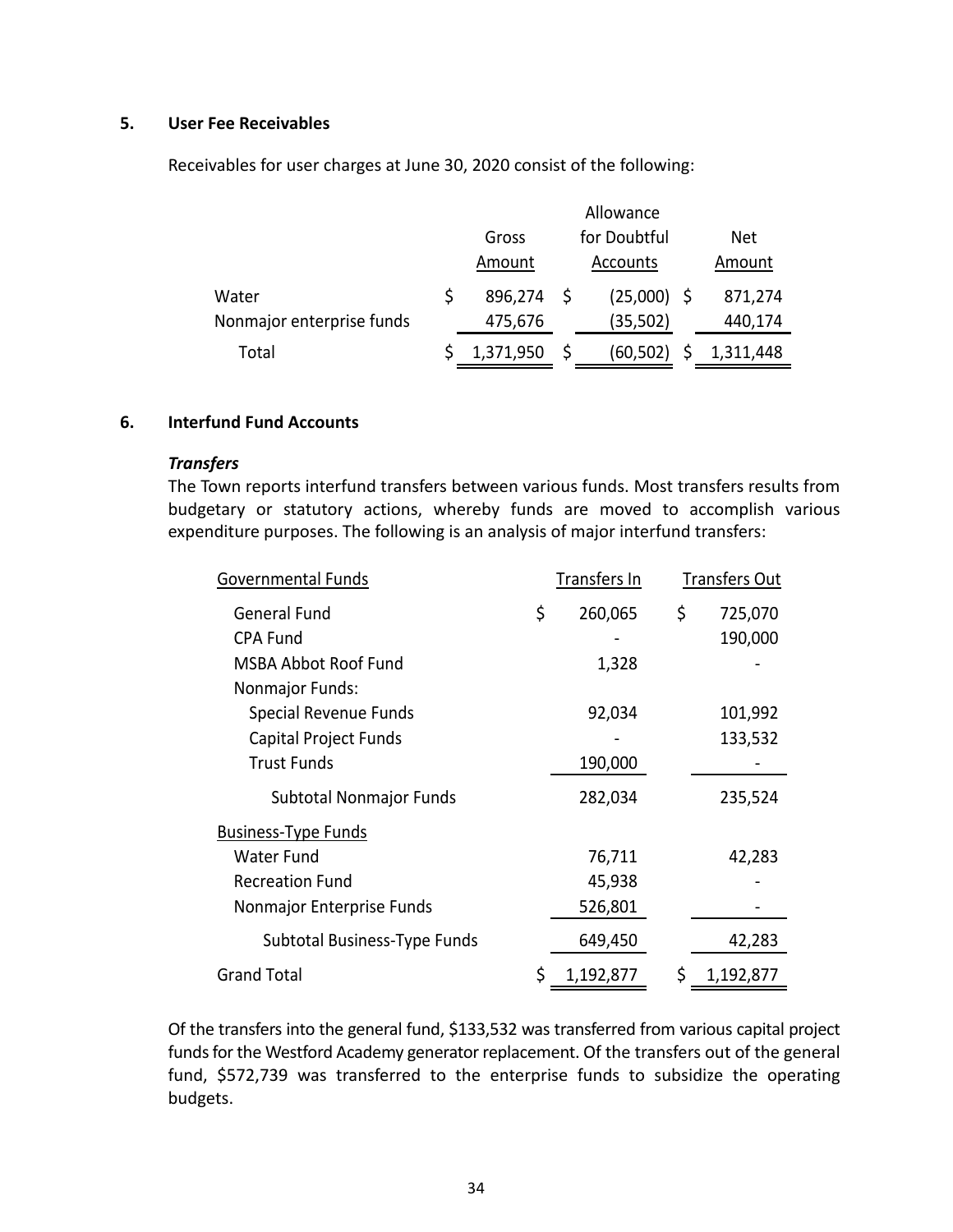## 5. User Fee Receivables

Receivables for user charges at June 30, 2020 consist of the following:

| | Gross Amount | Allowance for Doubtful Accounts | Net Amount |
|---|---|---|---|
| Water | $ 896,274 | $ (25,000) | $ 871,274 |
| Nonmajor enterprise funds | 475,676 | (35,502) | 440,174 |
| Total | $ 1,371,950 | $ (60,502) | $ 1,311,448 |

## 6. Interfund Fund Accounts

### *Transfers*

The Town reports interfund transfers between various funds. Most transfers results from budgetary or statutory actions, whereby funds are moved to accomplish various expenditure purposes. The following is an analysis of major interfund transfers:

| Governmental Funds | Transfers In | Transfers Out |
|---|---|---|
| General Fund | $ 260,065 | $ 725,070 |
| CPA Fund | - | 190,000 |
| MSBA Abbot Roof Fund | 1,328 | - |
| Nonmajor Funds: | | |
| Special Revenue Funds | 92,034 | 101,992 |
| Capital Project Funds | - | 133,532 |
| Trust Funds | 190,000 | - |
| Subtotal Nonmajor Funds | 282,034 | 235,524 |
| Business-Type Funds | | |
| Water Fund | 76,711 | 42,283 |
| Recreation Fund | 45,938 | - |
| Nonmajor Enterprise Funds | 526,801 | - |
| Subtotal Business-Type Funds | 649,450 | 42,283 |
| Grand Total | $ 1,192,877 | $ 1,192,877 |

Of the transfers into the general fund, $133,532 was transferred from various capital project funds for the Westford Academy generator replacement. Of the transfers out of the general fund, $572,739 was transferred to the enterprise funds to subsidize the operating budgets.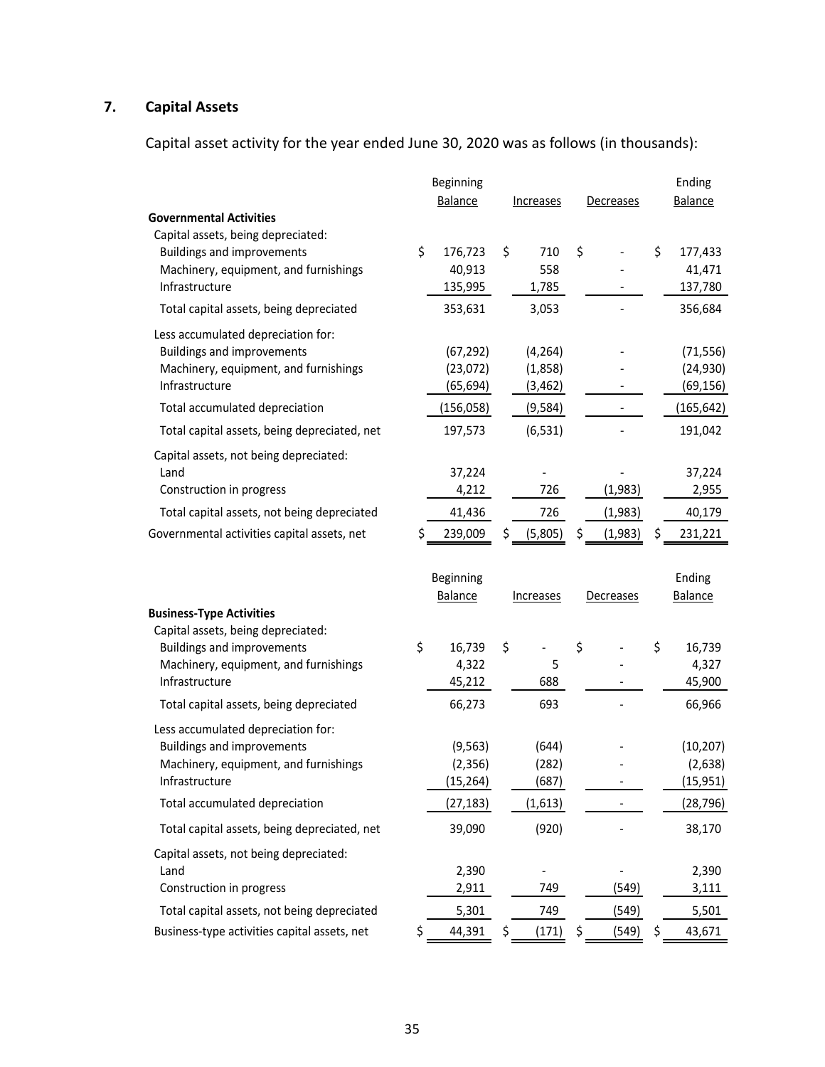## 7. Capital Assets

Capital asset activity for the year ended June 30, 2020 was as follows (in thousands):

| | Beginning Balance | Increases | Decreases | Ending Balance |
|---|---|---|---|---|
| **Governmental Activities** | | | | |
| Capital assets, being depreciated: | | | | |
| Buildings and improvements | $ 176,723 | $ 710 | $ - | $ 177,433 |
| Machinery, equipment, and furnishings | 40,913 | 558 | - | 41,471 |
| Infrastructure | 135,995 | 1,785 | - | 137,780 |
| Total capital assets, being depreciated | 353,631 | 3,053 | - | 356,684 |
| Less accumulated depreciation for: | | | | |
| Buildings and improvements | (67,292) | (4,264) | - | (71,556) |
| Machinery, equipment, and furnishings | (23,072) | (1,858) | - | (24,930) |
| Infrastructure | (65,694) | (3,462) | - | (69,156) |
| Total accumulated depreciation | (156,058) | (9,584) | - | (165,642) |
| Total capital assets, being depreciated, net | 197,573 | (6,531) | - | 191,042 |
| Capital assets, not being depreciated: | | | | |
| Land | 37,224 | - | - | 37,224 |
| Construction in progress | 4,212 | 726 | (1,983) | 2,955 |
| Total capital assets, not being depreciated | 41,436 | 726 | (1,983) | 40,179 |
| Governmental activities capital assets, net | $ 239,009 | $ (5,805) | $ (1,983) | $ 231,221 |

| | Beginning Balance | Increases | Decreases | Ending Balance |
|---|---|---|---|---|
| **Business-Type Activities** | | | | |
| Capital assets, being depreciated: | | | | |
| Buildings and improvements | $ 16,739 | $ - | $ - | $ 16,739 |
| Machinery, equipment, and furnishings | 4,322 | 5 | - | 4,327 |
| Infrastructure | 45,212 | 688 | - | 45,900 |
| Total capital assets, being depreciated | 66,273 | 693 | - | 66,966 |
| Less accumulated depreciation for: | | | | |
| Buildings and improvements | (9,563) | (644) | - | (10,207) |
| Machinery, equipment, and furnishings | (2,356) | (282) | - | (2,638) |
| Infrastructure | (15,264) | (687) | - | (15,951) |
| Total accumulated depreciation | (27,183) | (1,613) | - | (28,796) |
| Total capital assets, being depreciated, net | 39,090 | (920) | - | 38,170 |
| Capital assets, not being depreciated: | | | | |
| Land | 2,390 | - | - | 2,390 |
| Construction in progress | 2,911 | 749 | (549) | 3,111 |
| Total capital assets, not being depreciated | 5,301 | 749 | (549) | 5,501 |
| Business-type activities capital assets, net | $ 44,391 | $ (171) | $ (549) | $ 43,671 |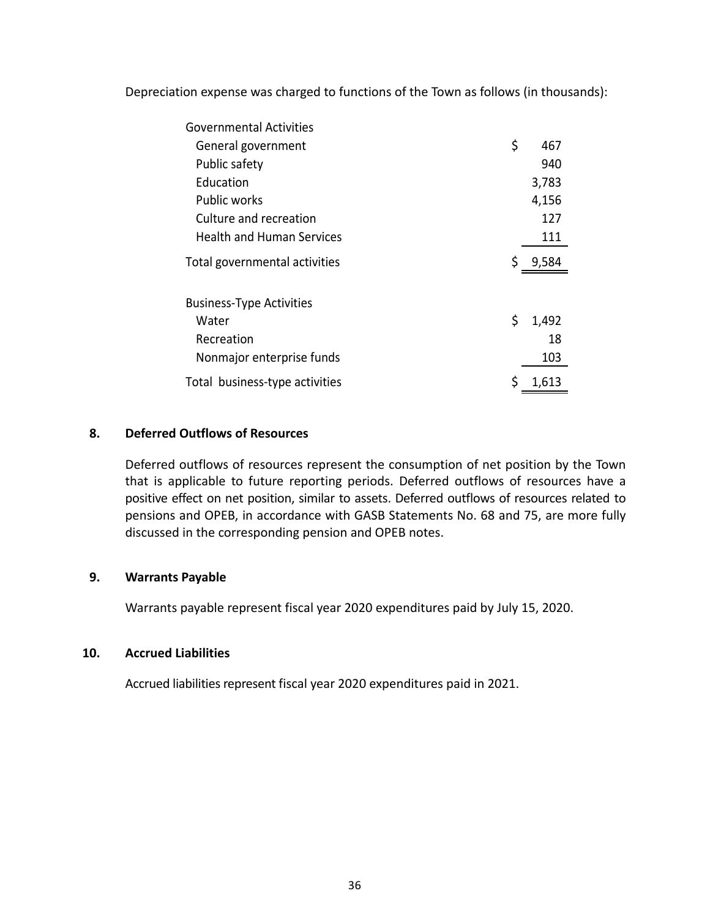Depreciation expense was charged to functions of the Town as follows (in thousands):

| | |
|---|---|
| Governmental Activities | |
| General government | $ 467 |
| Public safety | 940 |
| Education | 3,783 |
| Public works | 4,156 |
| Culture and recreation | 127 |
| Health and Human Services | 111 |
| Total governmental activities | $ 9,584 |
| | |
| Business-Type Activities | |
| Water | $ 1,492 |
| Recreation | 18 |
| Nonmajor enterprise funds | 103 |
| Total business-type activities | $ 1,613 |

## 8. Deferred Outflows of Resources

Deferred outflows of resources represent the consumption of net position by the Town that is applicable to future reporting periods. Deferred outflows of resources have a positive effect on net position, similar to assets. Deferred outflows of resources related to pensions and OPEB, in accordance with GASB Statements No. 68 and 75, are more fully discussed in the corresponding pension and OPEB notes.

## 9. Warrants Payable

Warrants payable represent fiscal year 2020 expenditures paid by July 15, 2020.

## 10. Accrued Liabilities

Accrued liabilities represent fiscal year 2020 expenditures paid in 2021.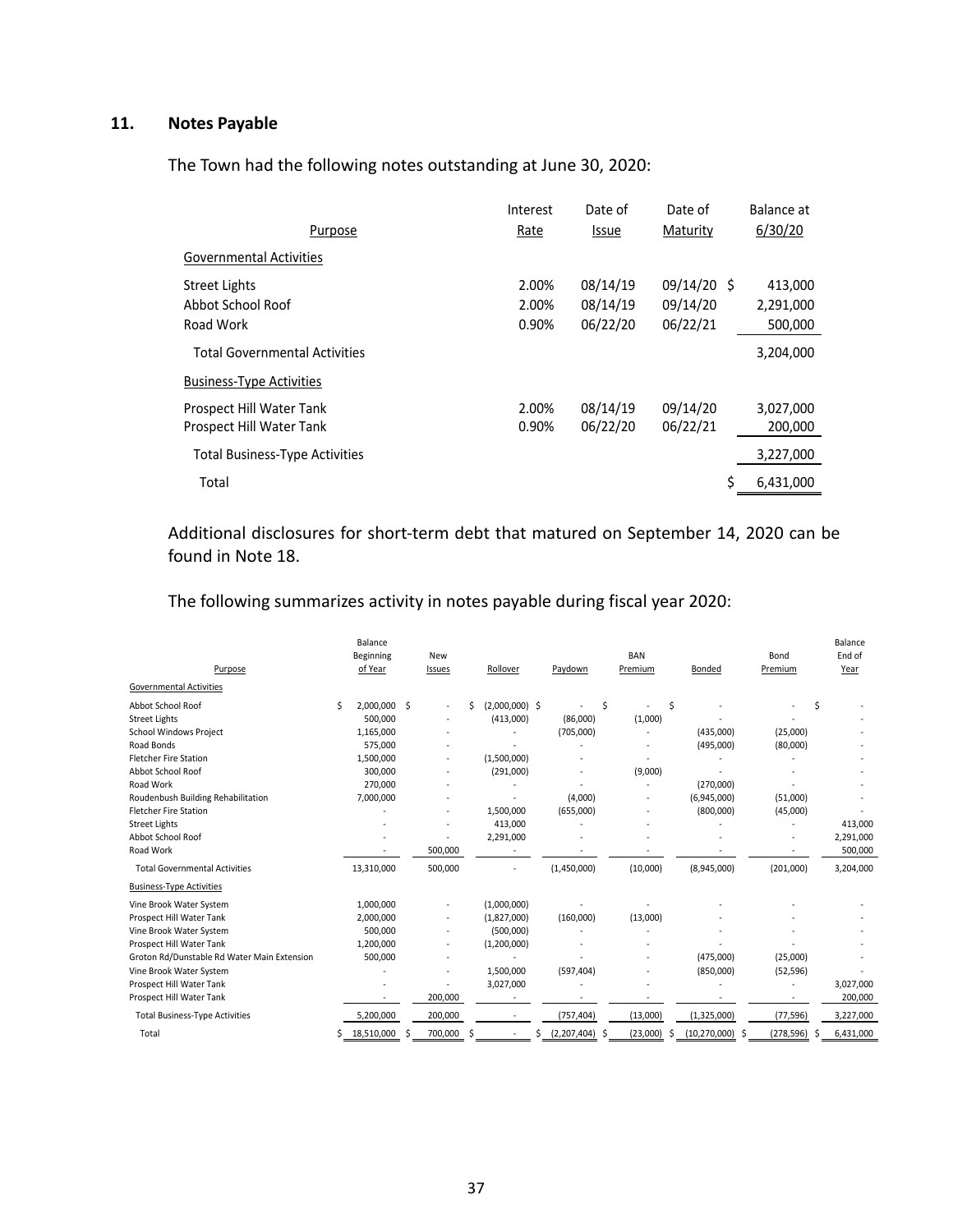## 11. Notes Payable

The Town had the following notes outstanding at June 30, 2020:

| Purpose | Interest Rate | Date of Issue | Date of Maturity | Balance at 6/30/20 |
|---|---|---|---|---|
| Governmental Activities | | | | |
| Street Lights | 2.00% | 08/14/19 | 09/14/20 | $ 413,000 |
| Abbot School Roof | 2.00% | 08/14/19 | 09/14/20 | 2,291,000 |
| Road Work | 0.90% | 06/22/20 | 06/22/21 | 500,000 |
| Total Governmental Activities | | | | 3,204,000 |
| Business-Type Activities | | | | |
| Prospect Hill Water Tank | 2.00% | 08/14/19 | 09/14/20 | 3,027,000 |
| Prospect Hill Water Tank | 0.90% | 06/22/20 | 06/22/21 | 200,000 |
| Total Business-Type Activities | | | | 3,227,000 |
| Total | | | | $ 6,431,000 |

Additional disclosures for short-term debt that matured on September 14, 2020 can be found in Note 18.

The following summarizes activity in notes payable during fiscal year 2020:

| Purpose | Balance Beginning of Year | New Issues | Rollover | Paydown | BAN Premium | Bonded | Bond Premium | Balance End of Year |
|---|---|---|---|---|---|---|---|---|
| Governmental Activities | | | | | | | | |
| Abbot School Roof | $ 2,000,000 | $ - | $ (2,000,000) | $ - | $ - | $ - | - | $ - |
| Street Lights | 500,000 | - | (413,000) | (86,000) | (1,000) | - | - | - |
| School Windows Project | 1,165,000 | - | - | (705,000) | - | (435,000) | (25,000) | - |
| Road Bonds | 575,000 | - | - | - | - | (495,000) | (80,000) | - |
| Fletcher Fire Station | 1,500,000 | - | (1,500,000) | - | - | - | - | - |
| Abbot School Roof | 300,000 | - | (291,000) | - | (9,000) | - | - | - |
| Road Work | 270,000 | - | - | - | - | (270,000) | - | - |
| Roudenbush Building Rehabilitation | 7,000,000 | - | - | (4,000) | - | (6,945,000) | (51,000) | - |
| Fletcher Fire Station | - | - | 1,500,000 | (655,000) | - | (800,000) | (45,000) | - |
| Street Lights | - | - | 413,000 | - | - | - | - | 413,000 |
| Abbot School Roof | - | - | 2,291,000 | - | - | - | - | 2,291,000 |
| Road Work | - | 500,000 | - | - | - | - | - | 500,000 |
| Total Governmental Activities | 13,310,000 | 500,000 | - | (1,450,000) | (10,000) | (8,945,000) | (201,000) | 3,204,000 |
| Business-Type Activities | | | | | | | | |
| Vine Brook Water System | 1,000,000 | - | (1,000,000) | - | - | - | - | - |
| Prospect Hill Water Tank | 2,000,000 | - | (1,827,000) | (160,000) | (13,000) | - | - | - |
| Vine Brook Water System | 500,000 | - | (500,000) | - | - | - | - | - |
| Prospect Hill Water Tank | 1,200,000 | - | (1,200,000) | - | - | - | - | - |
| Groton Rd/Dunstable Rd Water Main Extension | 500,000 | - | - | - | - | (475,000) | (25,000) | - |
| Vine Brook Water System | - | - | 1,500,000 | (597,404) | - | (850,000) | (52,596) | - |
| Prospect Hill Water Tank | - | - | 3,027,000 | - | - | - | - | 3,027,000 |
| Prospect Hill Water Tank | - | 200,000 | - | - | - | - | - | 200,000 |
| Total Business-Type Activities | 5,200,000 | 200,000 | - | (757,404) | (13,000) | (1,325,000) | (77,596) | 3,227,000 |
| Total | $ 18,510,000 | $ 700,000 | $ - | $ (2,207,404) | $ (23,000) | $ (10,270,000) | $ (278,596) | $ 6,431,000 |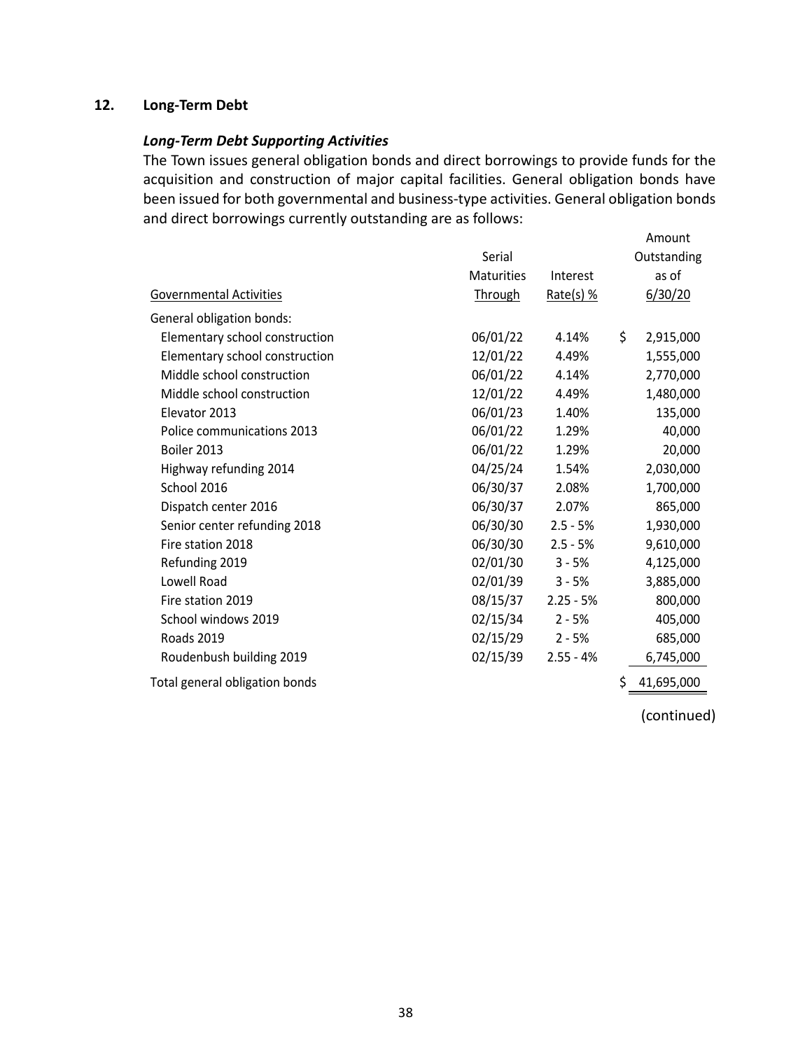## 12. Long-Term Debt

### *Long-Term Debt Supporting Activities*

The Town issues general obligation bonds and direct borrowings to provide funds for the acquisition and construction of major capital facilities. General obligation bonds have been issued for both governmental and business-type activities. General obligation bonds and direct borrowings currently outstanding are as follows:

| Governmental Activities | Serial Maturities Through | Interest Rate(s) % | Amount Outstanding as of 6/30/20 |
|---|---|---|---|
| General obligation bonds: | | | |
| Elementary school construction | 06/01/22 | 4.14% | $ 2,915,000 |
| Elementary school construction | 12/01/22 | 4.49% | 1,555,000 |
| Middle school construction | 06/01/22 | 4.14% | 2,770,000 |
| Middle school construction | 12/01/22 | 4.49% | 1,480,000 |
| Elevator 2013 | 06/01/23 | 1.40% | 135,000 |
| Police communications 2013 | 06/01/22 | 1.29% | 40,000 |
| Boiler 2013 | 06/01/22 | 1.29% | 20,000 |
| Highway refunding 2014 | 04/25/24 | 1.54% | 2,030,000 |
| School 2016 | 06/30/37 | 2.08% | 1,700,000 |
| Dispatch center 2016 | 06/30/37 | 2.07% | 865,000 |
| Senior center refunding 2018 | 06/30/30 | 2.5 - 5% | 1,930,000 |
| Fire station 2018 | 06/30/30 | 2.5 - 5% | 9,610,000 |
| Refunding 2019 | 02/01/30 | 3 - 5% | 4,125,000 |
| Lowell Road | 02/01/39 | 3 - 5% | 3,885,000 |
| Fire station 2019 | 08/15/37 | 2.25 - 5% | 800,000 |
| School windows 2019 | 02/15/34 | 2 - 5% | 405,000 |
| Roads 2019 | 02/15/29 | 2 - 5% | 685,000 |
| Roudenbush building 2019 | 02/15/39 | 2.55 - 4% | 6,745,000 |
| Total general obligation bonds | | | $ 41,695,000 |

(continued)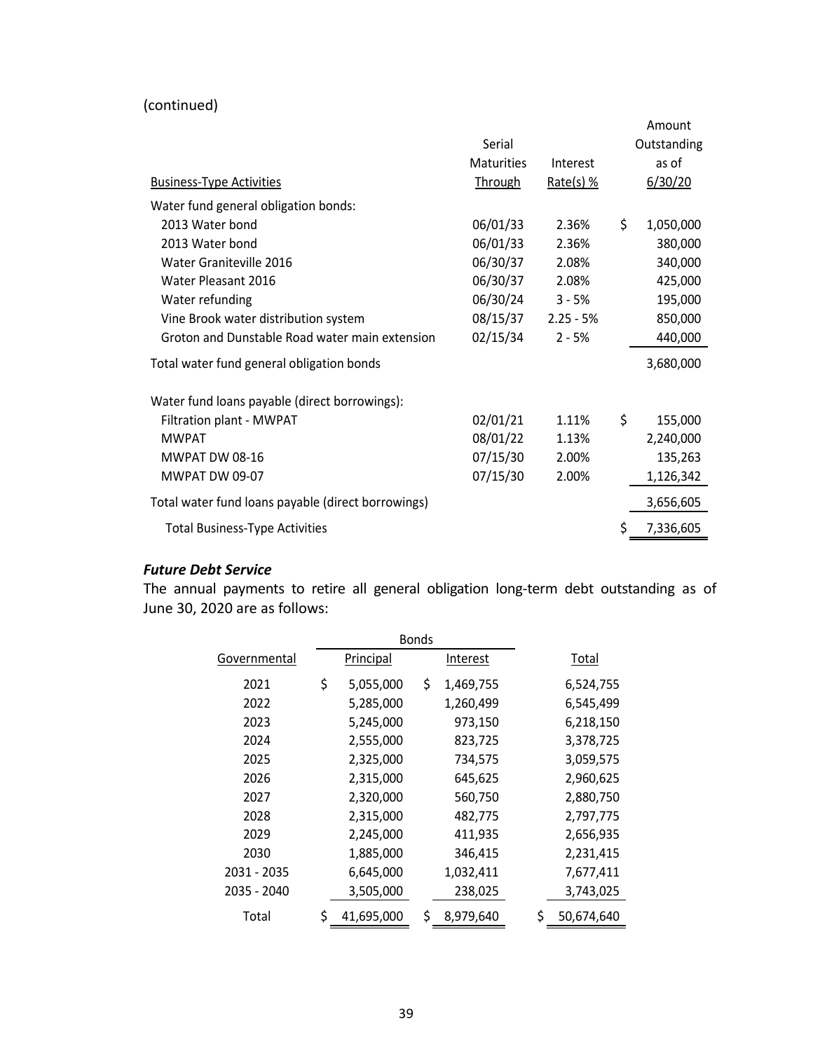(continued)

| Business-Type Activities | Serial Maturities Through | Interest Rate(s) % | Amount Outstanding as of 6/30/20 |
|---|---|---|---|
| Water fund general obligation bonds: | | | |
| 2013 Water bond | 06/01/33 | 2.36% | $ 1,050,000 |
| 2013 Water bond | 06/01/33 | 2.36% | 380,000 |
| Water Graniteville 2016 | 06/30/37 | 2.08% | 340,000 |
| Water Pleasant 2016 | 06/30/37 | 2.08% | 425,000 |
| Water refunding | 06/30/24 | 3 - 5% | 195,000 |
| Vine Brook water distribution system | 08/15/37 | 2.25 - 5% | 850,000 |
| Groton and Dunstable Road water main extension | 02/15/34 | 2 - 5% | 440,000 |
| Total water fund general obligation bonds | | | 3,680,000 |
| Water fund loans payable (direct borrowings): | | | |
| Filtration plant - MWPAT | 02/01/21 | 1.11% | $ 155,000 |
| MWPAT | 08/01/22 | 1.13% | 2,240,000 |
| MWPAT DW 08-16 | 07/15/30 | 2.00% | 135,263 |
| MWPAT DW 09-07 | 07/15/30 | 2.00% | 1,126,342 |
| Total water fund loans payable (direct borrowings) | | | 3,656,605 |
| Total Business-Type Activities | | | $ 7,336,605 |

***Future Debt Service***

The annual payments to retire all general obligation long-term debt outstanding as of June 30, 2020 are as follows:

| | Bonds | | |
|---|---|---|---|
| Governmental | Principal | Interest | Total |
| 2021 | $ 5,055,000 | $ 1,469,755 | 6,524,755 |
| 2022 | 5,285,000 | 1,260,499 | 6,545,499 |
| 2023 | 5,245,000 | 973,150 | 6,218,150 |
| 2024 | 2,555,000 | 823,725 | 3,378,725 |
| 2025 | 2,325,000 | 734,575 | 3,059,575 |
| 2026 | 2,315,000 | 645,625 | 2,960,625 |
| 2027 | 2,320,000 | 560,750 | 2,880,750 |
| 2028 | 2,315,000 | 482,775 | 2,797,775 |
| 2029 | 2,245,000 | 411,935 | 2,656,935 |
| 2030 | 1,885,000 | 346,415 | 2,231,415 |
| 2031 - 2035 | 6,645,000 | 1,032,411 | 7,677,411 |
| 2035 - 2040 | 3,505,000 | 238,025 | 3,743,025 |
| Total | $ 41,695,000 | $ 8,979,640 | $ 50,674,640 |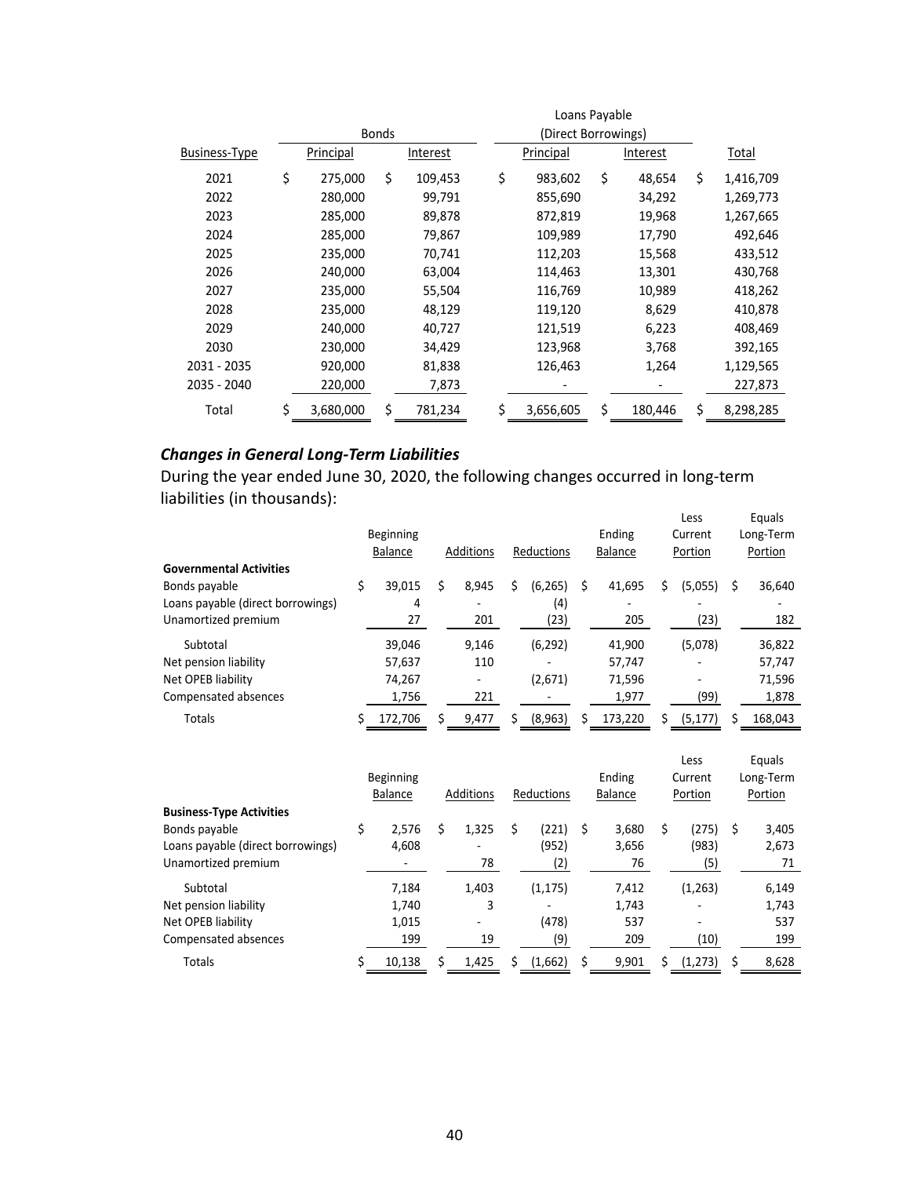| Business-Type | Bonds Principal | Bonds Interest | Loans Payable (Direct Borrowings) Principal | Loans Payable (Direct Borrowings) Interest | Total |
|---|---|---|---|---|---|
| 2021 | $ 275,000 | $ 109,453 | $ 983,602 | $ 48,654 | $ 1,416,709 |
| 2022 | 280,000 | 99,791 | 855,690 | 34,292 | 1,269,773 |
| 2023 | 285,000 | 89,878 | 872,819 | 19,968 | 1,267,665 |
| 2024 | 285,000 | 79,867 | 109,989 | 17,790 | 492,646 |
| 2025 | 235,000 | 70,741 | 112,203 | 15,568 | 433,512 |
| 2026 | 240,000 | 63,004 | 114,463 | 13,301 | 430,768 |
| 2027 | 235,000 | 55,504 | 116,769 | 10,989 | 418,262 |
| 2028 | 235,000 | 48,129 | 119,120 | 8,629 | 410,878 |
| 2029 | 240,000 | 40,727 | 121,519 | 6,223 | 408,469 |
| 2030 | 230,000 | 34,429 | 123,968 | 3,768 | 392,165 |
| 2031 - 2035 | 920,000 | 81,838 | 126,463 | 1,264 | 1,129,565 |
| 2035 - 2040 | 220,000 | 7,873 | - | - | 227,873 |
| Total | $ 3,680,000 | $ 781,234 | $ 3,656,605 | $ 180,446 | $ 8,298,285 |

### *Changes in General Long-Term Liabilities*

During the year ended June 30, 2020, the following changes occurred in long-term liabilities (in thousands):

| | Beginning Balance | Additions | Reductions | Ending Balance | Less Current Portion | Equals Long-Term Portion |
|---|---|---|---|---|---|---|
| **Governmental Activities** | | | | | | |
| Bonds payable | $ 39,015 | $ 8,945 | $ (6,265) | $ 41,695 | $ (5,055) | $ 36,640 |
| Loans payable (direct borrowings) | 4 | - | (4) | - | - | - |
| Unamortized premium | 27 | 201 | (23) | 205 | (23) | 182 |
| Subtotal | 39,046 | 9,146 | (6,292) | 41,900 | (5,078) | 36,822 |
| Net pension liability | 57,637 | 110 | - | 57,747 | - | 57,747 |
| Net OPEB liability | 74,267 | - | (2,671) | 71,596 | - | 71,596 |
| Compensated absences | 1,756 | 221 | - | 1,977 | (99) | 1,878 |
| Totals | $ 172,706 | $ 9,477 | $ (8,963) | $ 173,220 | $ (5,177) | $ 168,043 |

| | Beginning Balance | Additions | Reductions | Ending Balance | Less Current Portion | Equals Long-Term Portion |
|---|---|---|---|---|---|---|
| **Business-Type Activities** | | | | | | |
| Bonds payable | $ 2,576 | $ 1,325 | $ (221) | $ 3,680 | $ (275) | $ 3,405 |
| Loans payable (direct borrowings) | 4,608 | - | (952) | 3,656 | (983) | 2,673 |
| Unamortized premium | - | 78 | (2) | 76 | (5) | 71 |
| Subtotal | 7,184 | 1,403 | (1,175) | 7,412 | (1,263) | 6,149 |
| Net pension liability | 1,740 | 3 | - | 1,743 | - | 1,743 |
| Net OPEB liability | 1,015 | - | (478) | 537 | - | 537 |
| Compensated absences | 199 | 19 | (9) | 209 | (10) | 199 |
| Totals | $ 10,138 | $ 1,425 | $ (1,662) | $ 9,901 | $ (1,273) | $ 8,628 |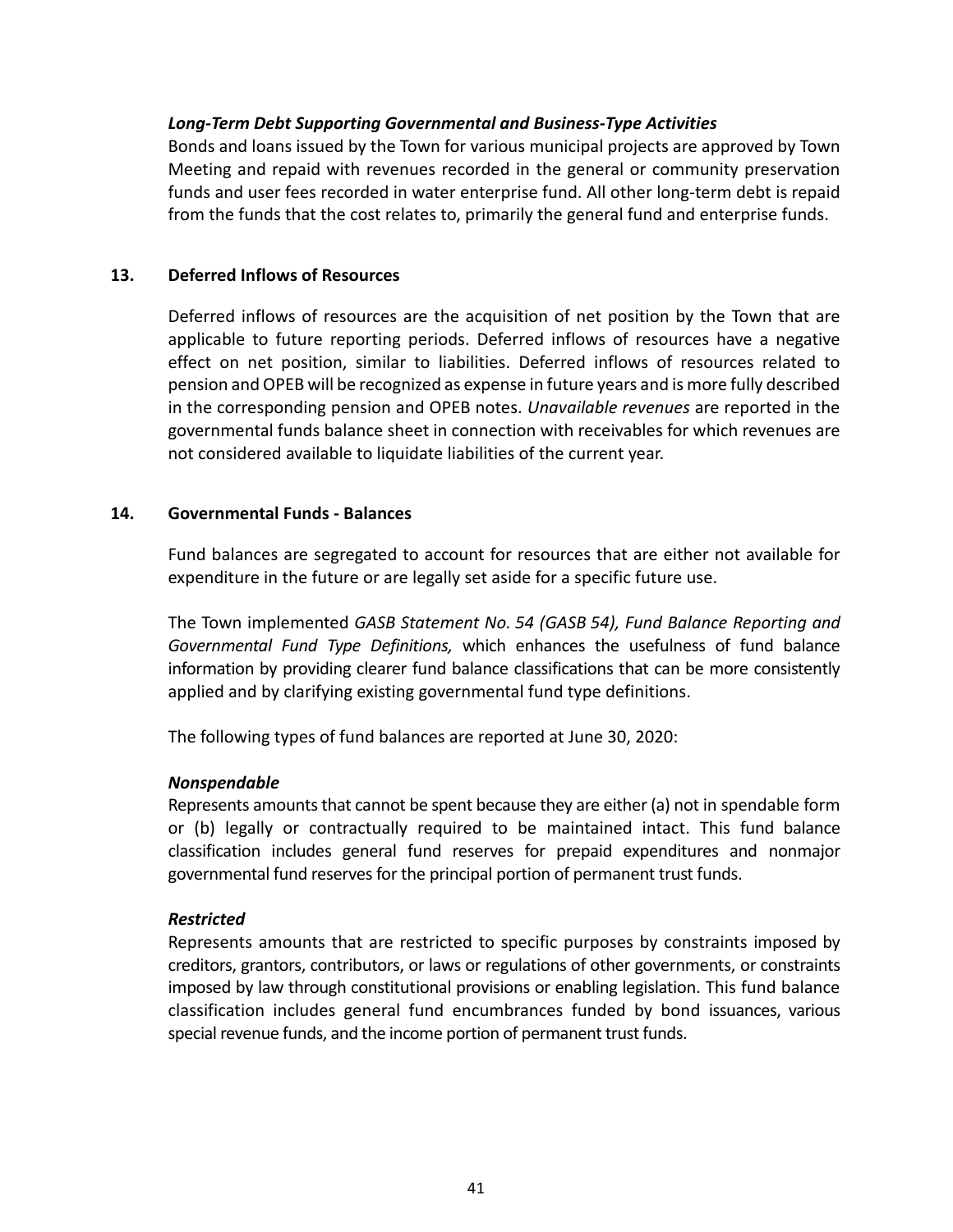### *Long-Term Debt Supporting Governmental and Business-Type Activities*

Bonds and loans issued by the Town for various municipal projects are approved by Town Meeting and repaid with revenues recorded in the general or community preservation funds and user fees recorded in water enterprise fund. All other long-term debt is repaid from the funds that the cost relates to, primarily the general fund and enterprise funds.

## 13. Deferred Inflows of Resources

Deferred inflows of resources are the acquisition of net position by the Town that are applicable to future reporting periods. Deferred inflows of resources have a negative effect on net position, similar to liabilities. Deferred inflows of resources related to pension and OPEB will be recognized as expense in future years and is more fully described in the corresponding pension and OPEB notes. *Unavailable revenues* are reported in the governmental funds balance sheet in connection with receivables for which revenues are not considered available to liquidate liabilities of the current year.

## 14. Governmental Funds - Balances

Fund balances are segregated to account for resources that are either not available for expenditure in the future or are legally set aside for a specific future use.

The Town implemented *GASB Statement No. 54 (GASB 54), Fund Balance Reporting and Governmental Fund Type Definitions,* which enhances the usefulness of fund balance information by providing clearer fund balance classifications that can be more consistently applied and by clarifying existing governmental fund type definitions.

The following types of fund balances are reported at June 30, 2020:

### *Nonspendable*

Represents amounts that cannot be spent because they are either (a) not in spendable form or (b) legally or contractually required to be maintained intact. This fund balance classification includes general fund reserves for prepaid expenditures and nonmajor governmental fund reserves for the principal portion of permanent trust funds.

### *Restricted*

Represents amounts that are restricted to specific purposes by constraints imposed by creditors, grantors, contributors, or laws or regulations of other governments, or constraints imposed by law through constitutional provisions or enabling legislation. This fund balance classification includes general fund encumbrances funded by bond issuances, various special revenue funds, and the income portion of permanent trust funds.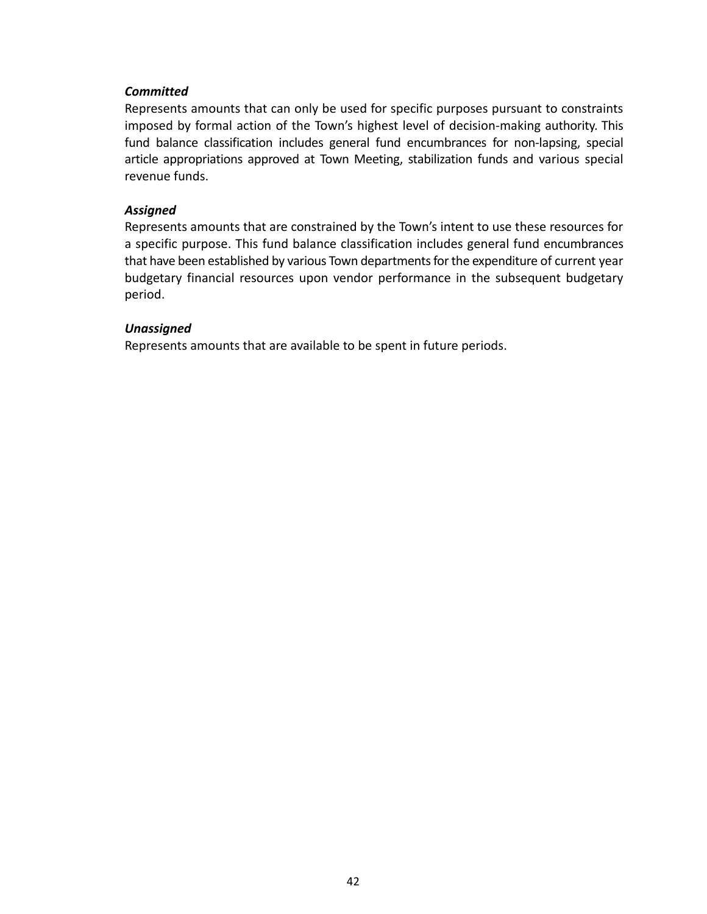***Committed***

Represents amounts that can only be used for specific purposes pursuant to constraints imposed by formal action of the Town's highest level of decision-making authority. This fund balance classification includes general fund encumbrances for non-lapsing, special article appropriations approved at Town Meeting, stabilization funds and various special revenue funds.

***Assigned***

Represents amounts that are constrained by the Town's intent to use these resources for a specific purpose. This fund balance classification includes general fund encumbrances that have been established by various Town departments for the expenditure of current year budgetary financial resources upon vendor performance in the subsequent budgetary period.

***Unassigned***

Represents amounts that are available to be spent in future periods.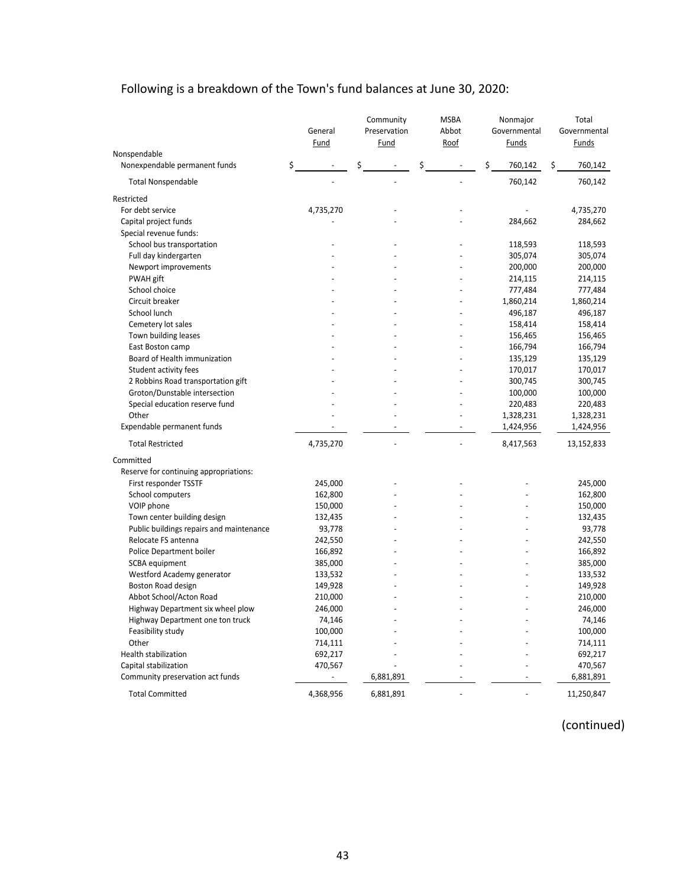Following is a breakdown of the Town's fund balances at June 30, 2020:

| | General Fund | Community Preservation Fund | MSBA Abbot Roof | Nonmajor Governmental Funds | Total Governmental Funds |
|---|---|---|---|---|---|
| Nonspendable | | | | | |
| Nonexpendable permanent funds | $ - | $ - | $ - | $ 760,142 | $ 760,142 |
| Total Nonspendable | - | - | - | 760,142 | 760,142 |
| Restricted | | | | | |
| For debt service | 4,735,270 | - | - | - | 4,735,270 |
| Capital project funds | - | - | - | 284,662 | 284,662 |
| Special revenue funds: | | | | | |
| School bus transportation | - | - | - | 118,593 | 118,593 |
| Full day kindergarten | - | - | - | 305,074 | 305,074 |
| Newport improvements | - | - | - | 200,000 | 200,000 |
| PWAH gift | - | - | - | 214,115 | 214,115 |
| School choice | - | - | - | 777,484 | 777,484 |
| Circuit breaker | - | - | - | 1,860,214 | 1,860,214 |
| School lunch | - | - | - | 496,187 | 496,187 |
| Cemetery lot sales | - | - | - | 158,414 | 158,414 |
| Town building leases | - | - | - | 156,465 | 156,465 |
| East Boston camp | - | - | - | 166,794 | 166,794 |
| Board of Health immunization | - | - | - | 135,129 | 135,129 |
| Student activity fees | - | - | - | 170,017 | 170,017 |
| 2 Robbins Road transportation gift | - | - | - | 300,745 | 300,745 |
| Groton/Dunstable intersection | - | - | - | 100,000 | 100,000 |
| Special education reserve fund | - | - | - | 220,483 | 220,483 |
| Other | - | - | - | 1,328,231 | 1,328,231 |
| Expendable permanent funds | - | - | - | 1,424,956 | 1,424,956 |
| Total Restricted | 4,735,270 | - | - | 8,417,563 | 13,152,833 |
| Committed | | | | | |
| Reserve for continuing appropriations: | | | | | |
| First responder TSSTF | 245,000 | - | - | - | 245,000 |
| School computers | 162,800 | - | - | - | 162,800 |
| VOIP phone | 150,000 | - | - | - | 150,000 |
| Town center building design | 132,435 | - | - | - | 132,435 |
| Public buildings repairs and maintenance | 93,778 | - | - | - | 93,778 |
| Relocate FS antenna | 242,550 | - | - | - | 242,550 |
| Police Department boiler | 166,892 | - | - | - | 166,892 |
| SCBA equipment | 385,000 | - | - | - | 385,000 |
| Westford Academy generator | 133,532 | - | - | - | 133,532 |
| Boston Road design | 149,928 | - | - | - | 149,928 |
| Abbot School/Acton Road | 210,000 | - | - | - | 210,000 |
| Highway Department six wheel plow | 246,000 | - | - | - | 246,000 |
| Highway Department one ton truck | 74,146 | - | - | - | 74,146 |
| Feasibility study | 100,000 | - | - | - | 100,000 |
| Other | 714,111 | - | - | - | 714,111 |
| Health stabilization | 692,217 | - | - | - | 692,217 |
| Capital stabilization | 470,567 | - | - | - | 470,567 |
| Community preservation act funds | - | 6,881,891 | - | - | 6,881,891 |
| Total Committed | 4,368,956 | 6,881,891 | - | - | 11,250,847 |

(continued)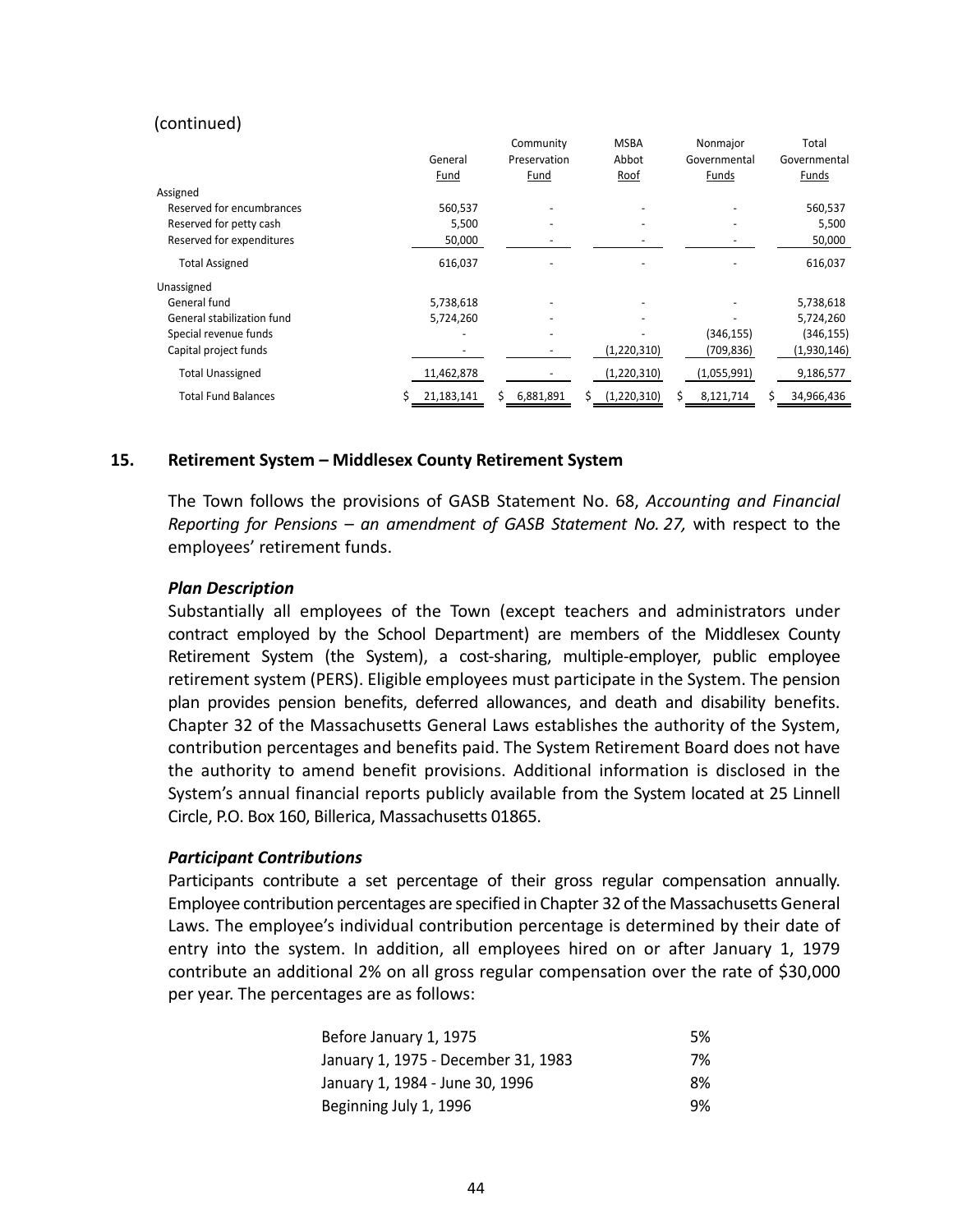(continued)

| | General Fund | Community Preservation Fund | MSBA Abbot Roof | Nonmajor Governmental Funds | Total Governmental Funds |
|---|---|---|---|---|---|
| Assigned | | | | | |
| Reserved for encumbrances | 560,537 | - | - | - | 560,537 |
| Reserved for petty cash | 5,500 | - | - | - | 5,500 |
| Reserved for expenditures | 50,000 | - | - | - | 50,000 |
| Total Assigned | 616,037 | - | - | - | 616,037 |
| Unassigned | | | | | |
| General fund | 5,738,618 | - | - | - | 5,738,618 |
| General stabilization fund | 5,724,260 | - | - | - | 5,724,260 |
| Special revenue funds | - | - | - | (346,155) | (346,155) |
| Capital project funds | - | - | (1,220,310) | (709,836) | (1,930,146) |
| Total Unassigned | 11,462,878 | - | (1,220,310) | (1,055,991) | 9,186,577 |
| Total Fund Balances | $ 21,183,141 | $ 6,881,891 | $ (1,220,310) | $ 8,121,714 | $ 34,966,436 |

## 15. Retirement System – Middlesex County Retirement System

The Town follows the provisions of GASB Statement No. 68, *Accounting and Financial Reporting for Pensions – an amendment of GASB Statement No. 27,* with respect to the employees' retirement funds.

### *Plan Description*

Substantially all employees of the Town (except teachers and administrators under contract employed by the School Department) are members of the Middlesex County Retirement System (the System), a cost-sharing, multiple-employer, public employee retirement system (PERS). Eligible employees must participate in the System. The pension plan provides pension benefits, deferred allowances, and death and disability benefits. Chapter 32 of the Massachusetts General Laws establishes the authority of the System, contribution percentages and benefits paid. The System Retirement Board does not have the authority to amend benefit provisions. Additional information is disclosed in the System's annual financial reports publicly available from the System located at 25 Linnell Circle, P.O. Box 160, Billerica, Massachusetts 01865.

### *Participant Contributions*

Participants contribute a set percentage of their gross regular compensation annually. Employee contribution percentages are specified in Chapter 32 of the Massachusetts General Laws. The employee's individual contribution percentage is determined by their date of entry into the system. In addition, all employees hired on or after January 1, 1979 contribute an additional 2% on all gross regular compensation over the rate of $30,000 per year. The percentages are as follows:

| | |
|---|---|
| Before January 1, 1975 | 5% |
| January 1, 1975 - December 31, 1983 | 7% |
| January 1, 1984 - June 30, 1996 | 8% |
| Beginning July 1, 1996 | 9% |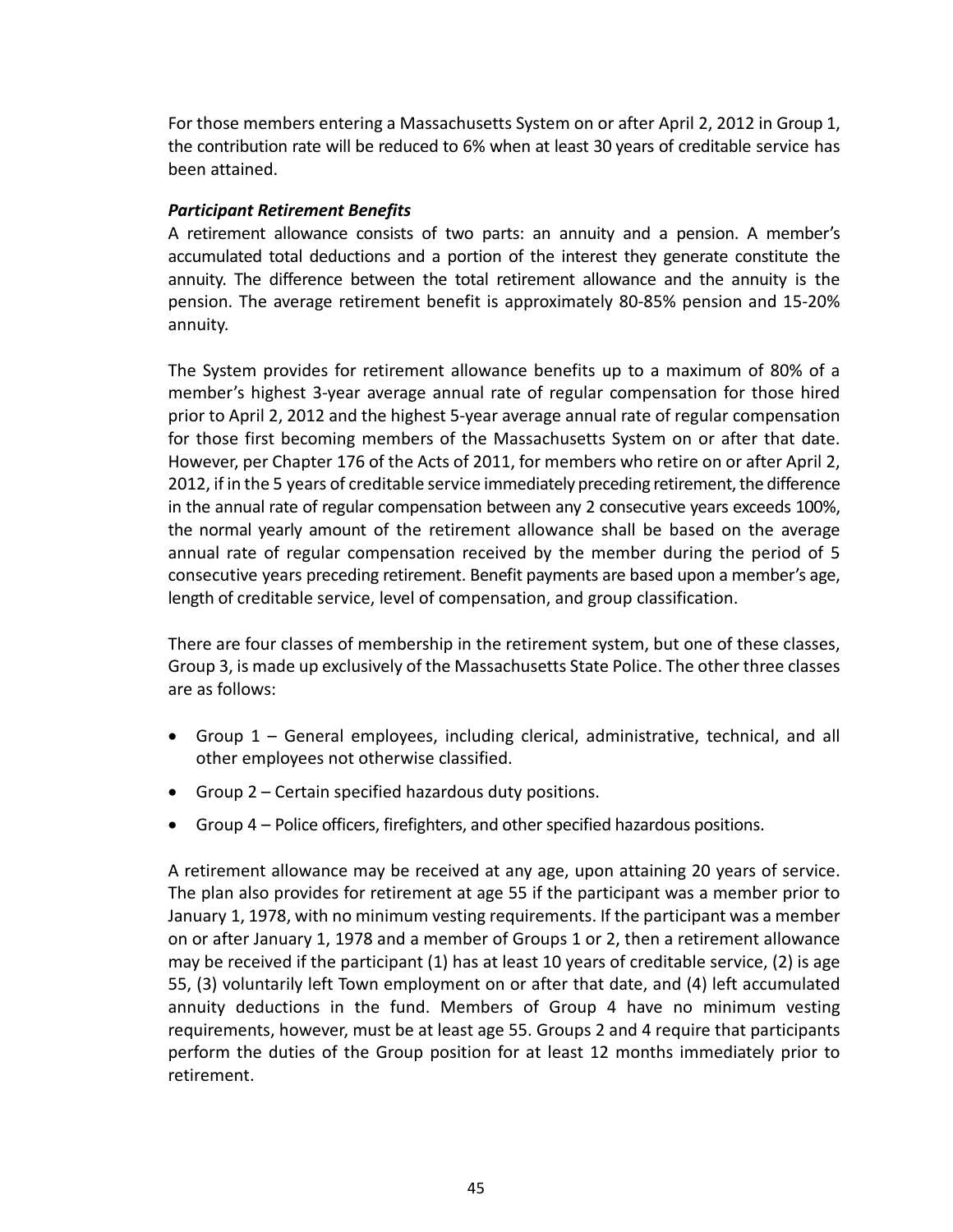For those members entering a Massachusetts System on or after April 2, 2012 in Group 1, the contribution rate will be reduced to 6% when at least 30 years of creditable service has been attained.

***Participant Retirement Benefits***

A retirement allowance consists of two parts: an annuity and a pension. A member's accumulated total deductions and a portion of the interest they generate constitute the annuity. The difference between the total retirement allowance and the annuity is the pension. The average retirement benefit is approximately 80-85% pension and 15-20% annuity.

The System provides for retirement allowance benefits up to a maximum of 80% of a member's highest 3-year average annual rate of regular compensation for those hired prior to April 2, 2012 and the highest 5-year average annual rate of regular compensation for those first becoming members of the Massachusetts System on or after that date. However, per Chapter 176 of the Acts of 2011, for members who retire on or after April 2, 2012, if in the 5 years of creditable service immediately preceding retirement, the difference in the annual rate of regular compensation between any 2 consecutive years exceeds 100%, the normal yearly amount of the retirement allowance shall be based on the average annual rate of regular compensation received by the member during the period of 5 consecutive years preceding retirement. Benefit payments are based upon a member's age, length of creditable service, level of compensation, and group classification.

There are four classes of membership in the retirement system, but one of these classes, Group 3, is made up exclusively of the Massachusetts State Police. The other three classes are as follows:

- Group 1 – General employees, including clerical, administrative, technical, and all other employees not otherwise classified.
- Group 2 – Certain specified hazardous duty positions.
- Group 4 – Police officers, firefighters, and other specified hazardous positions.

A retirement allowance may be received at any age, upon attaining 20 years of service. The plan also provides for retirement at age 55 if the participant was a member prior to January 1, 1978, with no minimum vesting requirements. If the participant was a member on or after January 1, 1978 and a member of Groups 1 or 2, then a retirement allowance may be received if the participant (1) has at least 10 years of creditable service, (2) is age 55, (3) voluntarily left Town employment on or after that date, and (4) left accumulated annuity deductions in the fund. Members of Group 4 have no minimum vesting requirements, however, must be at least age 55. Groups 2 and 4 require that participants perform the duties of the Group position for at least 12 months immediately prior to retirement.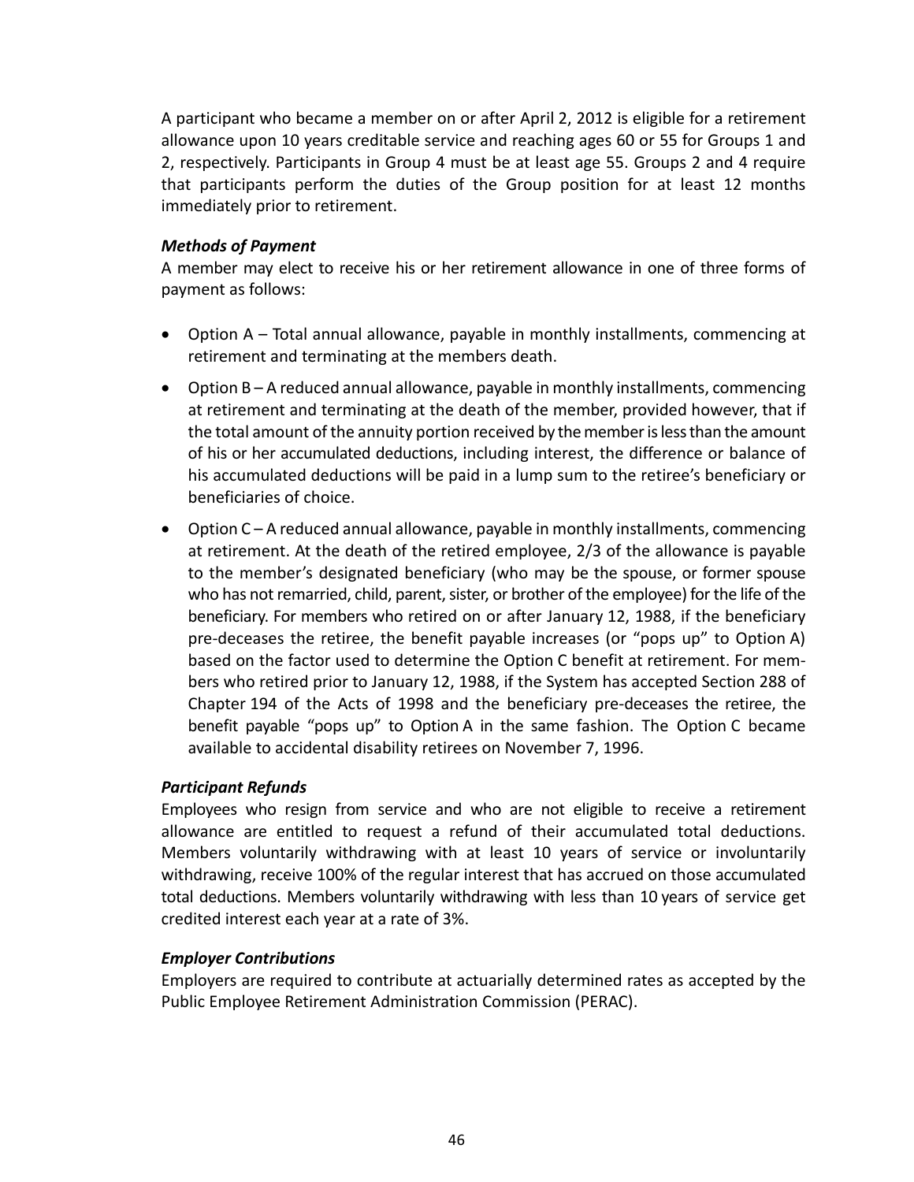A participant who became a member on or after April 2, 2012 is eligible for a retirement allowance upon 10 years creditable service and reaching ages 60 or 55 for Groups 1 and 2, respectively. Participants in Group 4 must be at least age 55. Groups 2 and 4 require that participants perform the duties of the Group position for at least 12 months immediately prior to retirement.

***Methods of Payment***

A member may elect to receive his or her retirement allowance in one of three forms of payment as follows:

- Option A – Total annual allowance, payable in monthly installments, commencing at retirement and terminating at the members death.
- Option B – A reduced annual allowance, payable in monthly installments, commencing at retirement and terminating at the death of the member, provided however, that if the total amount of the annuity portion received by the member is less than the amount of his or her accumulated deductions, including interest, the difference or balance of his accumulated deductions will be paid in a lump sum to the retiree's beneficiary or beneficiaries of choice.
- Option C – A reduced annual allowance, payable in monthly installments, commencing at retirement. At the death of the retired employee, 2/3 of the allowance is payable to the member's designated beneficiary (who may be the spouse, or former spouse who has not remarried, child, parent, sister, or brother of the employee) for the life of the beneficiary. For members who retired on or after January 12, 1988, if the beneficiary pre-deceases the retiree, the benefit payable increases (or "pops up" to Option A) based on the factor used to determine the Option C benefit at retirement. For members who retired prior to January 12, 1988, if the System has accepted Section 288 of Chapter 194 of the Acts of 1998 and the beneficiary pre-deceases the retiree, the benefit payable "pops up" to Option A in the same fashion. The Option C became available to accidental disability retirees on November 7, 1996.

***Participant Refunds***

Employees who resign from service and who are not eligible to receive a retirement allowance are entitled to request a refund of their accumulated total deductions. Members voluntarily withdrawing with at least 10 years of service or involuntarily withdrawing, receive 100% of the regular interest that has accrued on those accumulated total deductions. Members voluntarily withdrawing with less than 10 years of service get credited interest each year at a rate of 3%.

***Employer Contributions***

Employers are required to contribute at actuarially determined rates as accepted by the Public Employee Retirement Administration Commission (PERAC).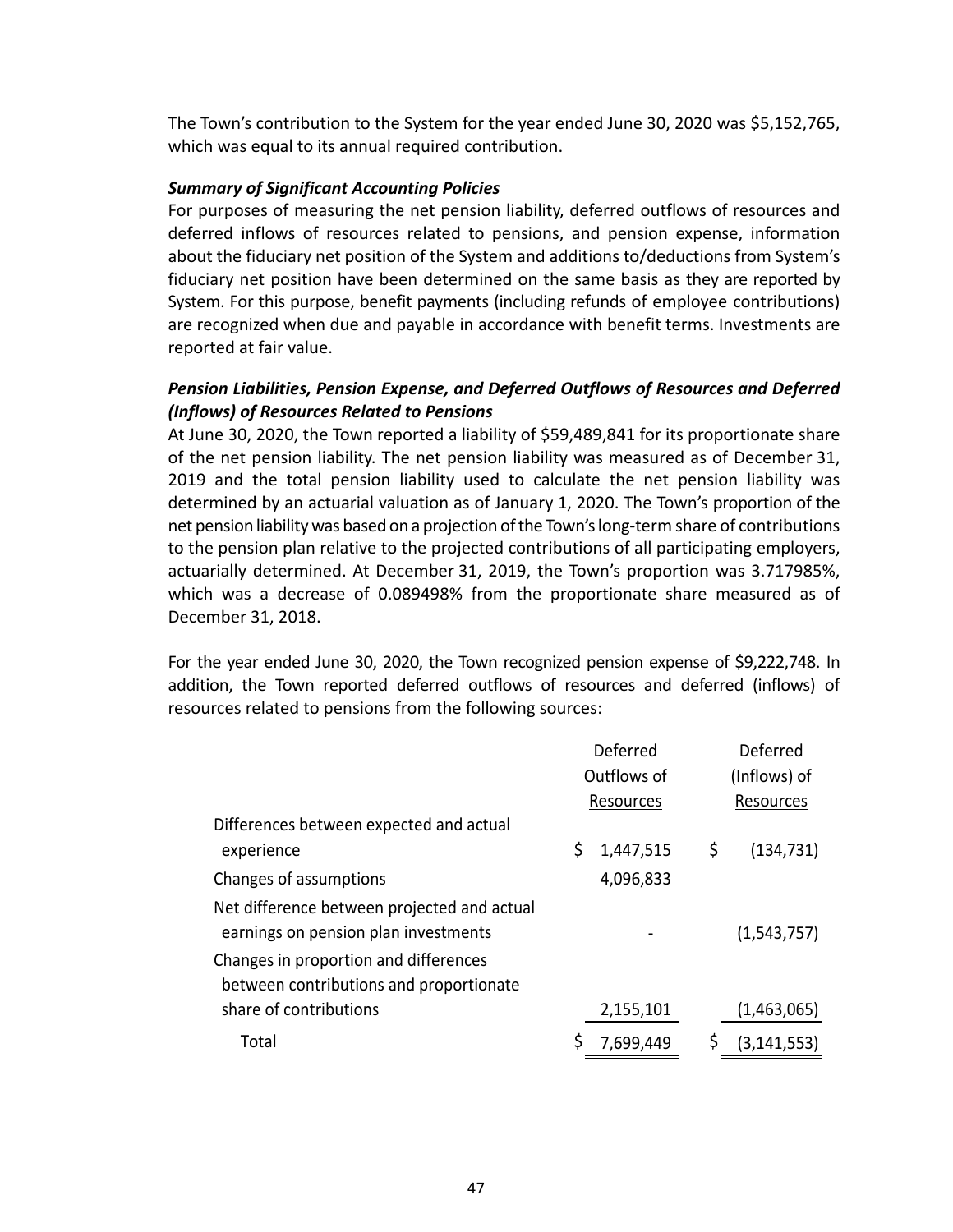The Town's contribution to the System for the year ended June 30, 2020 was $5,152,765, which was equal to its annual required contribution.

***Summary of Significant Accounting Policies***

For purposes of measuring the net pension liability, deferred outflows of resources and deferred inflows of resources related to pensions, and pension expense, information about the fiduciary net position of the System and additions to/deductions from System's fiduciary net position have been determined on the same basis as they are reported by System. For this purpose, benefit payments (including refunds of employee contributions) are recognized when due and payable in accordance with benefit terms. Investments are reported at fair value.

***Pension Liabilities, Pension Expense, and Deferred Outflows of Resources and Deferred (Inflows) of Resources Related to Pensions***

At June 30, 2020, the Town reported a liability of $59,489,841 for its proportionate share of the net pension liability. The net pension liability was measured as of December 31, 2019 and the total pension liability used to calculate the net pension liability was determined by an actuarial valuation as of January 1, 2020. The Town's proportion of the net pension liability was based on a projection of the Town's long-term share of contributions to the pension plan relative to the projected contributions of all participating employers, actuarially determined. At December 31, 2019, the Town's proportion was 3.717985%, which was a decrease of 0.089498% from the proportionate share measured as of December 31, 2018.

For the year ended June 30, 2020, the Town recognized pension expense of $9,222,748. In addition, the Town reported deferred outflows of resources and deferred (inflows) of resources related to pensions from the following sources:

| | Deferred Outflows of Resources | Deferred (Inflows) of Resources |
|---|---|---|
| Differences between expected and actual experience | $ 1,447,515 | $ (134,731) |
| Changes of assumptions | 4,096,833 | |
| Net difference between projected and actual earnings on pension plan investments | - | (1,543,757) |
| Changes in proportion and differences between contributions and proportionate share of contributions | 2,155,101 | (1,463,065) |
| Total | $ 7,699,449 | $ (3,141,553) |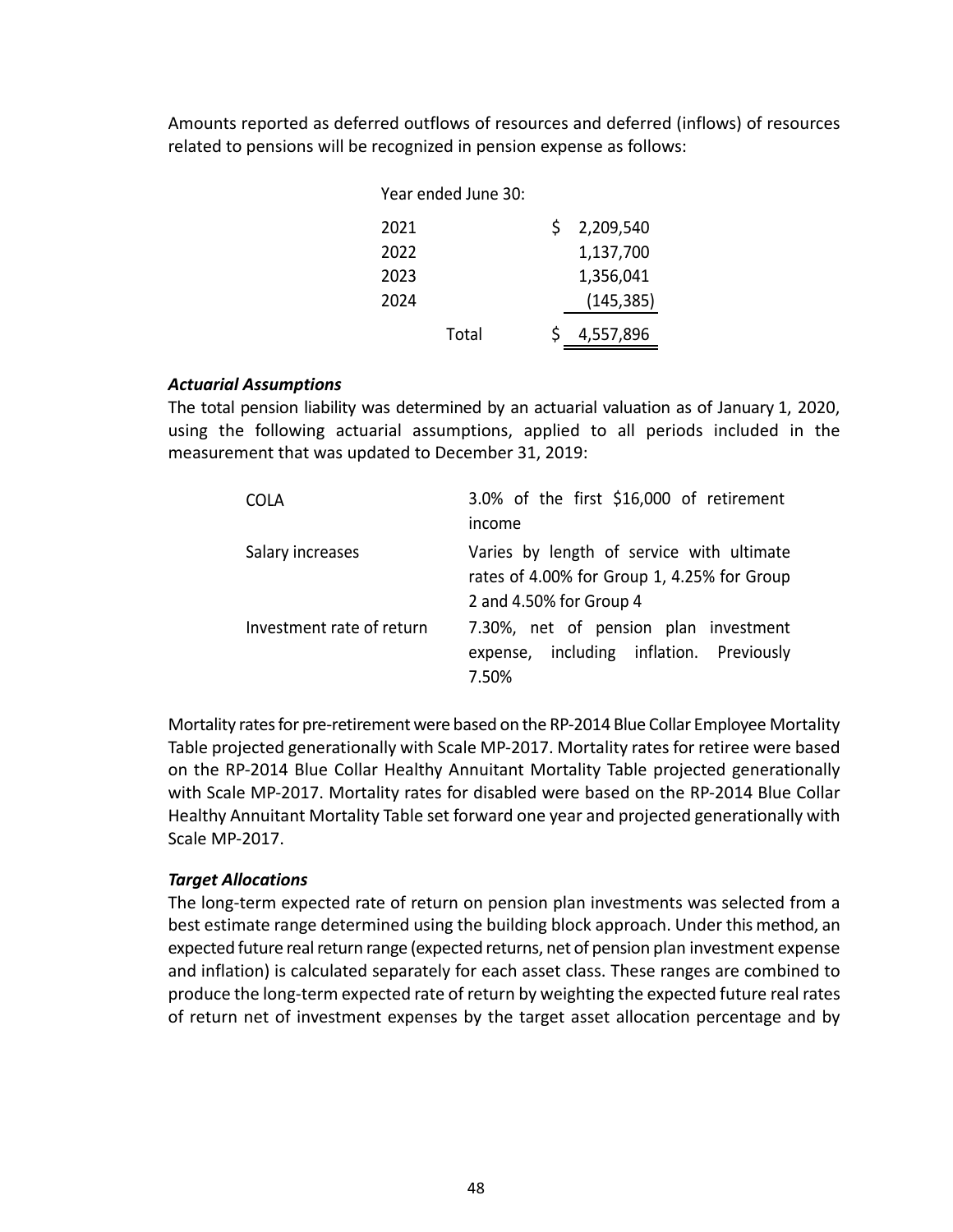Amounts reported as deferred outflows of resources and deferred (inflows) of resources related to pensions will be recognized in pension expense as follows:

| Year ended June 30: | | |
|---|---|---|
| 2021 | | $ 2,209,540 |
| 2022 | | 1,137,700 |
| 2023 | | 1,356,041 |
| 2024 | | (145,385) |
| | Total | $ 4,557,896 |

***Actuarial Assumptions***

The total pension liability was determined by an actuarial valuation as of January 1, 2020, using the following actuarial assumptions, applied to all periods included in the measurement that was updated to December 31, 2019:

| | |
|---|---|
| COLA | 3.0% of the first $16,000 of retirement income |
| Salary increases | Varies by length of service with ultimate rates of 4.00% for Group 1, 4.25% for Group 2 and 4.50% for Group 4 |
| Investment rate of return | 7.30%, net of pension plan investment expense, including inflation. Previously 7.50% |

Mortality rates for pre-retirement were based on the RP-2014 Blue Collar Employee Mortality Table projected generationally with Scale MP-2017. Mortality rates for retiree were based on the RP-2014 Blue Collar Healthy Annuitant Mortality Table projected generationally with Scale MP-2017. Mortality rates for disabled were based on the RP-2014 Blue Collar Healthy Annuitant Mortality Table set forward one year and projected generationally with Scale MP-2017.

***Target Allocations***

The long-term expected rate of return on pension plan investments was selected from a best estimate range determined using the building block approach. Under this method, an expected future real return range (expected returns, net of pension plan investment expense and inflation) is calculated separately for each asset class. These ranges are combined to produce the long-term expected rate of return by weighting the expected future real rates of return net of investment expenses by the target asset allocation percentage and by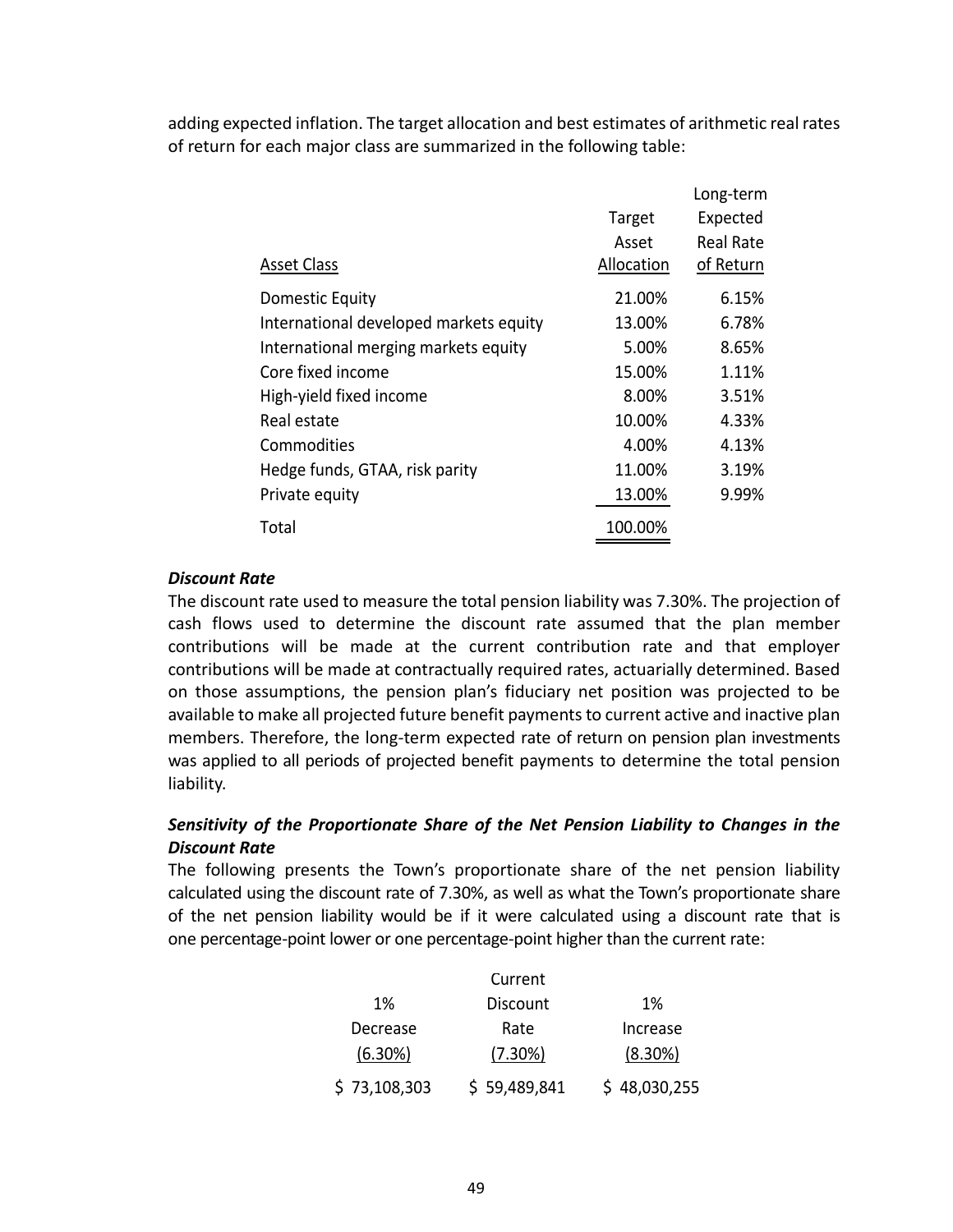adding expected inflation. The target allocation and best estimates of arithmetic real rates of return for each major class are summarized in the following table:

| Asset Class | Target Asset Allocation | Long-term Expected Real Rate of Return |
|---|---|---|
| Domestic Equity | 21.00% | 6.15% |
| International developed markets equity | 13.00% | 6.78% |
| International merging markets equity | 5.00% | 8.65% |
| Core fixed income | 15.00% | 1.11% |
| High-yield fixed income | 8.00% | 3.51% |
| Real estate | 10.00% | 4.33% |
| Commodities | 4.00% | 4.13% |
| Hedge funds, GTAA, risk parity | 11.00% | 3.19% |
| Private equity | 13.00% | 9.99% |
| Total | 100.00% | |

***Discount Rate***

The discount rate used to measure the total pension liability was 7.30%. The projection of cash flows used to determine the discount rate assumed that the plan member contributions will be made at the current contribution rate and that employer contributions will be made at contractually required rates, actuarially determined. Based on those assumptions, the pension plan's fiduciary net position was projected to be available to make all projected future benefit payments to current active and inactive plan members. Therefore, the long-term expected rate of return on pension plan investments was applied to all periods of projected benefit payments to determine the total pension liability.

***Sensitivity of the Proportionate Share of the Net Pension Liability to Changes in the Discount Rate***

The following presents the Town's proportionate share of the net pension liability calculated using the discount rate of 7.30%, as well as what the Town's proportionate share of the net pension liability would be if it were calculated using a discount rate that is one percentage-point lower or one percentage-point higher than the current rate:

| 1% Decrease (6.30%) | Current Discount Rate (7.30%) | 1% Increase (8.30%) |
|---|---|---|
| $ 73,108,303 | $ 59,489,841 | $ 48,030,255 |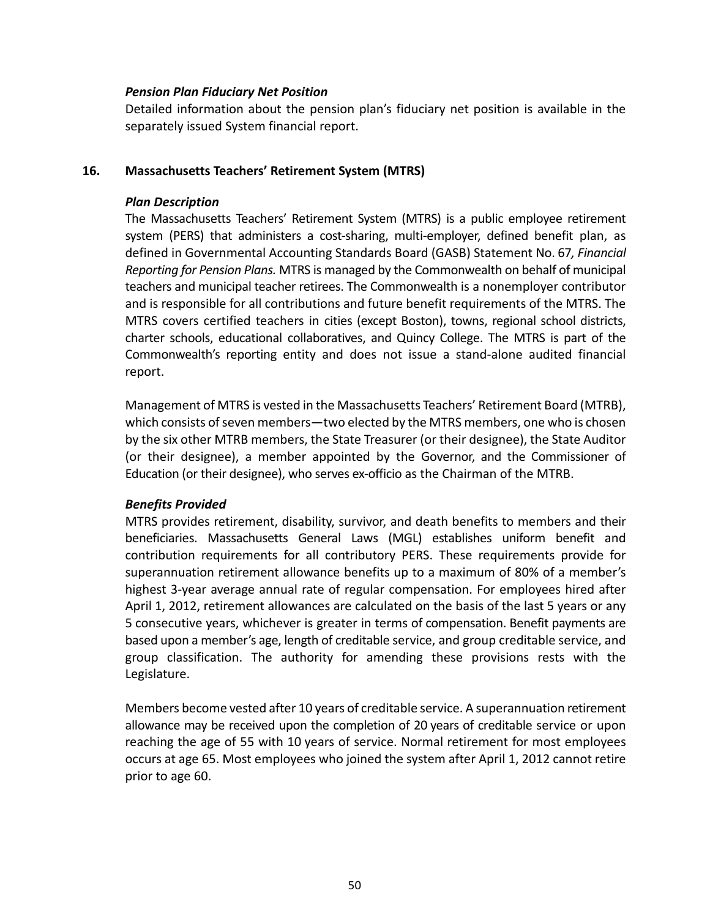### *Pension Plan Fiduciary Net Position*

Detailed information about the pension plan's fiduciary net position is available in the separately issued System financial report.

## 16. Massachusetts Teachers' Retirement System (MTRS)

### *Plan Description*

The Massachusetts Teachers' Retirement System (MTRS) is a public employee retirement system (PERS) that administers a cost-sharing, multi-employer, defined benefit plan, as defined in Governmental Accounting Standards Board (GASB) Statement No. 67*, Financial Reporting for Pension Plans.* MTRS is managed by the Commonwealth on behalf of municipal teachers and municipal teacher retirees. The Commonwealth is a nonemployer contributor and is responsible for all contributions and future benefit requirements of the MTRS. The MTRS covers certified teachers in cities (except Boston), towns, regional school districts, charter schools, educational collaboratives, and Quincy College. The MTRS is part of the Commonwealth's reporting entity and does not issue a stand-alone audited financial report.

Management of MTRS is vested in the Massachusetts Teachers' Retirement Board (MTRB), which consists of seven members—two elected by the MTRS members, one who is chosen by the six other MTRB members, the State Treasurer (or their designee), the State Auditor (or their designee), a member appointed by the Governor, and the Commissioner of Education (or their designee), who serves ex-officio as the Chairman of the MTRB.

### *Benefits Provided*

MTRS provides retirement, disability, survivor, and death benefits to members and their beneficiaries. Massachusetts General Laws (MGL) establishes uniform benefit and contribution requirements for all contributory PERS. These requirements provide for superannuation retirement allowance benefits up to a maximum of 80% of a member's highest 3-year average annual rate of regular compensation. For employees hired after April 1, 2012, retirement allowances are calculated on the basis of the last 5 years or any 5 consecutive years, whichever is greater in terms of compensation. Benefit payments are based upon a member's age, length of creditable service, and group creditable service, and group classification. The authority for amending these provisions rests with the Legislature.

Members become vested after 10 years of creditable service. A superannuation retirement allowance may be received upon the completion of 20 years of creditable service or upon reaching the age of 55 with 10 years of service. Normal retirement for most employees occurs at age 65. Most employees who joined the system after April 1, 2012 cannot retire prior to age 60.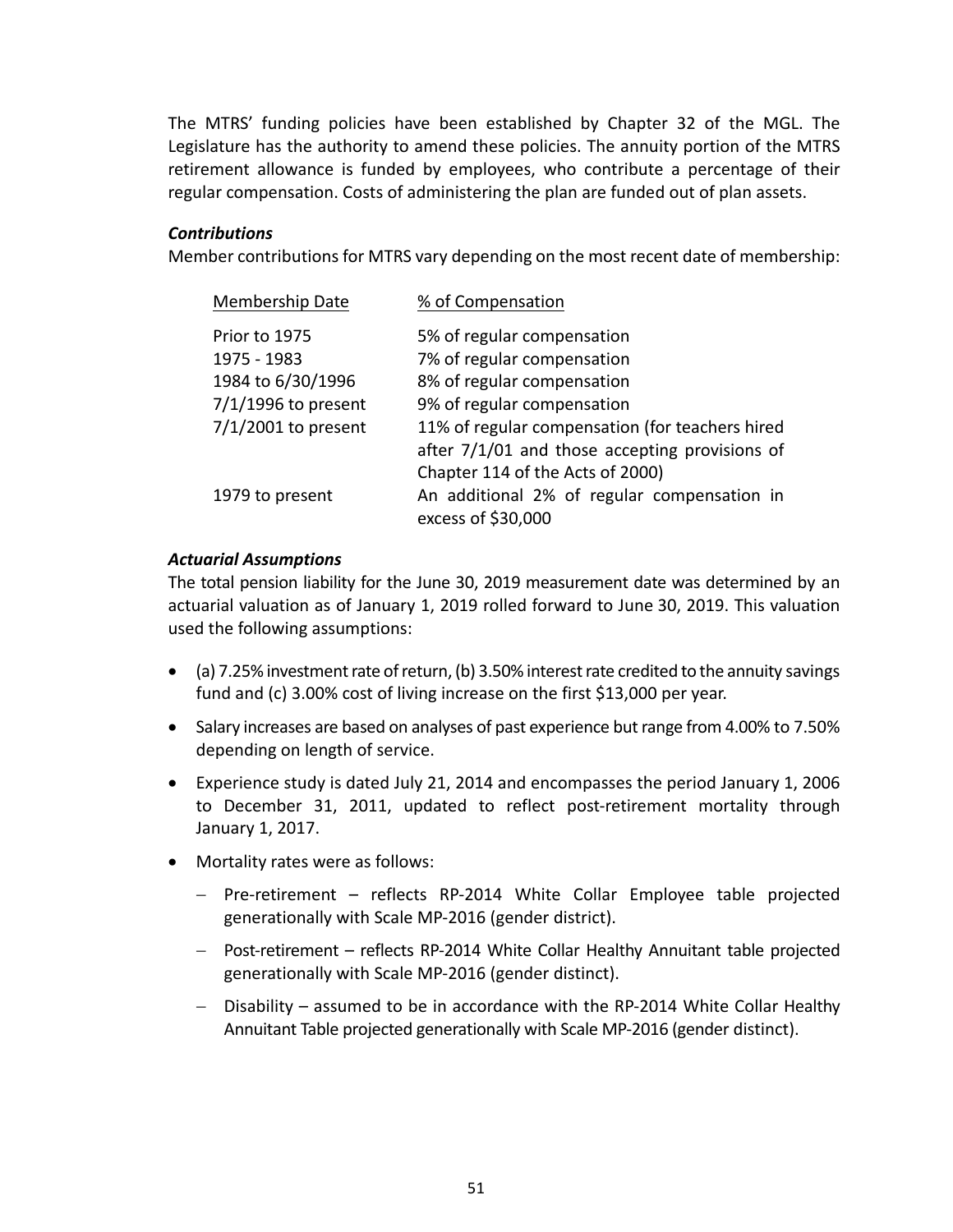The MTRS' funding policies have been established by Chapter 32 of the MGL. The Legislature has the authority to amend these policies. The annuity portion of the MTRS retirement allowance is funded by employees, who contribute a percentage of their regular compensation. Costs of administering the plan are funded out of plan assets.

***Contributions***

Member contributions for MTRS vary depending on the most recent date of membership:

| Membership Date | % of Compensation |
|---|---|
| Prior to 1975 | 5% of regular compensation |
| 1975 - 1983 | 7% of regular compensation |
| 1984 to 6/30/1996 | 8% of regular compensation |
| 7/1/1996 to present | 9% of regular compensation |
| 7/1/2001 to present | 11% of regular compensation (for teachers hired after 7/1/01 and those accepting provisions of Chapter 114 of the Acts of 2000) |
| 1979 to present | An additional 2% of regular compensation in excess of $30,000 |

***Actuarial Assumptions***

The total pension liability for the June 30, 2019 measurement date was determined by an actuarial valuation as of January 1, 2019 rolled forward to June 30, 2019. This valuation used the following assumptions:

- (a) 7.25% investment rate of return, (b) 3.50% interest rate credited to the annuity savings fund and (c) 3.00% cost of living increase on the first $13,000 per year.
- Salary increases are based on analyses of past experience but range from 4.00% to 7.50% depending on length of service.
- Experience study is dated July 21, 2014 and encompasses the period January 1, 2006 to December 31, 2011, updated to reflect post-retirement mortality through January 1, 2017.
- Mortality rates were as follows:
  - Pre-retirement – reflects RP-2014 White Collar Employee table projected generationally with Scale MP-2016 (gender district).
  - Post-retirement – reflects RP-2014 White Collar Healthy Annuitant table projected generationally with Scale MP-2016 (gender distinct).
  - Disability – assumed to be in accordance with the RP-2014 White Collar Healthy Annuitant Table projected generationally with Scale MP-2016 (gender distinct).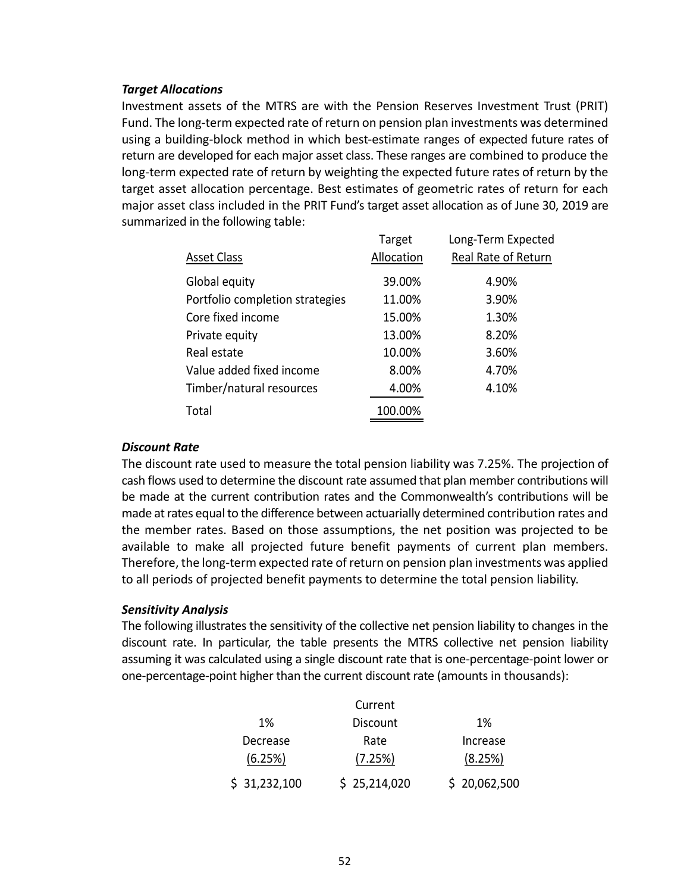### *Target Allocations*

Investment assets of the MTRS are with the Pension Reserves Investment Trust (PRIT) Fund. The long-term expected rate of return on pension plan investments was determined using a building-block method in which best-estimate ranges of expected future rates of return are developed for each major asset class. These ranges are combined to produce the long-term expected rate of return by weighting the expected future rates of return by the target asset allocation percentage. Best estimates of geometric rates of return for each major asset class included in the PRIT Fund's target asset allocation as of June 30, 2019 are summarized in the following table:

| Asset Class | Target Allocation | Long-Term Expected Real Rate of Return |
|---|---|---|
| Global equity | 39.00% | 4.90% |
| Portfolio completion strategies | 11.00% | 3.90% |
| Core fixed income | 15.00% | 1.30% |
| Private equity | 13.00% | 8.20% |
| Real estate | 10.00% | 3.60% |
| Value added fixed income | 8.00% | 4.70% |
| Timber/natural resources | 4.00% | 4.10% |
| Total | 100.00% | |

### *Discount Rate*

The discount rate used to measure the total pension liability was 7.25%. The projection of cash flows used to determine the discount rate assumed that plan member contributions will be made at the current contribution rates and the Commonwealth's contributions will be made at rates equal to the difference between actuarially determined contribution rates and the member rates. Based on those assumptions, the net position was projected to be available to make all projected future benefit payments of current plan members. Therefore, the long-term expected rate of return on pension plan investments was applied to all periods of projected benefit payments to determine the total pension liability.

### *Sensitivity Analysis*

The following illustrates the sensitivity of the collective net pension liability to changes in the discount rate. In particular, the table presents the MTRS collective net pension liability assuming it was calculated using a single discount rate that is one-percentage-point lower or one-percentage-point higher than the current discount rate (amounts in thousands):

| 1% Decrease (6.25%) | Current Discount Rate (7.25%) | 1% Increase (8.25%) |
|---|---|---|
| $ 31,232,100 | $ 25,214,020 | $ 20,062,500 |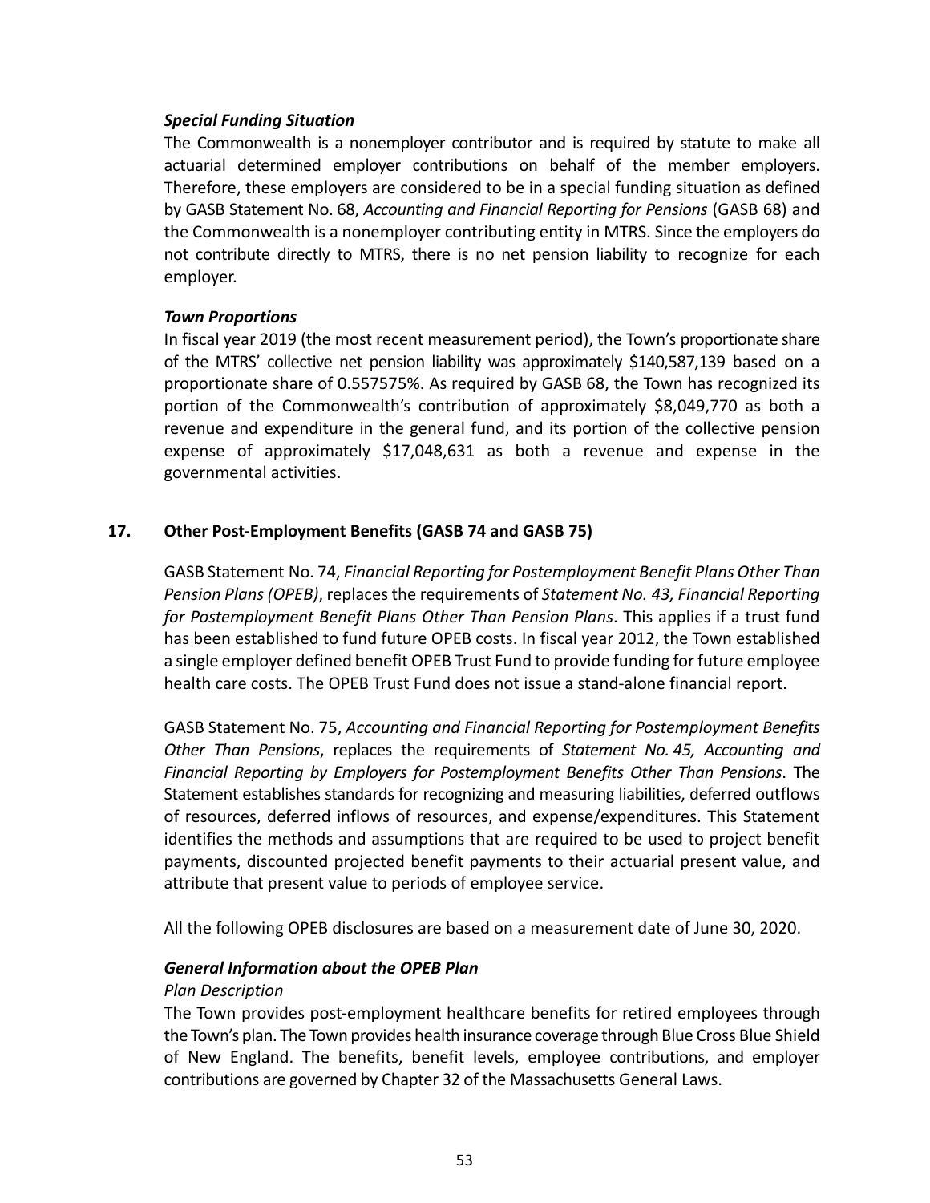***Special Funding Situation***

The Commonwealth is a nonemployer contributor and is required by statute to make all actuarial determined employer contributions on behalf of the member employers. Therefore, these employers are considered to be in a special funding situation as defined by GASB Statement No. 68, *Accounting and Financial Reporting for Pensions* (GASB 68) and the Commonwealth is a nonemployer contributing entity in MTRS. Since the employers do not contribute directly to MTRS, there is no net pension liability to recognize for each employer.

***Town Proportions***

In fiscal year 2019 (the most recent measurement period), the Town's proportionate share of the MTRS' collective net pension liability was approximately $140,587,139 based on a proportionate share of 0.557575%. As required by GASB 68, the Town has recognized its portion of the Commonwealth's contribution of approximately $8,049,770 as both a revenue and expenditure in the general fund, and its portion of the collective pension expense of approximately $17,048,631 as both a revenue and expense in the governmental activities.

## 17. Other Post-Employment Benefits (GASB 74 and GASB 75)

GASB Statement No. 74, *Financial Reporting for Postemployment Benefit Plans Other Than Pension Plans (OPEB)*, replaces the requirements of *Statement No. 43, Financial Reporting for Postemployment Benefit Plans Other Than Pension Plans*. This applies if a trust fund has been established to fund future OPEB costs. In fiscal year 2012, the Town established a single employer defined benefit OPEB Trust Fund to provide funding for future employee health care costs. The OPEB Trust Fund does not issue a stand-alone financial report.

GASB Statement No. 75, *Accounting and Financial Reporting for Postemployment Benefits Other Than Pensions*, replaces the requirements of *Statement No. 45, Accounting and Financial Reporting by Employers for Postemployment Benefits Other Than Pensions*. The Statement establishes standards for recognizing and measuring liabilities, deferred outflows of resources, deferred inflows of resources, and expense/expenditures. This Statement identifies the methods and assumptions that are required to be used to project benefit payments, discounted projected benefit payments to their actuarial present value, and attribute that present value to periods of employee service.

All the following OPEB disclosures are based on a measurement date of June 30, 2020.

***General Information about the OPEB Plan***

*Plan Description*

The Town provides post-employment healthcare benefits for retired employees through the Town's plan. The Town provides health insurance coverage through Blue Cross Blue Shield of New England. The benefits, benefit levels, employee contributions, and employer contributions are governed by Chapter 32 of the Massachusetts General Laws.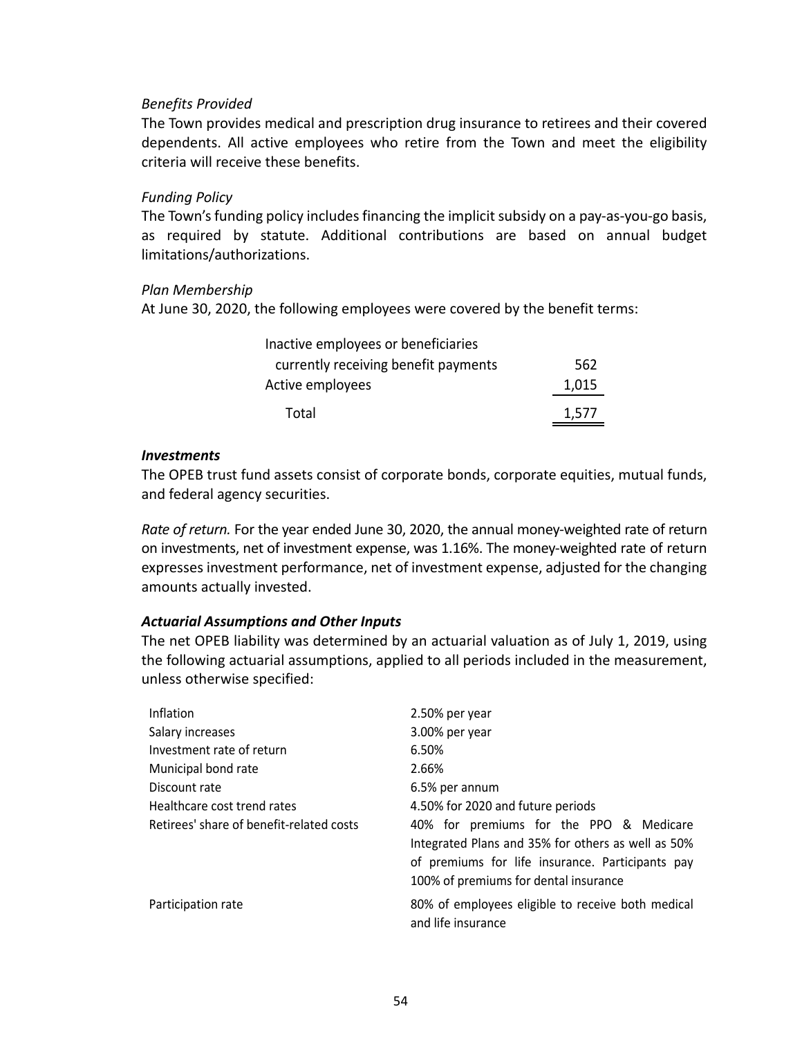*Benefits Provided*

The Town provides medical and prescription drug insurance to retirees and their covered dependents. All active employees who retire from the Town and meet the eligibility criteria will receive these benefits.

*Funding Policy*

The Town's funding policy includes financing the implicit subsidy on a pay-as-you-go basis, as required by statute. Additional contributions are based on annual budget limitations/authorizations.

*Plan Membership*

At June 30, 2020, the following employees were covered by the benefit terms:

| | |
|---|---|
| Inactive employees or beneficiaries currently receiving benefit payments | 562 |
| Active employees | 1,015 |
| Total | 1,577 |

***Investments***

The OPEB trust fund assets consist of corporate bonds, corporate equities, mutual funds, and federal agency securities.

*Rate of return.* For the year ended June 30, 2020, the annual money-weighted rate of return on investments, net of investment expense, was 1.16%. The money-weighted rate of return expresses investment performance, net of investment expense, adjusted for the changing amounts actually invested.

***Actuarial Assumptions and Other Inputs***

The net OPEB liability was determined by an actuarial valuation as of July 1, 2019, using the following actuarial assumptions, applied to all periods included in the measurement, unless otherwise specified:

| | |
|---|---|
| Inflation | 2.50% per year |
| Salary increases | 3.00% per year |
| Investment rate of return | 6.50% |
| Municipal bond rate | 2.66% |
| Discount rate | 6.5% per annum |
| Healthcare cost trend rates | 4.50% for 2020 and future periods |
| Retirees' share of benefit-related costs | 40% for premiums for the PPO & Medicare Integrated Plans and 35% for others as well as 50% of premiums for life insurance. Participants pay 100% of premiums for dental insurance |
| Participation rate | 80% of employees eligible to receive both medical and life insurance |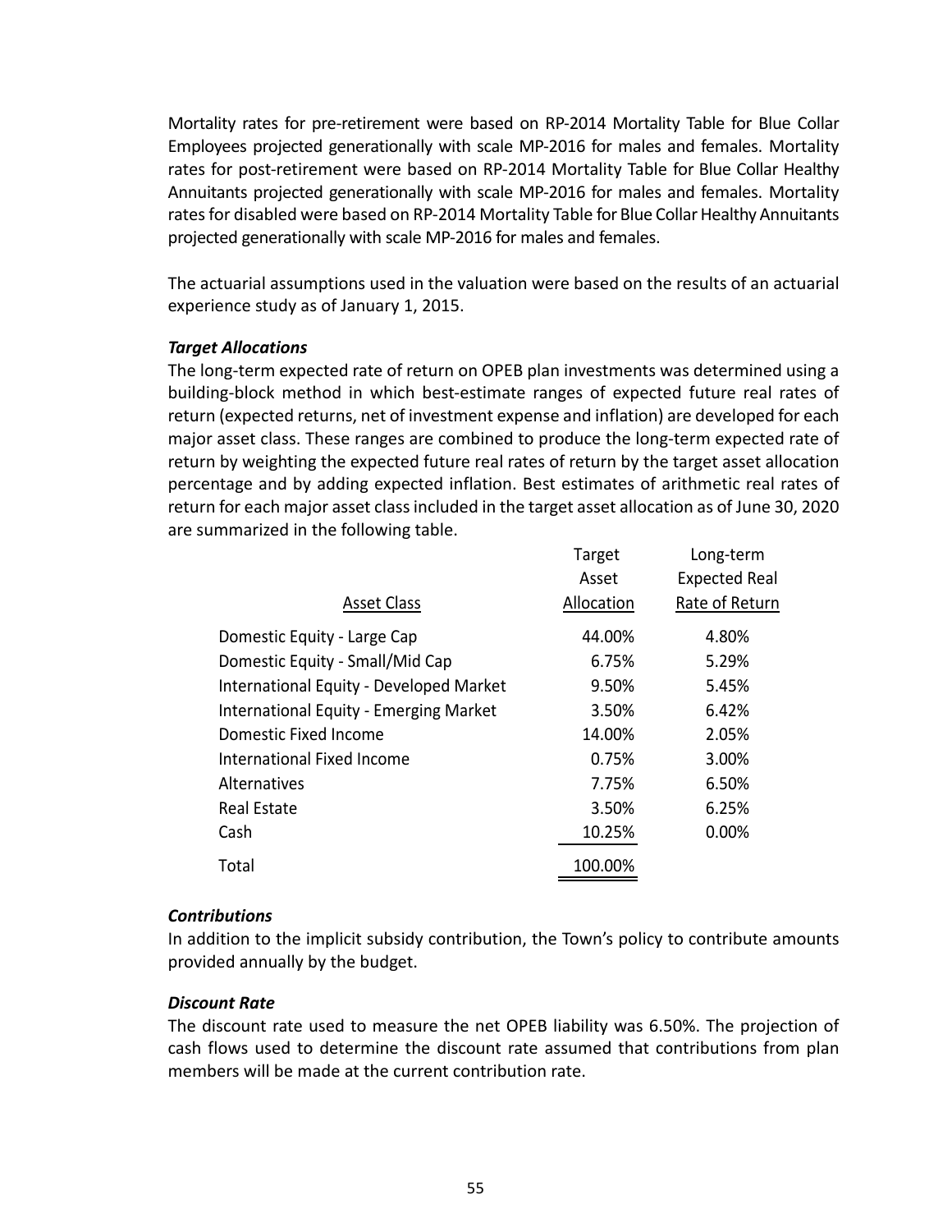Mortality rates for pre-retirement were based on RP-2014 Mortality Table for Blue Collar Employees projected generationally with scale MP-2016 for males and females. Mortality rates for post-retirement were based on RP-2014 Mortality Table for Blue Collar Healthy Annuitants projected generationally with scale MP-2016 for males and females. Mortality rates for disabled were based on RP-2014 Mortality Table for Blue Collar Healthy Annuitants projected generationally with scale MP-2016 for males and females.

The actuarial assumptions used in the valuation were based on the results of an actuarial experience study as of January 1, 2015.

***Target Allocations***

The long-term expected rate of return on OPEB plan investments was determined using a building-block method in which best-estimate ranges of expected future real rates of return (expected returns, net of investment expense and inflation) are developed for each major asset class. These ranges are combined to produce the long-term expected rate of return by weighting the expected future real rates of return by the target asset allocation percentage and by adding expected inflation. Best estimates of arithmetic real rates of return for each major asset class included in the target asset allocation as of June 30, 2020 are summarized in the following table.

| Asset Class | Target Asset Allocation | Long-term Expected Real Rate of Return |
|---|---|---|
| Domestic Equity - Large Cap | 44.00% | 4.80% |
| Domestic Equity - Small/Mid Cap | 6.75% | 5.29% |
| International Equity - Developed Market | 9.50% | 5.45% |
| International Equity - Emerging Market | 3.50% | 6.42% |
| Domestic Fixed Income | 14.00% | 2.05% |
| International Fixed Income | 0.75% | 3.00% |
| Alternatives | 7.75% | 6.50% |
| Real Estate | 3.50% | 6.25% |
| Cash | 10.25% | 0.00% |
| Total | 100.00% | |

***Contributions***

In addition to the implicit subsidy contribution, the Town's policy to contribute amounts provided annually by the budget.

***Discount Rate***

The discount rate used to measure the net OPEB liability was 6.50%. The projection of cash flows used to determine the discount rate assumed that contributions from plan members will be made at the current contribution rate.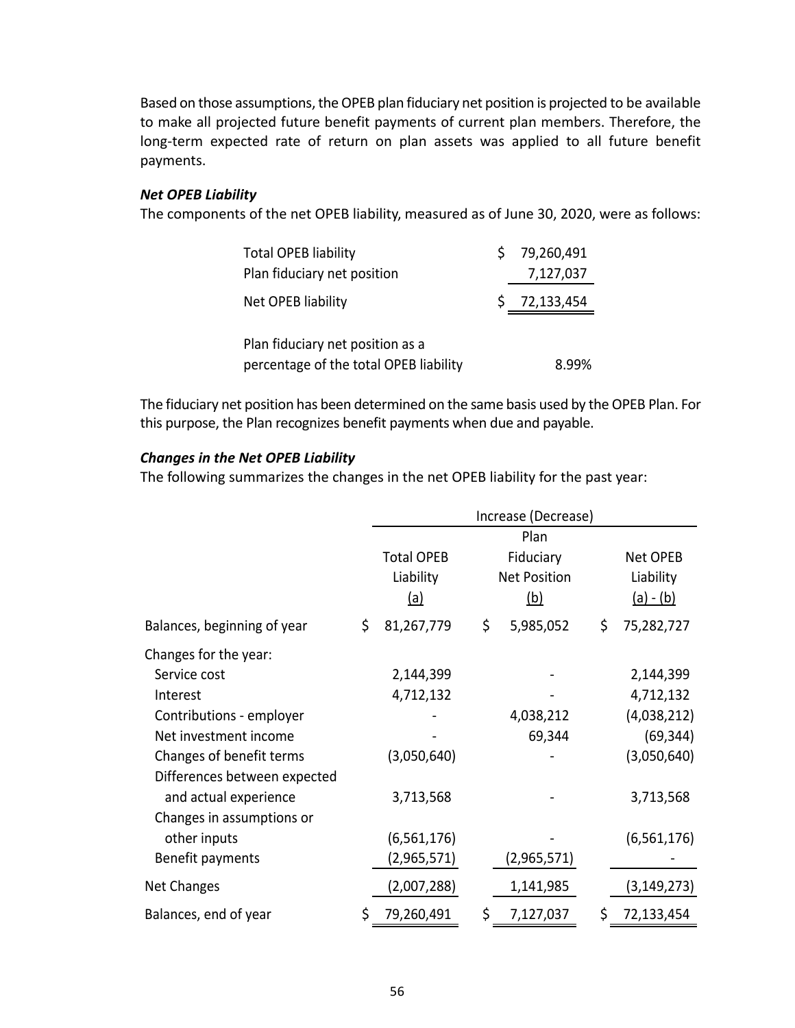Based on those assumptions, the OPEB plan fiduciary net position is projected to be available to make all projected future benefit payments of current plan members. Therefore, the long-term expected rate of return on plan assets was applied to all future benefit payments.

***Net OPEB Liability***

The components of the net OPEB liability, measured as of June 30, 2020, were as follows:

| | |
|---|---|
| Total OPEB liability | $ 79,260,491 |
| Plan fiduciary net position | 7,127,037 |
| Net OPEB liability | $ 72,133,454 |
| Plan fiduciary net position as a percentage of the total OPEB liability | 8.99% |

The fiduciary net position has been determined on the same basis used by the OPEB Plan. For this purpose, the Plan recognizes benefit payments when due and payable.

***Changes in the Net OPEB Liability***

The following summarizes the changes in the net OPEB liability for the past year:

| | Increase (Decrease) | | |
|---|---|---|---|
| | Total OPEB Liability (a) | Plan Fiduciary Net Position (b) | Net OPEB Liability (a) - (b) |
| Balances, beginning of year | $ 81,267,779 | $ 5,985,052 | $ 75,282,727 |
| Changes for the year: | | | |
| Service cost | 2,144,399 | - | 2,144,399 |
| Interest | 4,712,132 | - | 4,712,132 |
| Contributions - employer | - | 4,038,212 | (4,038,212) |
| Net investment income | - | 69,344 | (69,344) |
| Changes of benefit terms | (3,050,640) | - | (3,050,640) |
| Differences between expected and actual experience | 3,713,568 | - | 3,713,568 |
| Changes in assumptions or other inputs | (6,561,176) | - | (6,561,176) |
| Benefit payments | (2,965,571) | (2,965,571) | - |
| Net Changes | (2,007,288) | 1,141,985 | (3,149,273) |
| Balances, end of year | $ 79,260,491 | $ 7,127,037 | $ 72,133,454 |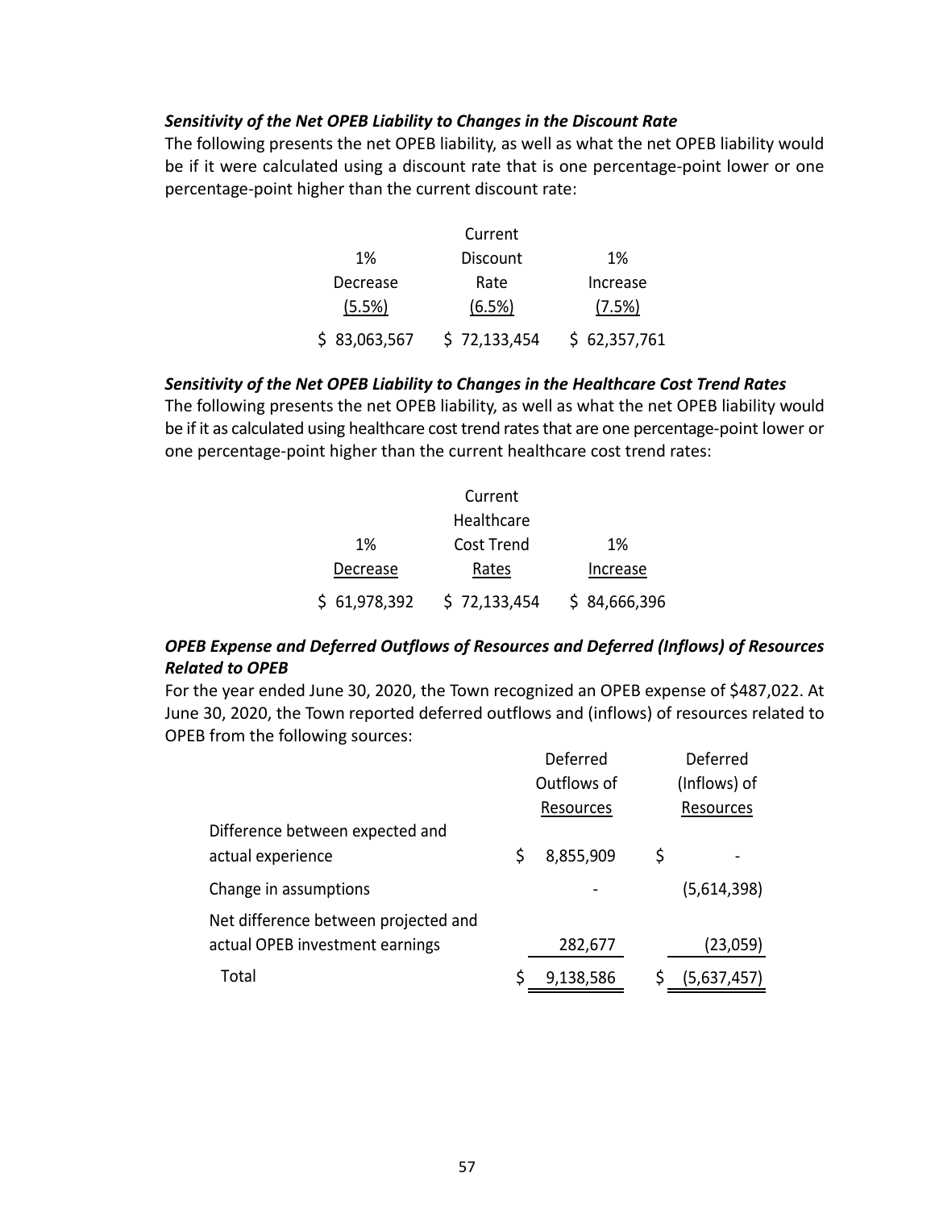***Sensitivity of the Net OPEB Liability to Changes in the Discount Rate***

The following presents the net OPEB liability, as well as what the net OPEB liability would be if it were calculated using a discount rate that is one percentage-point lower or one percentage-point higher than the current discount rate:

| 1% Decrease (5.5%) | Current Discount Rate (6.5%) | 1% Increase (7.5%) |
|---|---|---|
| $ 83,063,567 | $ 72,133,454 | $ 62,357,761 |

***Sensitivity of the Net OPEB Liability to Changes in the Healthcare Cost Trend Rates***

The following presents the net OPEB liability, as well as what the net OPEB liability would be if it as calculated using healthcare cost trend rates that are one percentage-point lower or one percentage-point higher than the current healthcare cost trend rates:

| 1% Decrease | Current Healthcare Cost Trend Rates | 1% Increase |
|---|---|---|
| $ 61,978,392 | $ 72,133,454 | $ 84,666,396 |

***OPEB Expense and Deferred Outflows of Resources and Deferred (Inflows) of Resources Related to OPEB***

For the year ended June 30, 2020, the Town recognized an OPEB expense of $487,022. At June 30, 2020, the Town reported deferred outflows and (inflows) of resources related to OPEB from the following sources:

| | Deferred Outflows of Resources | Deferred (Inflows) of Resources |
|---|---|---|
| Difference between expected and actual experience | $ 8,855,909 | $ - |
| Change in assumptions | - | (5,614,398) |
| Net difference between projected and actual OPEB investment earnings | 282,677 | (23,059) |
| Total | $ 9,138,586 | $ (5,637,457) |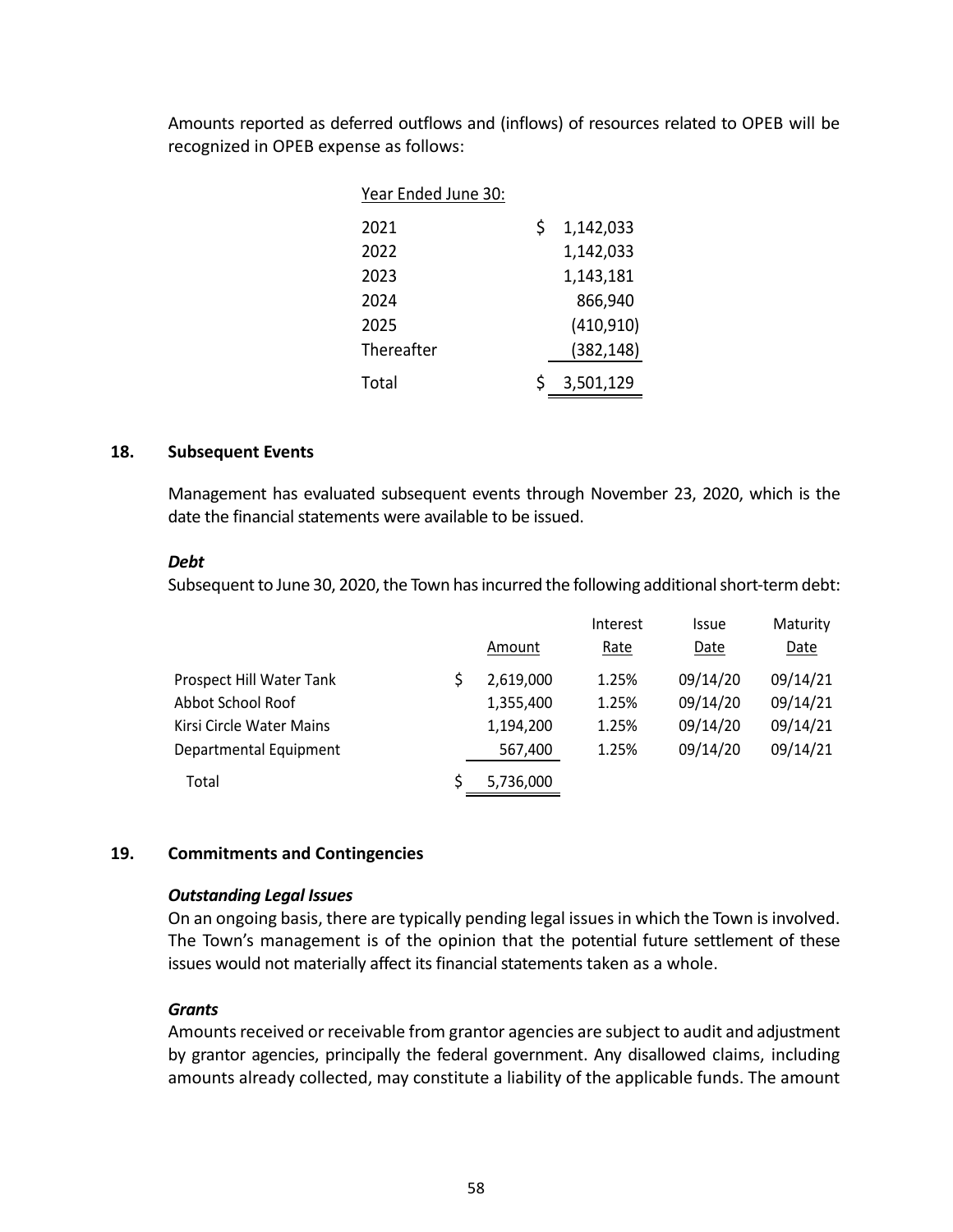Amounts reported as deferred outflows and (inflows) of resources related to OPEB will be recognized in OPEB expense as follows:

| Year Ended June 30: | |
|---|---|
| 2021 | $ 1,142,033 |
| 2022 | 1,142,033 |
| 2023 | 1,143,181 |
| 2024 | 866,940 |
| 2025 | (410,910) |
| Thereafter | (382,148) |
| Total | $ 3,501,129 |

## 18. Subsequent Events

Management has evaluated subsequent events through November 23, 2020, which is the date the financial statements were available to be issued.

***Debt***

Subsequent to June 30, 2020, the Town has incurred the following additional short-term debt:

| | Amount | Interest Rate | Issue Date | Maturity Date |
|---|---|---|---|---|
| Prospect Hill Water Tank | $ 2,619,000 | 1.25% | 09/14/20 | 09/14/21 |
| Abbot School Roof | 1,355,400 | 1.25% | 09/14/20 | 09/14/21 |
| Kirsi Circle Water Mains | 1,194,200 | 1.25% | 09/14/20 | 09/14/21 |
| Departmental Equipment | 567,400 | 1.25% | 09/14/20 | 09/14/21 |
| Total | $ 5,736,000 | | | |

## 19. Commitments and Contingencies

***Outstanding Legal Issues***

On an ongoing basis, there are typically pending legal issues in which the Town is involved. The Town's management is of the opinion that the potential future settlement of these issues would not materially affect its financial statements taken as a whole.

***Grants***

Amounts received or receivable from grantor agencies are subject to audit and adjustment by grantor agencies, principally the federal government. Any disallowed claims, including amounts already collected, may constitute a liability of the applicable funds. The amount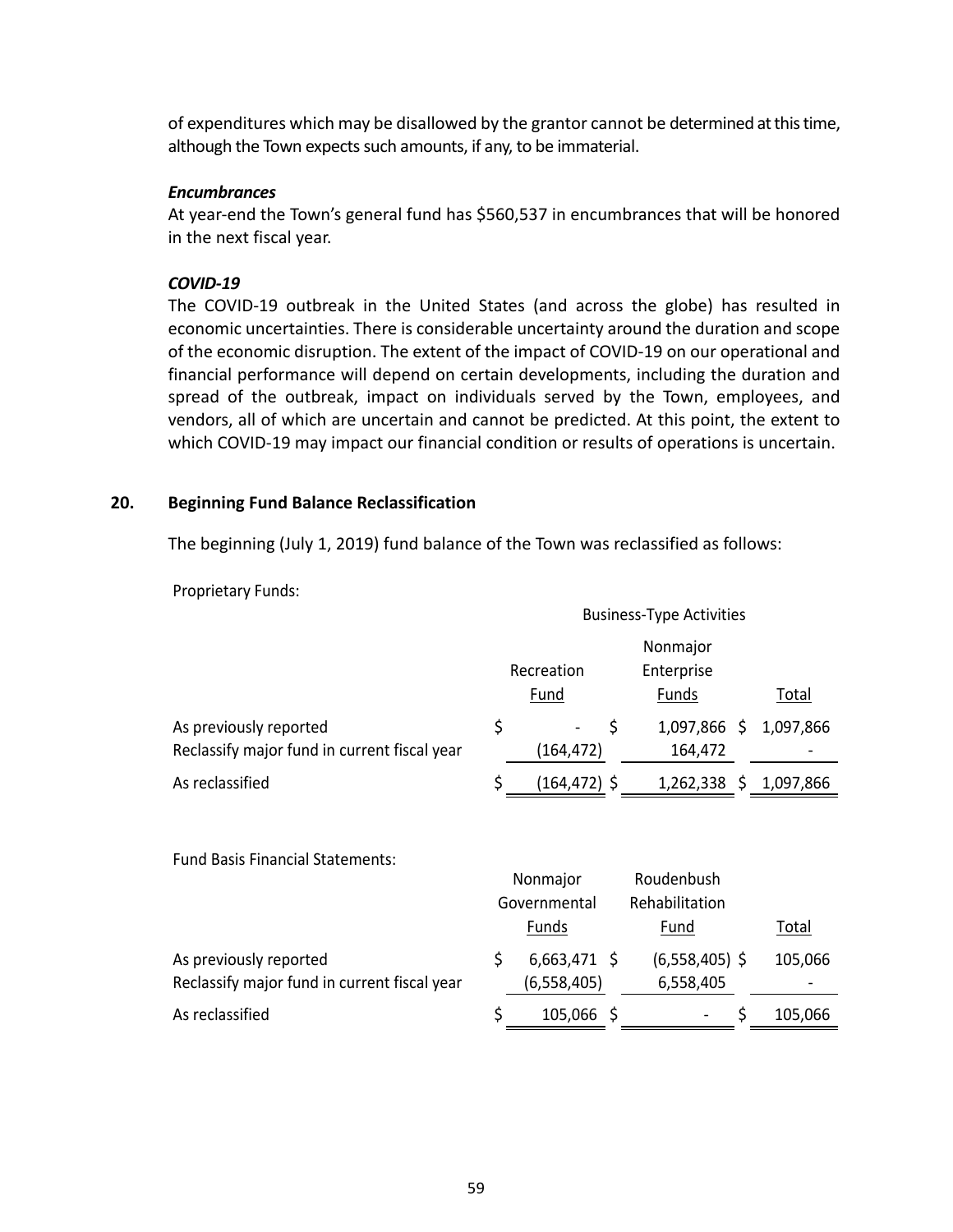of expenditures which may be disallowed by the grantor cannot be determined at this time, although the Town expects such amounts, if any, to be immaterial.

***Encumbrances***

At year-end the Town's general fund has $560,537 in encumbrances that will be honored in the next fiscal year.

***COVID-19***

The COVID-19 outbreak in the United States (and across the globe) has resulted in economic uncertainties. There is considerable uncertainty around the duration and scope of the economic disruption. The extent of the impact of COVID-19 on our operational and financial performance will depend on certain developments, including the duration and spread of the outbreak, impact on individuals served by the Town, employees, and vendors, all of which are uncertain and cannot be predicted. At this point, the extent to which COVID-19 may impact our financial condition or results of operations is uncertain.

## 20. Beginning Fund Balance Reclassification

The beginning (July 1, 2019) fund balance of the Town was reclassified as follows:

Proprietary Funds:

| | Business-Type Activities | | |
|---|---|---|---|
| | Recreation Fund | Nonmajor Enterprise Funds | Total |
| As previously reported | $ - | $ 1,097,866 | $ 1,097,866 |
| Reclassify major fund in current fiscal year | (164,472) | 164,472 | - |
| As reclassified | $ (164,472) | $ 1,262,338 | $ 1,097,866 |

Fund Basis Financial Statements:

| | Nonmajor Governmental Funds | Roudenbush Rehabilitation Fund | Total |
|---|---|---|---|
| As previously reported | $ 6,663,471 | $ (6,558,405) | $ 105,066 |
| Reclassify major fund in current fiscal year | (6,558,405) | 6,558,405 | - |
| As reclassified | $ 105,066 | $ - | $ 105,066 |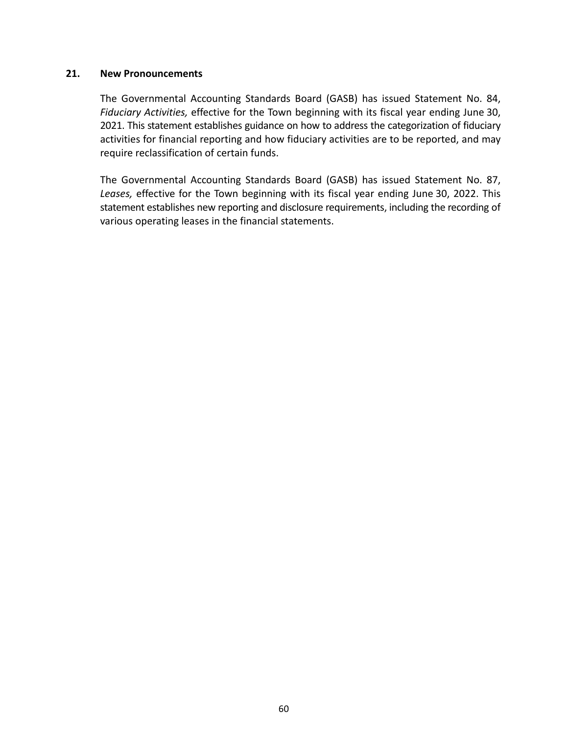## 21. New Pronouncements

The Governmental Accounting Standards Board (GASB) has issued Statement No. 84, *Fiduciary Activities,* effective for the Town beginning with its fiscal year ending June 30, 2021. This statement establishes guidance on how to address the categorization of fiduciary activities for financial reporting and how fiduciary activities are to be reported, and may require reclassification of certain funds.

The Governmental Accounting Standards Board (GASB) has issued Statement No. 87, *Leases,* effective for the Town beginning with its fiscal year ending June 30, 2022. This statement establishes new reporting and disclosure requirements, including the recording of various operating leases in the financial statements.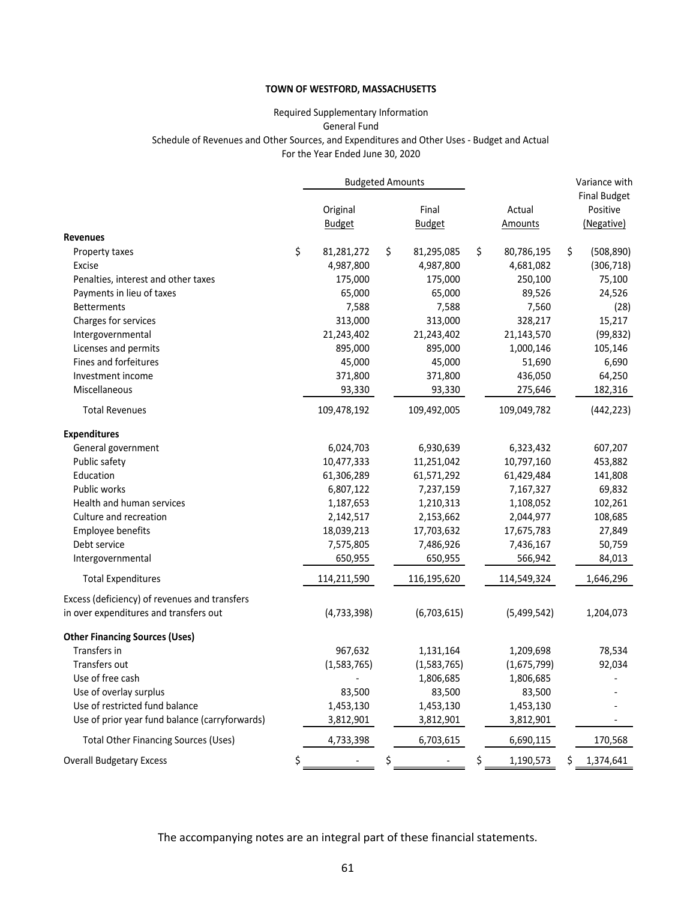**TOWN OF WESTFORD, MASSACHUSETTS**

Required Supplementary Information
General Fund
Schedule of Revenues and Other Sources, and Expenditures and Other Uses - Budget and Actual
For the Year Ended June 30, 2020

| | Budgeted Amounts | | | Variance with Final Budget |
|---|---|---|---|---|
| | Original Budget | Final Budget | Actual Amounts | Positive (Negative) |
| **Revenues** | | | | |
| Property taxes | $ 81,281,272 | $ 81,295,085 | $ 80,786,195 | $ (508,890) |
| Excise | 4,987,800 | 4,987,800 | 4,681,082 | (306,718) |
| Penalties, interest and other taxes | 175,000 | 175,000 | 250,100 | 75,100 |
| Payments in lieu of taxes | 65,000 | 65,000 | 89,526 | 24,526 |
| Betterments | 7,588 | 7,588 | 7,560 | (28) |
| Charges for services | 313,000 | 313,000 | 328,217 | 15,217 |
| Intergovernmental | 21,243,402 | 21,243,402 | 21,143,570 | (99,832) |
| Licenses and permits | 895,000 | 895,000 | 1,000,146 | 105,146 |
| Fines and forfeitures | 45,000 | 45,000 | 51,690 | 6,690 |
| Investment income | 371,800 | 371,800 | 436,050 | 64,250 |
| Miscellaneous | 93,330 | 93,330 | 275,646 | 182,316 |
| Total Revenues | 109,478,192 | 109,492,005 | 109,049,782 | (442,223) |
| **Expenditures** | | | | |
| General government | 6,024,703 | 6,930,639 | 6,323,432 | 607,207 |
| Public safety | 10,477,333 | 11,251,042 | 10,797,160 | 453,882 |
| Education | 61,306,289 | 61,571,292 | 61,429,484 | 141,808 |
| Public works | 6,807,122 | 7,237,159 | 7,167,327 | 69,832 |
| Health and human services | 1,187,653 | 1,210,313 | 1,108,052 | 102,261 |
| Culture and recreation | 2,142,517 | 2,153,662 | 2,044,977 | 108,685 |
| Employee benefits | 18,039,213 | 17,703,632 | 17,675,783 | 27,849 |
| Debt service | 7,575,805 | 7,486,926 | 7,436,167 | 50,759 |
| Intergovernmental | 650,955 | 650,955 | 566,942 | 84,013 |
| Total Expenditures | 114,211,590 | 116,195,620 | 114,549,324 | 1,646,296 |
| Excess (deficiency) of revenues and transfers in over expenditures and transfers out | (4,733,398) | (6,703,615) | (5,499,542) | 1,204,073 |
| **Other Financing Sources (Uses)** | | | | |
| Transfers in | 967,632 | 1,131,164 | 1,209,698 | 78,534 |
| Transfers out | (1,583,765) | (1,583,765) | (1,675,799) | 92,034 |
| Use of free cash | - | 1,806,685 | 1,806,685 | - |
| Use of overlay surplus | 83,500 | 83,500 | 83,500 | - |
| Use of restricted fund balance | 1,453,130 | 1,453,130 | 1,453,130 | - |
| Use of prior year fund balance (carryforwards) | 3,812,901 | 3,812,901 | 3,812,901 | - |
| Total Other Financing Sources (Uses) | 4,733,398 | 6,703,615 | 6,690,115 | 170,568 |
| Overall Budgetary Excess | $ - | $ - | $ 1,190,573 | $ 1,374,641 |

The accompanying notes are an integral part of these financial statements.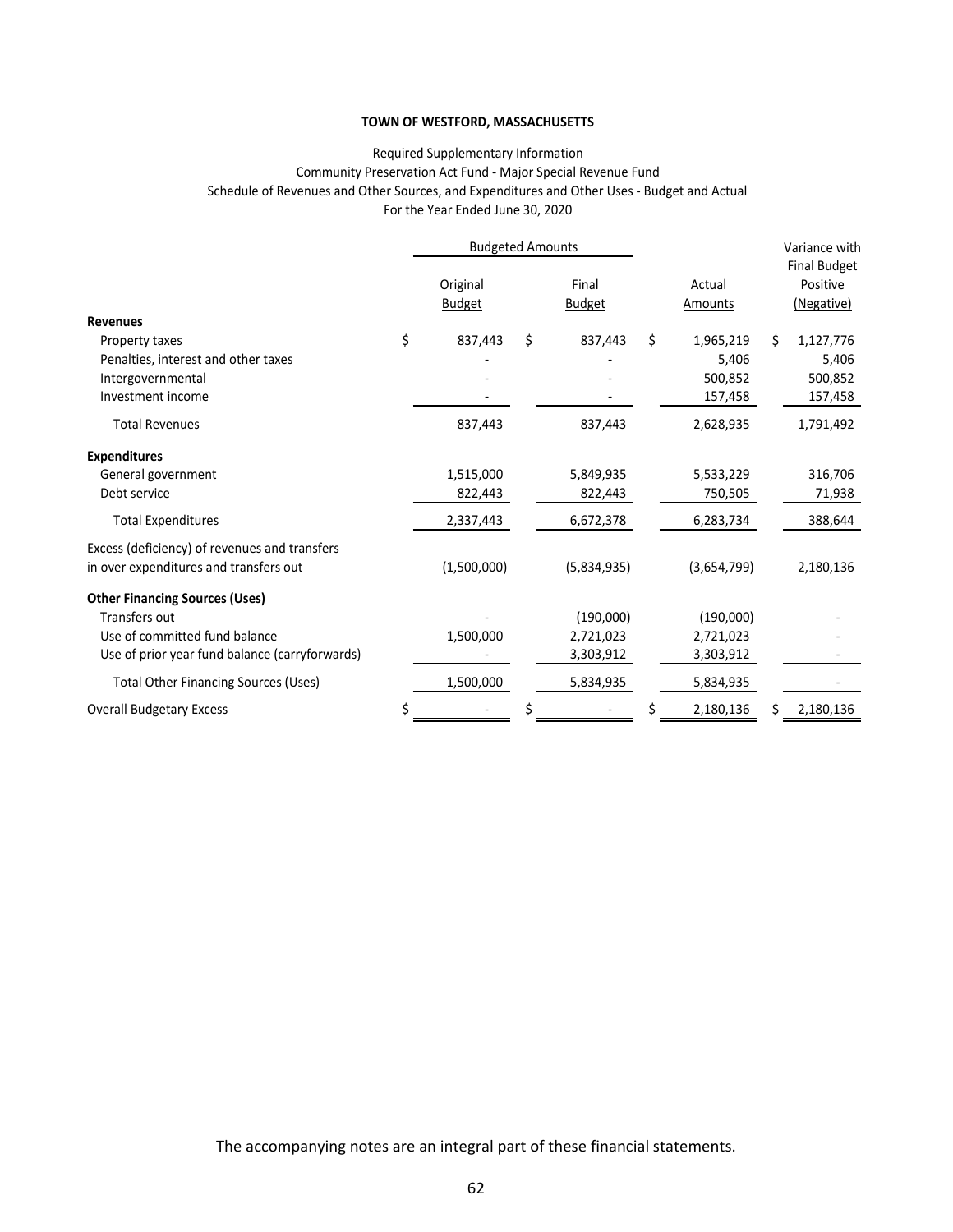**TOWN OF WESTFORD, MASSACHUSETTS**

Required Supplementary Information
Community Preservation Act Fund - Major Special Revenue Fund
Schedule of Revenues and Other Sources, and Expenditures and Other Uses - Budget and Actual
For the Year Ended June 30, 2020

| | Budgeted Amounts | | | Variance with Final Budget |
|---|---|---|---|---|
| | Original Budget | Final Budget | Actual Amounts | Positive (Negative) |
| **Revenues** | | | | |
| Property taxes | $ 837,443 | $ 837,443 | $ 1,965,219 | $ 1,127,776 |
| Penalties, interest and other taxes | - | - | 5,406 | 5,406 |
| Intergovernmental | - | - | 500,852 | 500,852 |
| Investment income | - | - | 157,458 | 157,458 |
| Total Revenues | 837,443 | 837,443 | 2,628,935 | 1,791,492 |
| **Expenditures** | | | | |
| General government | 1,515,000 | 5,849,935 | 5,533,229 | 316,706 |
| Debt service | 822,443 | 822,443 | 750,505 | 71,938 |
| Total Expenditures | 2,337,443 | 6,672,378 | 6,283,734 | 388,644 |
| Excess (deficiency) of revenues and transfers in over expenditures and transfers out | (1,500,000) | (5,834,935) | (3,654,799) | 2,180,136 |
| **Other Financing Sources (Uses)** | | | | |
| Transfers out | - | (190,000) | (190,000) | - |
| Use of committed fund balance | 1,500,000 | 2,721,023 | 2,721,023 | - |
| Use of prior year fund balance (carryforwards) | - | 3,303,912 | 3,303,912 | - |
| Total Other Financing Sources (Uses) | 1,500,000 | 5,834,935 | 5,834,935 | - |
| Overall Budgetary Excess | $ - | $ - | $ 2,180,136 | $ 2,180,136 |

The accompanying notes are an integral part of these financial statements.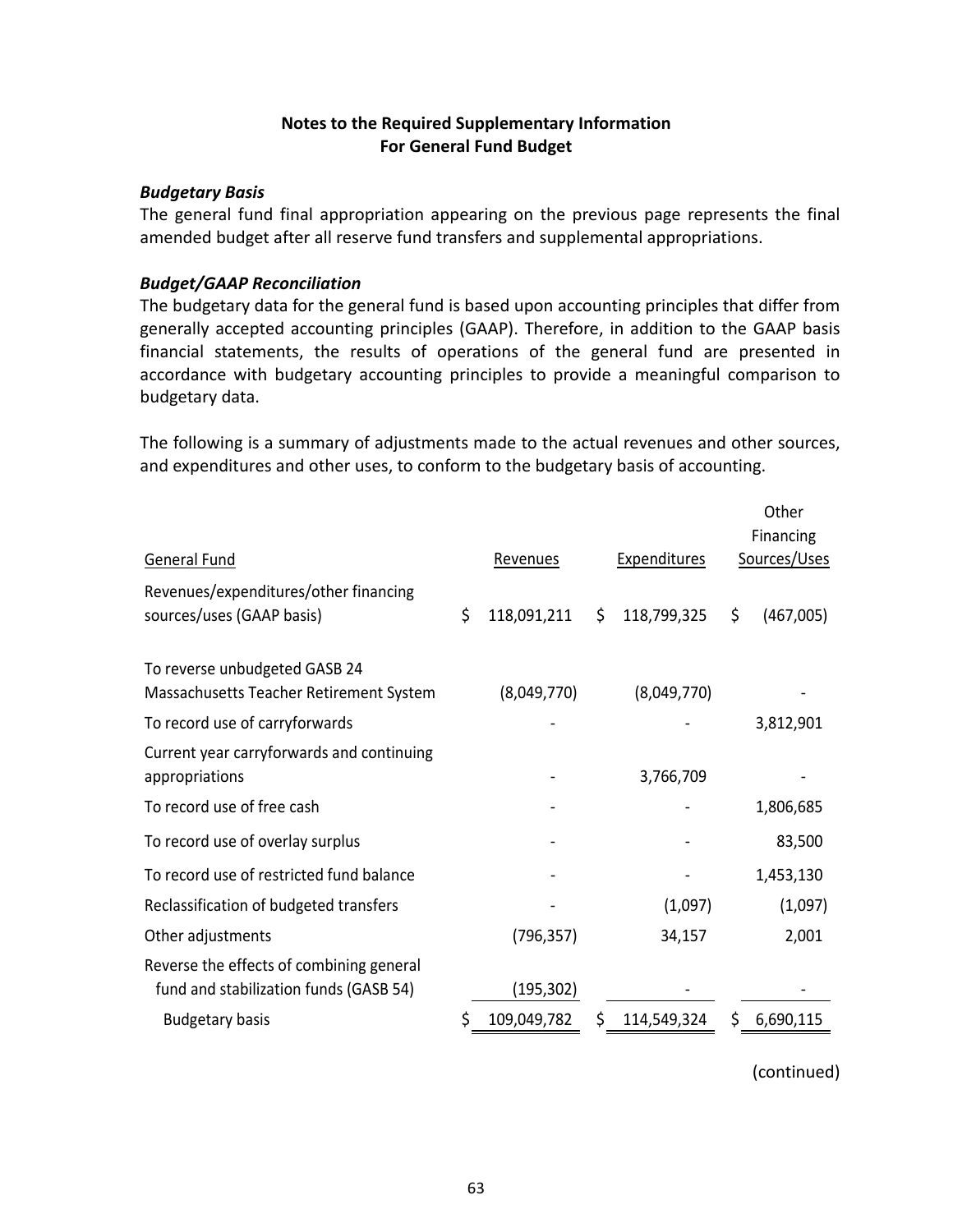**Notes to the Required Supplementary Information**
**For General Fund Budget**

***Budgetary Basis***

The general fund final appropriation appearing on the previous page represents the final amended budget after all reserve fund transfers and supplemental appropriations.

***Budget/GAAP Reconciliation***

The budgetary data for the general fund is based upon accounting principles that differ from generally accepted accounting principles (GAAP). Therefore, in addition to the GAAP basis financial statements, the results of operations of the general fund are presented in accordance with budgetary accounting principles to provide a meaningful comparison to budgetary data.

The following is a summary of adjustments made to the actual revenues and other sources, and expenditures and other uses, to conform to the budgetary basis of accounting.

| General Fund | Revenues | Expenditures | Other Financing Sources/Uses |
|---|---|---|---|
| Revenues/expenditures/other financing sources/uses (GAAP basis) | $ 118,091,211 | $ 118,799,325 | $ (467,005) |
| To reverse unbudgeted GASB 24 Massachusetts Teacher Retirement System | (8,049,770) | (8,049,770) | - |
| To record use of carryforwards | - | - | 3,812,901 |
| Current year carryforwards and continuing appropriations | - | 3,766,709 | - |
| To record use of free cash | - | - | 1,806,685 |
| To record use of overlay surplus | - | - | 83,500 |
| To record use of restricted fund balance | - | - | 1,453,130 |
| Reclassification of budgeted transfers | - | (1,097) | (1,097) |
| Other adjustments | (796,357) | 34,157 | 2,001 |
| Reverse the effects of combining general fund and stabilization funds (GASB 54) | (195,302) | - | - |
| Budgetary basis | $ 109,049,782 | $ 114,549,324 | $ 6,690,115 |

(continued)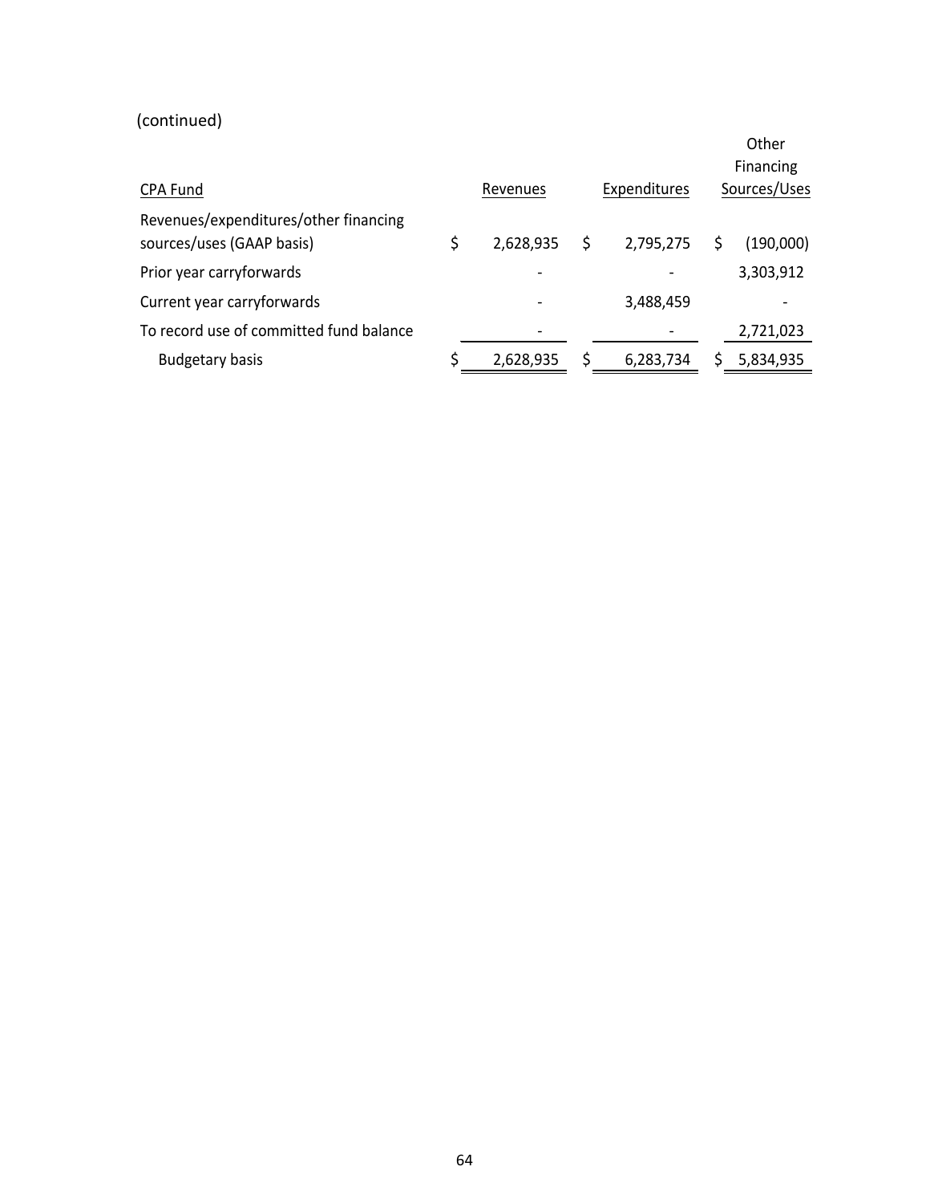(continued)

| CPA Fund | Revenues | Expenditures | Other Financing Sources/Uses |
|---|---|---|---|
| Revenues/expenditures/other financing sources/uses (GAAP basis) | $ 2,628,935 | $ 2,795,275 | $ (190,000) |
| Prior year carryforwards | - | - | 3,303,912 |
| Current year carryforwards | - | 3,488,459 | - |
| To record use of committed fund balance | - | - | 2,721,023 |
| Budgetary basis | $ 2,628,935 | $ 6,283,734 | $ 5,834,935 |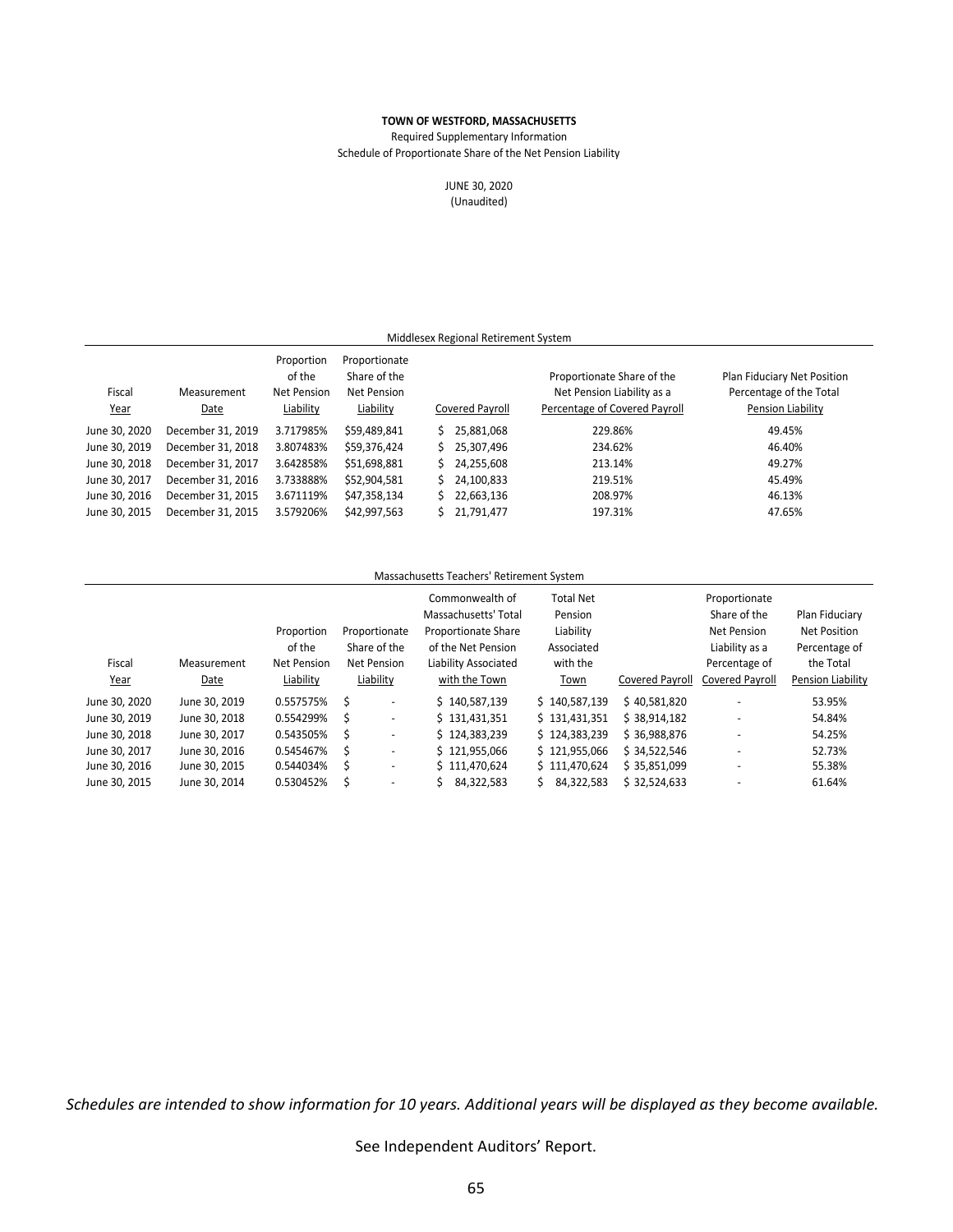**TOWN OF WESTFORD, MASSACHUSETTS**

Required Supplementary Information

Schedule of Proportionate Share of the Net Pension Liability

JUNE 30, 2020

(Unaudited)

Middlesex Regional Retirement System

| Fiscal Year | Measurement Date | Proportion of the Net Pension Liability | Proportionate Share of the Net Pension Liability | Covered Payroll | Proportionate Share of the Net Pension Liability as a Percentage of Covered Payroll | Plan Fiduciary Net Position Percentage of the Total Pension Liability |
|---|---|---|---|---|---|---|
| June 30, 2020 | December 31, 2019 | 3.717985% | $59,489,841 | $ 25,881,068 | 229.86% | 49.45% |
| June 30, 2019 | December 31, 2018 | 3.807483% | $59,376,424 | $ 25,307,496 | 234.62% | 46.40% |
| June 30, 2018 | December 31, 2017 | 3.642858% | $51,698,881 | $ 24,255,608 | 213.14% | 49.27% |
| June 30, 2017 | December 31, 2016 | 3.733888% | $52,904,581 | $ 24,100,833 | 219.51% | 45.49% |
| June 30, 2016 | December 31, 2015 | 3.671119% | $47,358,134 | $ 22,663,136 | 208.97% | 46.13% |
| June 30, 2015 | December 31, 2015 | 3.579206% | $42,997,563 | $ 21,791,477 | 197.31% | 47.65% |

Massachusetts Teachers' Retirement System

| Fiscal Year | Measurement Date | Proportion of the Net Pension Liability | Proportionate Share of the Net Pension Liability | Commonwealth of Massachusetts' Total Proportionate Share of the Net Pension Liability Associated with the Town | Total Net Pension Liability Associated with the Town | Covered Payroll | Proportionate Share of the Net Pension Liability as a Percentage of Covered Payroll | Plan Fiduciary Net Position Percentage of the Total Pension Liability |
|---|---|---|---|---|---|---|---|---|
| June 30, 2020 | June 30, 2019 | 0.557575% | $ - | $ 140,587,139 | $ 140,587,139 | $ 40,581,820 | - | 53.95% |
| June 30, 2019 | June 30, 2018 | 0.554299% | $ - | $ 131,431,351 | $ 131,431,351 | $ 38,914,182 | - | 54.84% |
| June 30, 2018 | June 30, 2017 | 0.543505% | $ - | $ 124,383,239 | $ 124,383,239 | $ 36,988,876 | - | 54.25% |
| June 30, 2017 | June 30, 2016 | 0.545467% | $ - | $ 121,955,066 | $ 121,955,066 | $ 34,522,546 | - | 52.73% |
| June 30, 2016 | June 30, 2015 | 0.544034% | $ - | $ 111,470,624 | $ 111,470,624 | $ 35,851,099 | - | 55.38% |
| June 30, 2015 | June 30, 2014 | 0.530452% | $ - | $ 84,322,583 | $ 84,322,583 | $ 32,524,633 | - | 61.64% |

*Schedules are intended to show information for 10 years. Additional years will be displayed as they become available.*

See Independent Auditors' Report.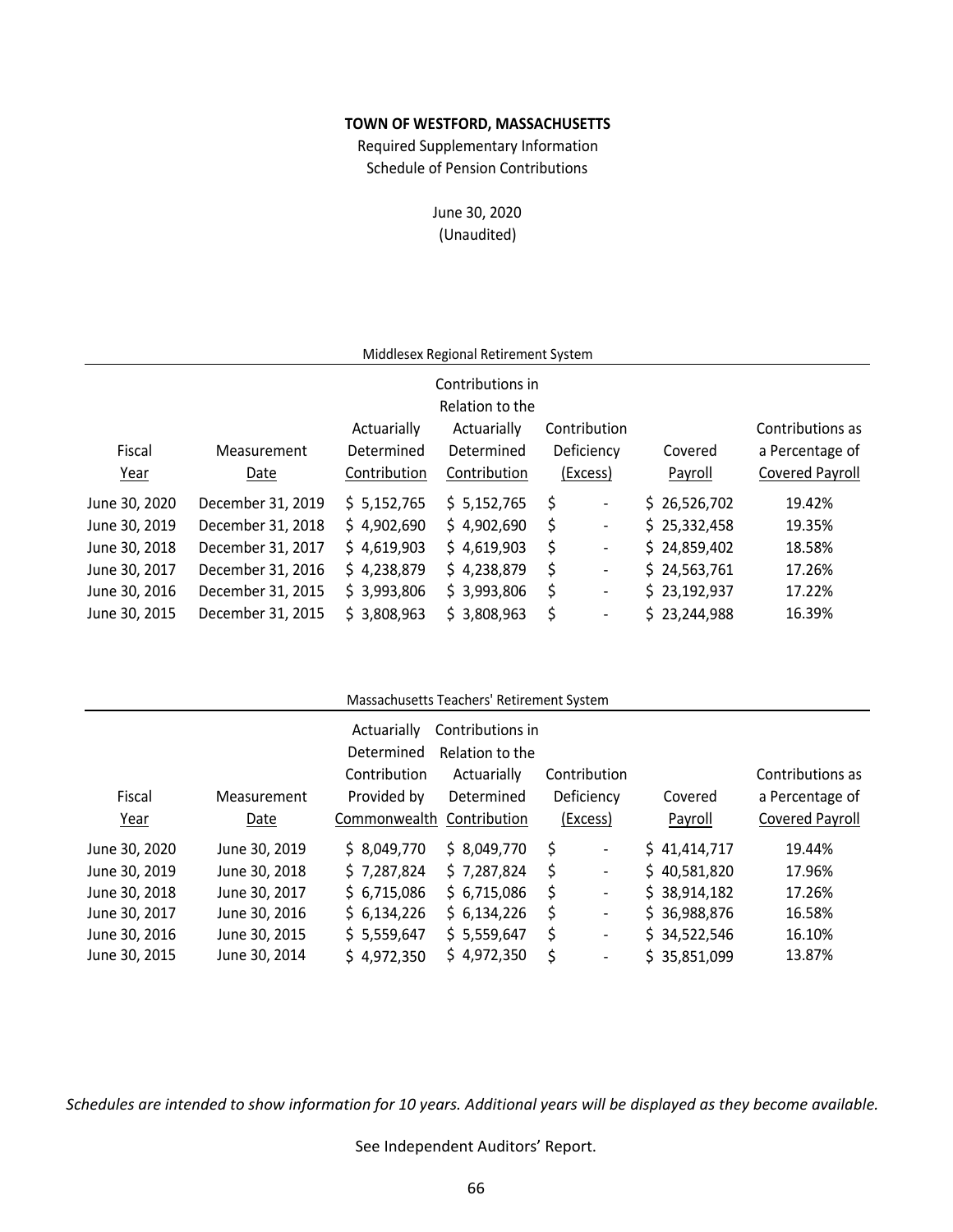**TOWN OF WESTFORD, MASSACHUSETTS**

Required Supplementary Information

Schedule of Pension Contributions

June 30, 2020

(Unaudited)

Middlesex Regional Retirement System

| Fiscal Year | Measurement Date | Actuarially Determined Contribution | Contributions in Relation to the Actuarially Determined Contribution | Contribution Deficiency (Excess) | Covered Payroll | Contributions as a Percentage of Covered Payroll |
|---|---|---|---|---|---|---|
| June 30, 2020 | December 31, 2019 | $ 5,152,765 | $ 5,152,765 | $ - | $ 26,526,702 | 19.42% |
| June 30, 2019 | December 31, 2018 | $ 4,902,690 | $ 4,902,690 | $ - | $ 25,332,458 | 19.35% |
| June 30, 2018 | December 31, 2017 | $ 4,619,903 | $ 4,619,903 | $ - | $ 24,859,402 | 18.58% |
| June 30, 2017 | December 31, 2016 | $ 4,238,879 | $ 4,238,879 | $ - | $ 24,563,761 | 17.26% |
| June 30, 2016 | December 31, 2015 | $ 3,993,806 | $ 3,993,806 | $ - | $ 23,192,937 | 17.22% |
| June 30, 2015 | December 31, 2015 | $ 3,808,963 | $ 3,808,963 | $ - | $ 23,244,988 | 16.39% |

Massachusetts Teachers' Retirement System

| Fiscal Year | Measurement Date | Actuarially Determined Contribution Provided by Commonwealth | Contributions in Relation to the Actuarially Determined Contribution | Contribution Deficiency (Excess) | Covered Payroll | Contributions as a Percentage of Covered Payroll |
|---|---|---|---|---|---|---|
| June 30, 2020 | June 30, 2019 | $ 8,049,770 | $ 8,049,770 | $ - | $ 41,414,717 | 19.44% |
| June 30, 2019 | June 30, 2018 | $ 7,287,824 | $ 7,287,824 | $ - | $ 40,581,820 | 17.96% |
| June 30, 2018 | June 30, 2017 | $ 6,715,086 | $ 6,715,086 | $ - | $ 38,914,182 | 17.26% |
| June 30, 2017 | June 30, 2016 | $ 6,134,226 | $ 6,134,226 | $ - | $ 36,988,876 | 16.58% |
| June 30, 2016 | June 30, 2015 | $ 5,559,647 | $ 5,559,647 | $ - | $ 34,522,546 | 16.10% |
| June 30, 2015 | June 30, 2014 | $ 4,972,350 | $ 4,972,350 | $ - | $ 35,851,099 | 13.87% |

*Schedules are intended to show information for 10 years. Additional years will be displayed as they become available.*

See Independent Auditors' Report.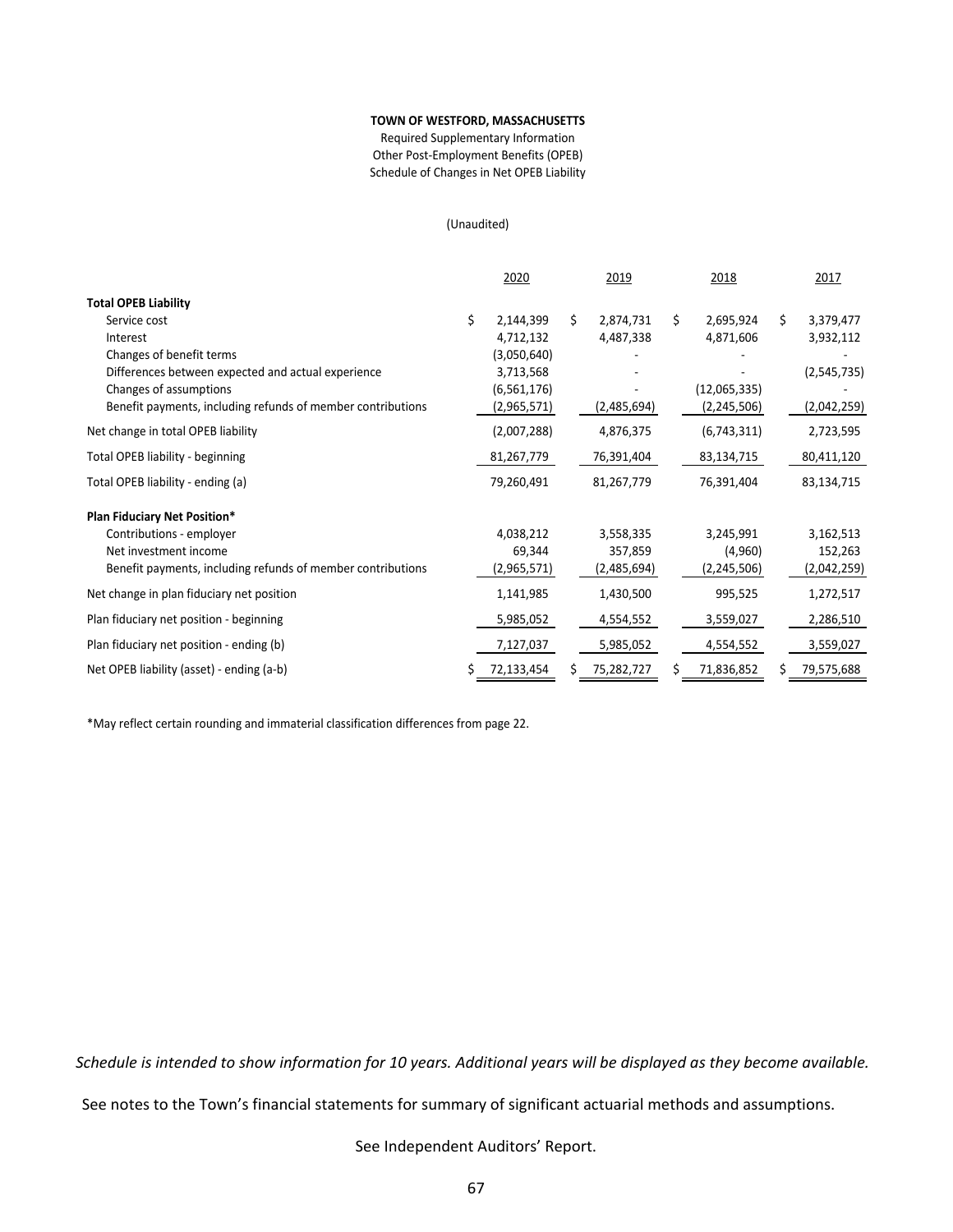**TOWN OF WESTFORD, MASSACHUSETTS**

Required Supplementary Information

Other Post-Employment Benefits (OPEB)

Schedule of Changes in Net OPEB Liability

(Unaudited)

| | 2020 | 2019 | 2018 | 2017 |
|---|---|---|---|---|
| **Total OPEB Liability** | | | | |
| Service cost | $ 2,144,399 | $ 2,874,731 | $ 2,695,924 | $ 3,379,477 |
| Interest | 4,712,132 | 4,487,338 | 4,871,606 | 3,932,112 |
| Changes of benefit terms | (3,050,640) | - | - | - |
| Differences between expected and actual experience | 3,713,568 | - | - | (2,545,735) |
| Changes of assumptions | (6,561,176) | - | (12,065,335) | - |
| Benefit payments, including refunds of member contributions | (2,965,571) | (2,485,694) | (2,245,506) | (2,042,259) |
| Net change in total OPEB liability | (2,007,288) | 4,876,375 | (6,743,311) | 2,723,595 |
| Total OPEB liability - beginning | 81,267,779 | 76,391,404 | 83,134,715 | 80,411,120 |
| Total OPEB liability - ending (a) | 79,260,491 | 81,267,779 | 76,391,404 | 83,134,715 |
| **Plan Fiduciary Net Position*** | | | | |
| Contributions - employer | 4,038,212 | 3,558,335 | 3,245,991 | 3,162,513 |
| Net investment income | 69,344 | 357,859 | (4,960) | 152,263 |
| Benefit payments, including refunds of member contributions | (2,965,571) | (2,485,694) | (2,245,506) | (2,042,259) |
| Net change in plan fiduciary net position | 1,141,985 | 1,430,500 | 995,525 | 1,272,517 |
| Plan fiduciary net position - beginning | 5,985,052 | 4,554,552 | 3,559,027 | 2,286,510 |
| Plan fiduciary net position - ending (b) | 7,127,037 | 5,985,052 | 4,554,552 | 3,559,027 |
| Net OPEB liability (asset) - ending (a-b) | $ 72,133,454 | $ 75,282,727 | $ 71,836,852 | $ 79,575,688 |

*May reflect certain rounding and immaterial classification differences from page 22.

*Schedule is intended to show information for 10 years. Additional years will be displayed as they become available.*

See notes to the Town's financial statements for summary of significant actuarial methods and assumptions.

See Independent Auditors' Report.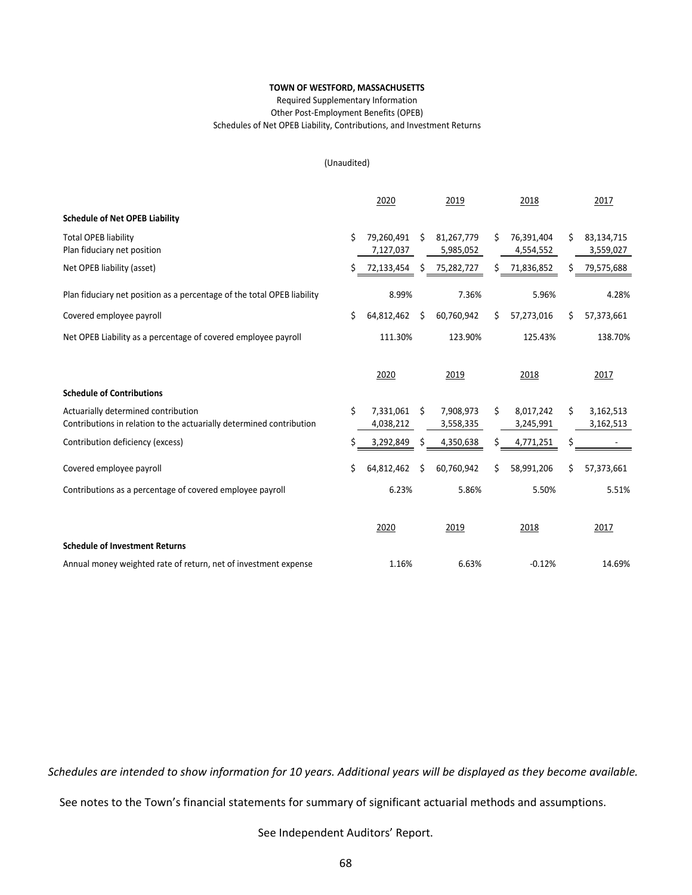**TOWN OF WESTFORD, MASSACHUSETTS**

Required Supplementary Information

Other Post-Employment Benefits (OPEB)

Schedules of Net OPEB Liability, Contributions, and Investment Returns

(Unaudited)

| | 2020 | 2019 | 2018 | 2017 |
|---|---|---|---|---|
| **Schedule of Net OPEB Liability** | | | | |
| Total OPEB liability | $ 79,260,491 | $ 81,267,779 | $ 76,391,404 | $ 83,134,715 |
| Plan fiduciary net position | 7,127,037 | 5,985,052 | 4,554,552 | 3,559,027 |
| Net OPEB liability (asset) | $ 72,133,454 | $ 75,282,727 | $ 71,836,852 | $ 79,575,688 |
| Plan fiduciary net position as a percentage of the total OPEB liability | 8.99% | 7.36% | 5.96% | 4.28% |
| Covered employee payroll | $ 64,812,462 | $ 60,760,942 | $ 57,273,016 | $ 57,373,661 |
| Net OPEB Liability as a percentage of covered employee payroll | 111.30% | 123.90% | 125.43% | 138.70% |

| | 2020 | 2019 | 2018 | 2017 |
|---|---|---|---|---|
| **Schedule of Contributions** | | | | |
| Actuarially determined contribution | $ 7,331,061 | $ 7,908,973 | $ 8,017,242 | $ 3,162,513 |
| Contributions in relation to the actuarially determined contribution | 4,038,212 | 3,558,335 | 3,245,991 | 3,162,513 |
| Contribution deficiency (excess) | $ 3,292,849 | $ 4,350,638 | $ 4,771,251 | $ - |
| Covered employee payroll | $ 64,812,462 | $ 60,760,942 | $ 58,991,206 | $ 57,373,661 |
| Contributions as a percentage of covered employee payroll | 6.23% | 5.86% | 5.50% | 5.51% |

| | 2020 | 2019 | 2018 | 2017 |
|---|---|---|---|---|
| **Schedule of Investment Returns** | | | | |
| Annual money weighted rate of return, net of investment expense | 1.16% | 6.63% | -0.12% | 14.69% |

*Schedules are intended to show information for 10 years. Additional years will be displayed as they become available.*

See notes to the Town's financial statements for summary of significant actuarial methods and assumptions.

See Independent Auditors' Report.